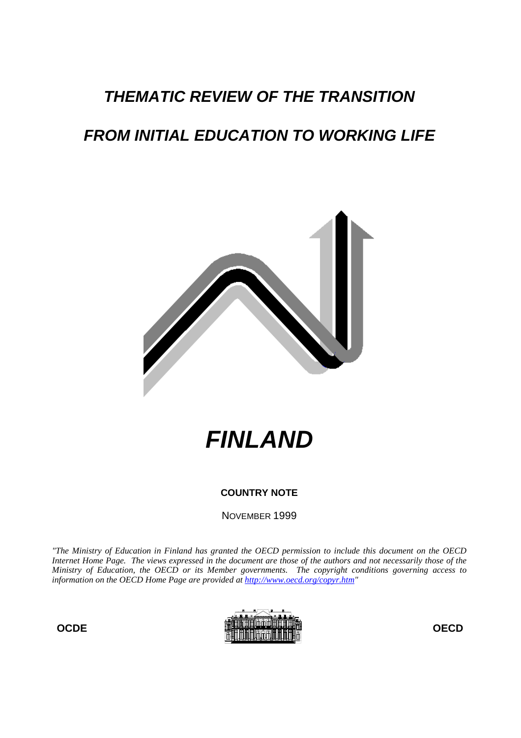# *THEMATIC REVIEW OF THE TRANSITION*

# *FROM INITIAL EDUCATION TO WORKING LIFE*

# *FINLAND*

**COUNTRY NOTE**

NOVEMBER 1999

*"The Ministry of Education in Finland has granted the OECD permission to include this document on the OECD Internet Home Page. The views expressed in the document are those of the authors and not necessarily those of the Ministry of Education, the OECD or its Member governments. The copyright conditions governing access to information on the OECD Home Page are provided at [http://www.oecd.org/copyr.htm](http://www.oecd.org/copyr.htm)"*

**OCDE** **OECD**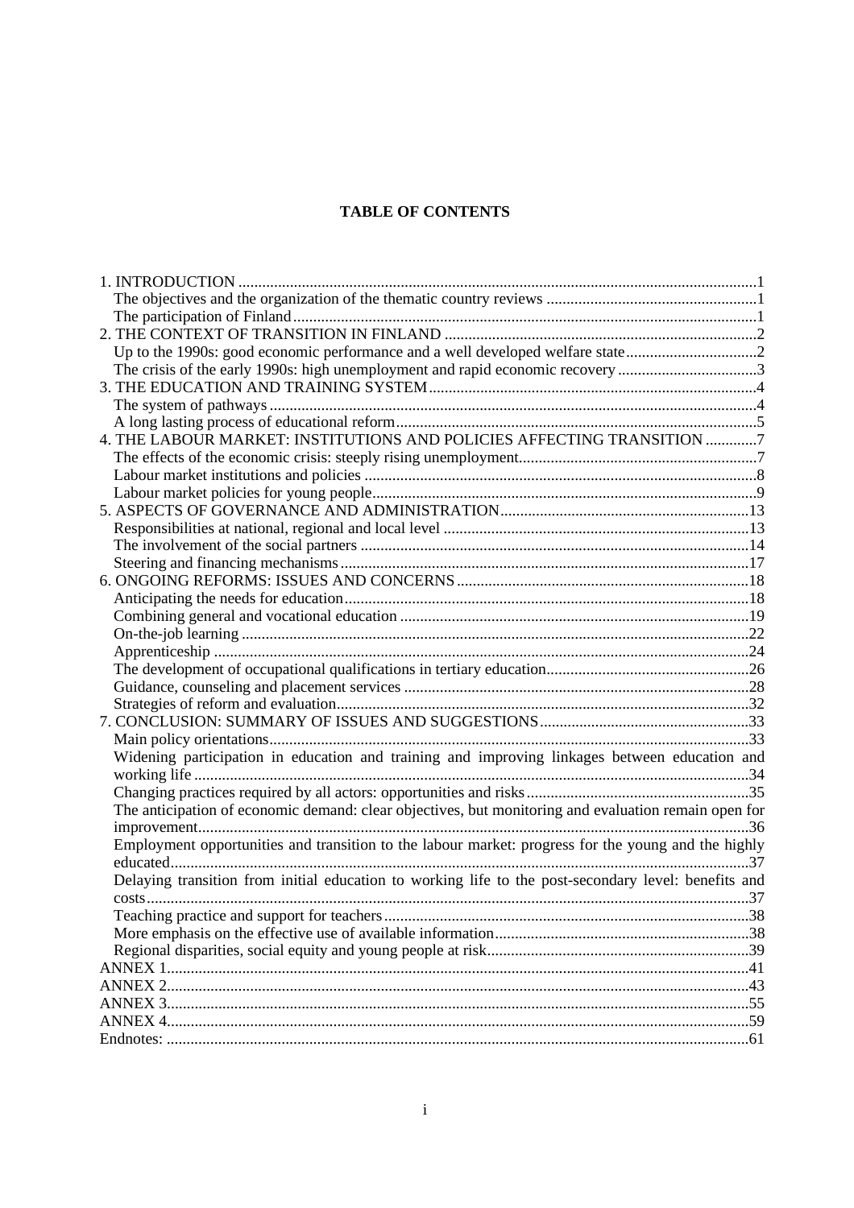# TABLE OF CONTENTS

1. INTRODUCTION ........ 1
   - The objectives and the organization of the thematic country reviews ........ 1
   - The participation of Finland ........ 1
2. THE CONTEXT OF TRANSITION IN FINLAND ........ 2
   - Up to the 1990s: good economic performance and a well developed welfare state ........ 2
   - The crisis of the early 1990s: high unemployment and rapid economic recovery ........ 3
3. THE EDUCATION AND TRAINING SYSTEM ........ 4
   - The system of pathways ........ 4
   - A long lasting process of educational reform ........ 5
4. THE LABOUR MARKET: INSTITUTIONS AND POLICIES AFFECTING TRANSITION ........ 7
   - The effects of the economic crisis: steeply rising unemployment ........ 7
   - Labour market institutions and policies ........ 8
   - Labour market policies for young people ........ 9
5. ASPECTS OF GOVERNANCE AND ADMINISTRATION ........ 13
   - Responsibilities at national, regional and local level ........ 13
   - The involvement of the social partners ........ 14
   - Steering and financing mechanisms ........ 17
6. ONGOING REFORMS: ISSUES AND CONCERNS ........ 18
   - Anticipating the needs for education ........ 18
   - Combining general and vocational education ........ 19
   - On-the-job learning ........ 22
   - Apprenticeship ........ 24
   - The development of occupational qualifications in tertiary education ........ 26
   - Guidance, counseling and placement services ........ 28
   - Strategies of reform and evaluation ........ 32
7. CONCLUSION: SUMMARY OF ISSUES AND SUGGESTIONS ........ 33
   - Main policy orientations ........ 33
   - Widening participation in education and training and improving linkages between education and working life ........ 34
   - Changing practices required by all actors: opportunities and risks ........ 35
   - The anticipation of economic demand: clear objectives, but monitoring and evaluation remain open for improvement ........ 36
   - Employment opportunities and transition to the labour market: progress for the young and the highly educated ........ 37
   - Delaying transition from initial education to working life to the post-secondary level: benefits and costs ........ 37
   - Teaching practice and support for teachers ........ 38
   - More emphasis on the effective use of available information ........ 38
   - Regional disparities, social equity and young people at risk ........ 39

ANNEX 1 ........ 41

ANNEX 2 ........ 43

ANNEX 3 ........ 55

ANNEX 4 ........ 59

Endnotes: ........ 61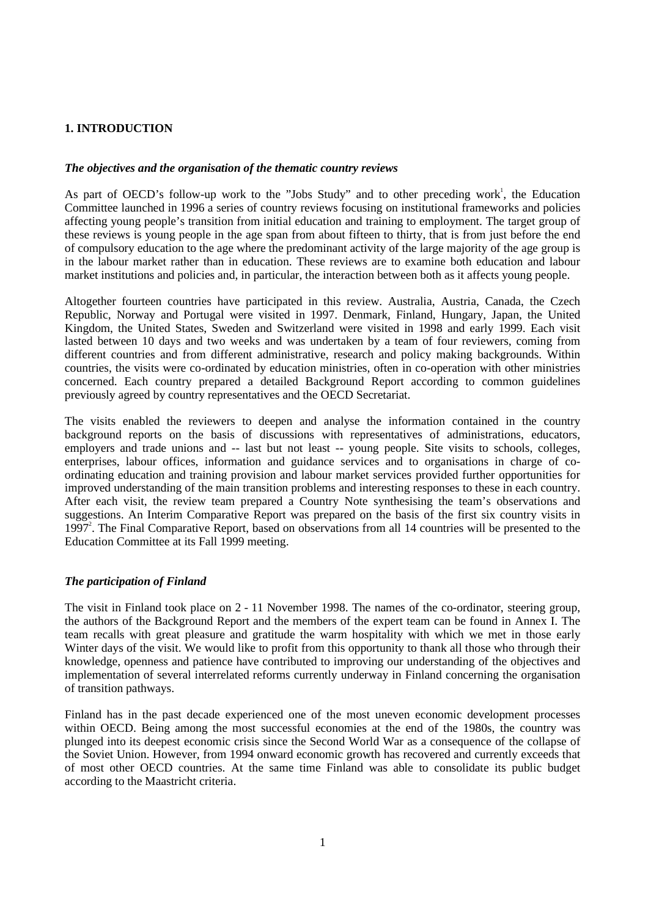# 1. INTRODUCTION

***The objectives and the organisation of the thematic country reviews***

As part of OECD's follow-up work to the "Jobs Study" and to other preceding work[1], the Education Committee launched in 1996 a series of country reviews focusing on institutional frameworks and policies affecting young people's transition from initial education and training to employment. The target group of these reviews is young people in the age span from about fifteen to thirty, that is from just before the end of compulsory education to the age where the predominant activity of the large majority of the age group is in the labour market rather than in education. These reviews are to examine both education and labour market institutions and policies and, in particular, the interaction between both as it affects young people.

Altogether fourteen countries have participated in this review. Australia, Austria, Canada, the Czech Republic, Norway and Portugal were visited in 1997. Denmark, Finland, Hungary, Japan, the United Kingdom, the United States, Sweden and Switzerland were visited in 1998 and early 1999. Each visit lasted between 10 days and two weeks and was undertaken by a team of four reviewers, coming from different countries and from different administrative, research and policy making backgrounds. Within countries, the visits were co-ordinated by education ministries, often in co-operation with other ministries concerned. Each country prepared a detailed Background Report according to common guidelines previously agreed by country representatives and the OECD Secretariat.

The visits enabled the reviewers to deepen and analyse the information contained in the country background reports on the basis of discussions with representatives of administrations, educators, employers and trade unions and -- last but not least -- young people. Site visits to schools, colleges, enterprises, labour offices, information and guidance services and to organisations in charge of co-ordinating education and training provision and labour market services provided further opportunities for improved understanding of the main transition problems and interesting responses to these in each country. After each visit, the review team prepared a Country Note synthesising the team's observations and suggestions. An Interim Comparative Report was prepared on the basis of the first six country visits in 1997[2]. The Final Comparative Report, based on observations from all 14 countries will be presented to the Education Committee at its Fall 1999 meeting.

***The participation of Finland***

The visit in Finland took place on 2 - 11 November 1998. The names of the co-ordinator, steering group, the authors of the Background Report and the members of the expert team can be found in Annex I. The team recalls with great pleasure and gratitude the warm hospitality with which we met in those early Winter days of the visit. We would like to profit from this opportunity to thank all those who through their knowledge, openness and patience have contributed to improving our understanding of the objectives and implementation of several interrelated reforms currently underway in Finland concerning the organisation of transition pathways.

Finland has in the past decade experienced one of the most uneven economic development processes within OECD. Being among the most successful economies at the end of the 1980s, the country was plunged into its deepest economic crisis since the Second World War as a consequence of the collapse of the Soviet Union. However, from 1994 onward economic growth has recovered and currently exceeds that of most other OECD countries. At the same time Finland was able to consolidate its public budget according to the Maastricht criteria.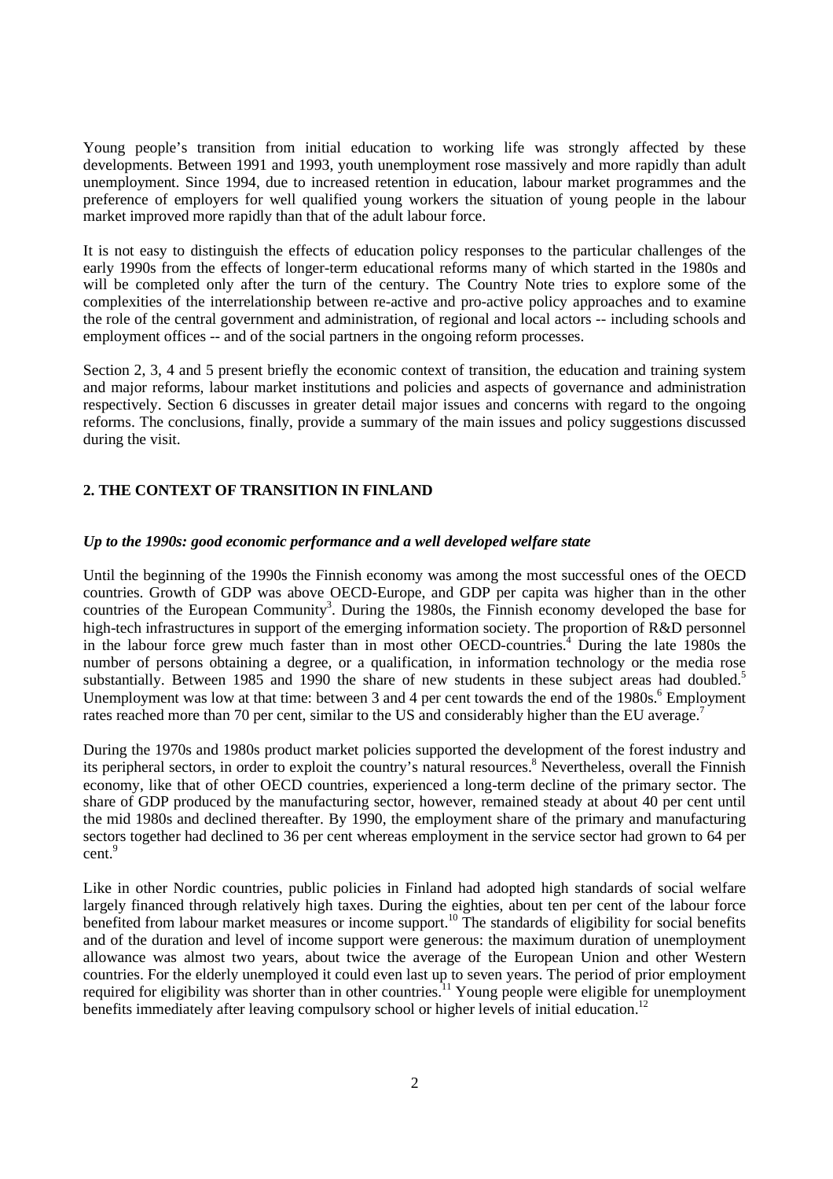Young people's transition from initial education to working life was strongly affected by these developments. Between 1991 and 1993, youth unemployment rose massively and more rapidly than adult unemployment. Since 1994, due to increased retention in education, labour market programmes and the preference of employers for well qualified young workers the situation of young people in the labour market improved more rapidly than that of the adult labour force.

It is not easy to distinguish the effects of education policy responses to the particular challenges of the early 1990s from the effects of longer-term educational reforms many of which started in the 1980s and will be completed only after the turn of the century. The Country Note tries to explore some of the complexities of the interrelationship between re-active and pro-active policy approaches and to examine the role of the central government and administration, of regional and local actors -- including schools and employment offices -- and of the social partners in the ongoing reform processes.

Section 2, 3, 4 and 5 present briefly the economic context of transition, the education and training system and major reforms, labour market institutions and policies and aspects of governance and administration respectively. Section 6 discusses in greater detail major issues and concerns with regard to the ongoing reforms. The conclusions, finally, provide a summary of the main issues and policy suggestions discussed during the visit.

## 2. THE CONTEXT OF TRANSITION IN FINLAND

### *Up to the 1990s: good economic performance and a well developed welfare state*

Until the beginning of the 1990s the Finnish economy was among the most successful ones of the OECD countries. Growth of GDP was above OECD-Europe, and GDP per capita was higher than in the other countries of the European Community[3]. During the 1980s, the Finnish economy developed the base for high-tech infrastructures in support of the emerging information society. The proportion of R&D personnel in the labour force grew much faster than in most other OECD-countries.[4] During the late 1980s the number of persons obtaining a degree, or a qualification, in information technology or the media rose substantially. Between 1985 and 1990 the share of new students in these subject areas had doubled.[5] Unemployment was low at that time: between 3 and 4 per cent towards the end of the 1980s.[6] Employment rates reached more than 70 per cent, similar to the US and considerably higher than the EU average.[7]

During the 1970s and 1980s product market policies supported the development of the forest industry and its peripheral sectors, in order to exploit the country's natural resources.[8] Nevertheless, overall the Finnish economy, like that of other OECD countries, experienced a long-term decline of the primary sector. The share of GDP produced by the manufacturing sector, however, remained steady at about 40 per cent until the mid 1980s and declined thereafter. By 1990, the employment share of the primary and manufacturing sectors together had declined to 36 per cent whereas employment in the service sector had grown to 64 per cent.[9]

Like in other Nordic countries, public policies in Finland had adopted high standards of social welfare largely financed through relatively high taxes. During the eighties, about ten per cent of the labour force benefited from labour market measures or income support.[10] The standards of eligibility for social benefits and of the duration and level of income support were generous: the maximum duration of unemployment allowance was almost two years, about twice the average of the European Union and other Western countries. For the elderly unemployed it could even last up to seven years. The period of prior employment required for eligibility was shorter than in other countries.[11] Young people were eligible for unemployment benefits immediately after leaving compulsory school or higher levels of initial education.[12]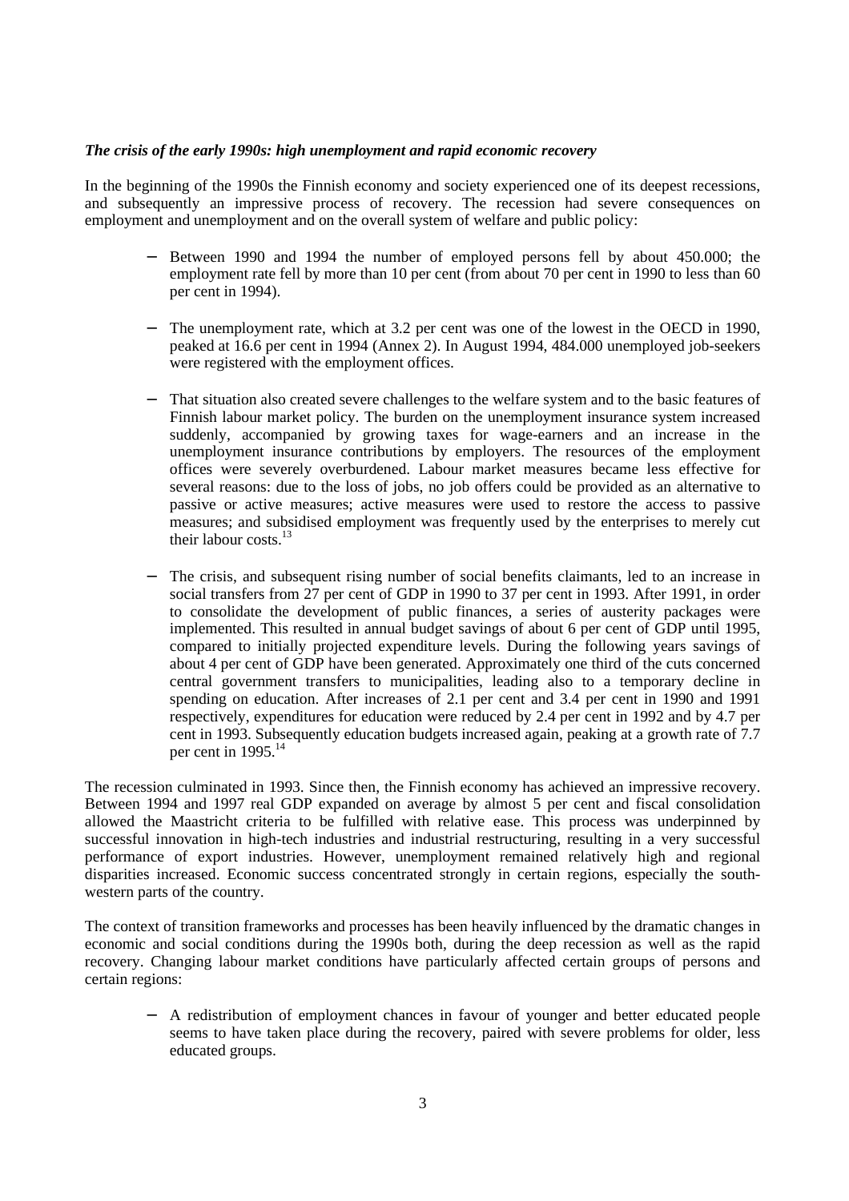***The crisis of the early 1990s: high unemployment and rapid economic recovery***

In the beginning of the 1990s the Finnish economy and society experienced one of its deepest recessions, and subsequently an impressive process of recovery. The recession had severe consequences on employment and unemployment and on the overall system of welfare and public policy:

- Between 1990 and 1994 the number of employed persons fell by about 450.000; the employment rate fell by more than 10 per cent (from about 70 per cent in 1990 to less than 60 per cent in 1994).

- The unemployment rate, which at 3.2 per cent was one of the lowest in the OECD in 1990, peaked at 16.6 per cent in 1994 (Annex 2). In August 1994, 484.000 unemployed job-seekers were registered with the employment offices.

- That situation also created severe challenges to the welfare system and to the basic features of Finnish labour market policy. The burden on the unemployment insurance system increased suddenly, accompanied by growing taxes for wage-earners and an increase in the unemployment insurance contributions by employers. The resources of the employment offices were severely overburdened. Labour market measures became less effective for several reasons: due to the loss of jobs, no job offers could be provided as an alternative to passive or active measures; active measures were used to restore the access to passive measures; and subsidised employment was frequently used by the enterprises to merely cut their labour costs.[13]

- The crisis, and subsequent rising number of social benefits claimants, led to an increase in social transfers from 27 per cent of GDP in 1990 to 37 per cent in 1993. After 1991, in order to consolidate the development of public finances, a series of austerity packages were implemented. This resulted in annual budget savings of about 6 per cent of GDP until 1995, compared to initially projected expenditure levels. During the following years savings of about 4 per cent of GDP have been generated. Approximately one third of the cuts concerned central government transfers to municipalities, leading also to a temporary decline in spending on education. After increases of 2.1 per cent and 3.4 per cent in 1990 and 1991 respectively, expenditures for education were reduced by 2.4 per cent in 1992 and by 4.7 per cent in 1993. Subsequently education budgets increased again, peaking at a growth rate of 7.7 per cent in 1995.[14]

The recession culminated in 1993. Since then, the Finnish economy has achieved an impressive recovery. Between 1994 and 1997 real GDP expanded on average by almost 5 per cent and fiscal consolidation allowed the Maastricht criteria to be fulfilled with relative ease. This process was underpinned by successful innovation in high-tech industries and industrial restructuring, resulting in a very successful performance of export industries. However, unemployment remained relatively high and regional disparities increased. Economic success concentrated strongly in certain regions, especially the south-western parts of the country.

The context of transition frameworks and processes has been heavily influenced by the dramatic changes in economic and social conditions during the 1990s both, during the deep recession as well as the rapid recovery. Changing labour market conditions have particularly affected certain groups of persons and certain regions:

- A redistribution of employment chances in favour of younger and better educated people seems to have taken place during the recovery, paired with severe problems for older, less educated groups.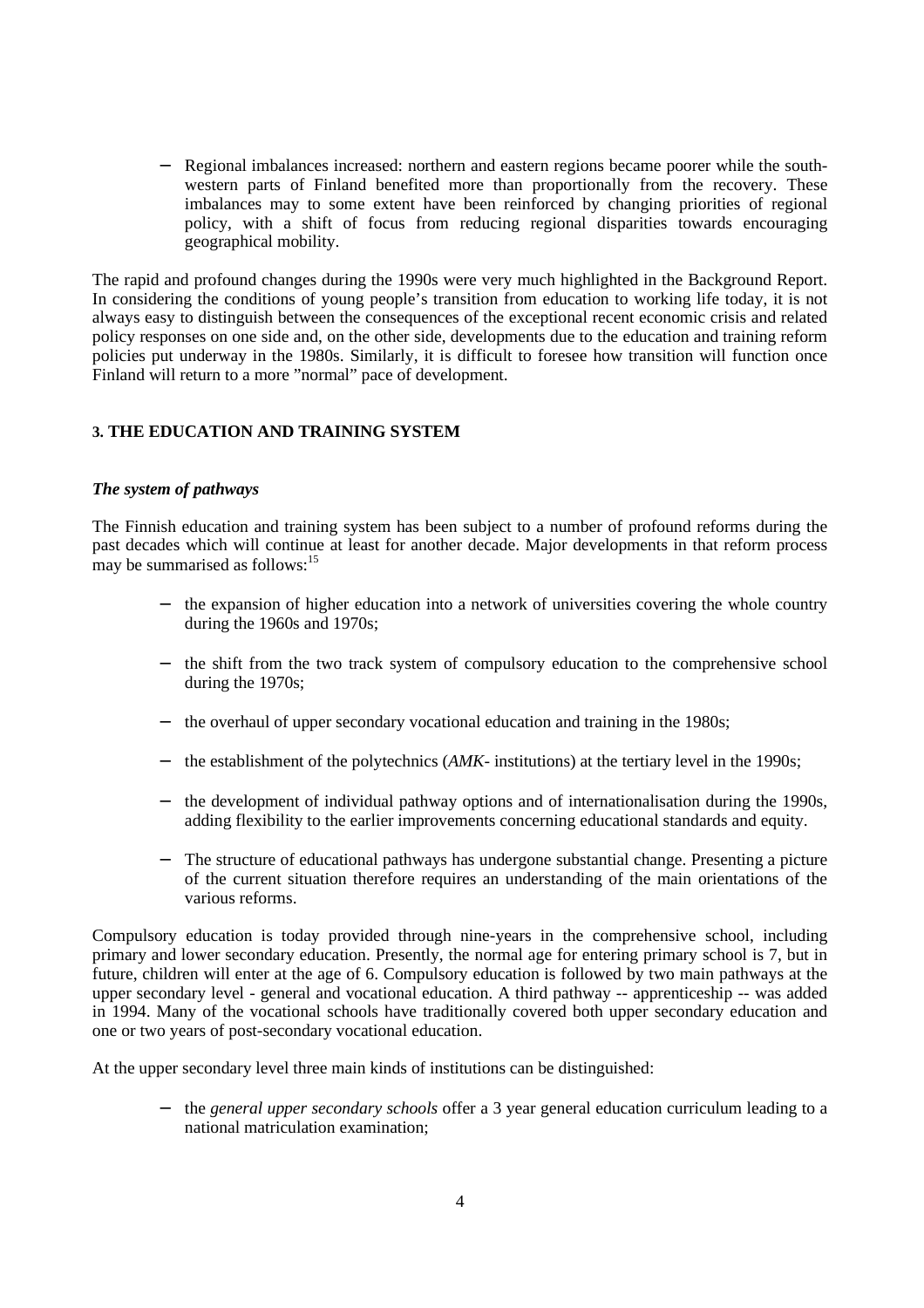- Regional imbalances increased: northern and eastern regions became poorer while the south-western parts of Finland benefited more than proportionally from the recovery. These imbalances may to some extent have been reinforced by changing priorities of regional policy, with a shift of focus from reducing regional disparities towards encouraging geographical mobility.

The rapid and profound changes during the 1990s were very much highlighted in the Background Report. In considering the conditions of young people's transition from education to working life today, it is not always easy to distinguish between the consequences of the exceptional recent economic crisis and related policy responses on one side and, on the other side, developments due to the education and training reform policies put underway in the 1980s. Similarly, it is difficult to foresee how transition will function once Finland will return to a more "normal" pace of development.

## 3. THE EDUCATION AND TRAINING SYSTEM

### *The system of pathways*

The Finnish education and training system has been subject to a number of profound reforms during the past decades which will continue at least for another decade. Major developments in that reform process may be summarised as follows:[15]

- the expansion of higher education into a network of universities covering the whole country during the 1960s and 1970s;
- the shift from the two track system of compulsory education to the comprehensive school during the 1970s;
- the overhaul of upper secondary vocational education and training in the 1980s;
- the establishment of the polytechnics (*AMK*- institutions) at the tertiary level in the 1990s;
- the development of individual pathway options and of internationalisation during the 1990s, adding flexibility to the earlier improvements concerning educational standards and equity.
- The structure of educational pathways has undergone substantial change. Presenting a picture of the current situation therefore requires an understanding of the main orientations of the various reforms.

Compulsory education is today provided through nine-years in the comprehensive school, including primary and lower secondary education. Presently, the normal age for entering primary school is 7, but in future, children will enter at the age of 6. Compulsory education is followed by two main pathways at the upper secondary level - general and vocational education. A third pathway -- apprenticeship -- was added in 1994. Many of the vocational schools have traditionally covered both upper secondary education and one or two years of post-secondary vocational education.

At the upper secondary level three main kinds of institutions can be distinguished:

- the *general upper secondary schools* offer a 3 year general education curriculum leading to a national matriculation examination;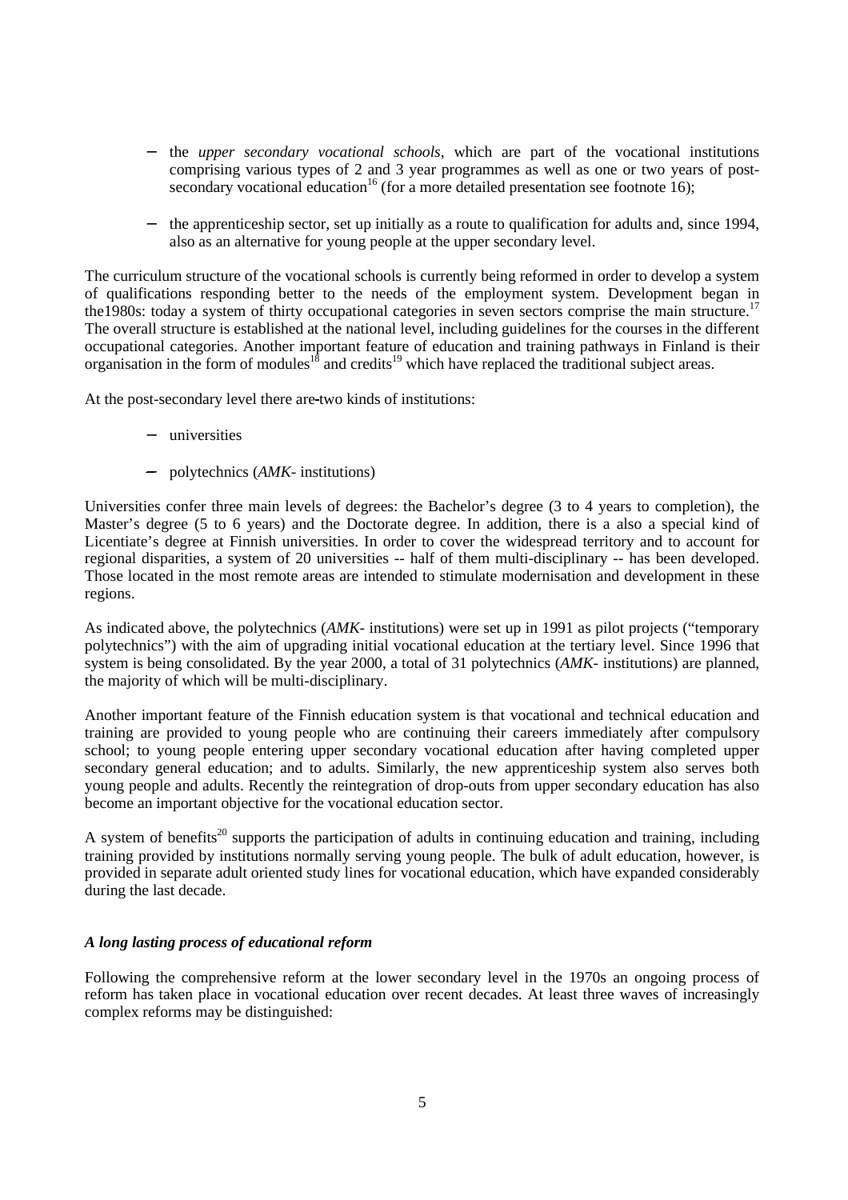- the *upper secondary vocational schools*, which are part of the vocational institutions comprising various types of 2 and 3 year programmes as well as one or two years of post-secondary vocational education[16] (for a more detailed presentation see footnote 16);

- the apprenticeship sector, set up initially as a route to qualification for adults and, since 1994, also as an alternative for young people at the upper secondary level.

The curriculum structure of the vocational schools is currently being reformed in order to develop a system of qualifications responding better to the needs of the employment system. Development began in the1980s: today a system of thirty occupational categories in seven sectors comprise the main structure.[17] The overall structure is established at the national level, including guidelines for the courses in the different occupational categories. Another important feature of education and training pathways in Finland is their organisation in the form of modules[18] and credits[19] which have replaced the traditional subject areas.

At the post-secondary level there are two kinds of institutions:

- universities

- polytechnics (*AMK*- institutions)

Universities confer three main levels of degrees: the Bachelor's degree (3 to 4 years to completion), the Master's degree (5 to 6 years) and the Doctorate degree. In addition, there is a also a special kind of Licentiate's degree at Finnish universities. In order to cover the widespread territory and to account for regional disparities, a system of 20 universities -- half of them multi-disciplinary -- has been developed. Those located in the most remote areas are intended to stimulate modernisation and development in these regions.

As indicated above, the polytechnics (*AMK*- institutions) were set up in 1991 as pilot projects ("temporary polytechnics") with the aim of upgrading initial vocational education at the tertiary level. Since 1996 that system is being consolidated. By the year 2000, a total of 31 polytechnics (*AMK*- institutions) are planned, the majority of which will be multi-disciplinary.

Another important feature of the Finnish education system is that vocational and technical education and training are provided to young people who are continuing their careers immediately after compulsory school; to young people entering upper secondary vocational education after having completed upper secondary general education; and to adults. Similarly, the new apprenticeship system also serves both young people and adults. Recently the reintegration of drop-outs from upper secondary education has also become an important objective for the vocational education sector.

A system of benefits[20] supports the participation of adults in continuing education and training, including training provided by institutions normally serving young people. The bulk of adult education, however, is provided in separate adult oriented study lines for vocational education, which have expanded considerably during the last decade.

### *A long lasting process of educational reform*

Following the comprehensive reform at the lower secondary level in the 1970s an ongoing process of reform has taken place in vocational education over recent decades. At least three waves of increasingly complex reforms may be distinguished: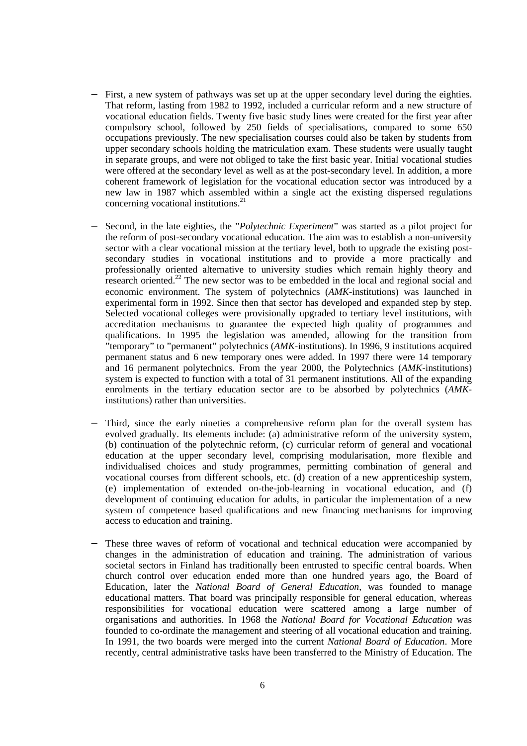- First, a new system of pathways was set up at the upper secondary level during the eighties. That reform, lasting from 1982 to 1992, included a curricular reform and a new structure of vocational education fields. Twenty five basic study lines were created for the first year after compulsory school, followed by 250 fields of specialisations, compared to some 650 occupations previously. The new specialisation courses could also be taken by students from upper secondary schools holding the matriculation exam. These students were usually taught in separate groups, and were not obliged to take the first basic year. Initial vocational studies were offered at the secondary level as well as at the post-secondary level. In addition, a more coherent framework of legislation for the vocational education sector was introduced by a new law in 1987 which assembled within a single act the existing dispersed regulations concerning vocational institutions.[21]

- Second, in the late eighties, the "*Polytechnic Experiment*" was started as a pilot project for the reform of post-secondary vocational education. The aim was to establish a non-university sector with a clear vocational mission at the tertiary level, both to upgrade the existing post-secondary studies in vocational institutions and to provide a more practically and professionally oriented alternative to university studies which remain highly theory and research oriented.[22] The new sector was to be embedded in the local and regional social and economic environment. The system of polytechnics (*AMK*-institutions) was launched in experimental form in 1992. Since then that sector has developed and expanded step by step. Selected vocational colleges were provisionally upgraded to tertiary level institutions, with accreditation mechanisms to guarantee the expected high quality of programmes and qualifications. In 1995 the legislation was amended, allowing for the transition from "temporary" to "permanent" polytechnics (*AMK*-institutions). In 1996, 9 institutions acquired permanent status and 6 new temporary ones were added. In 1997 there were 14 temporary and 16 permanent polytechnics. From the year 2000, the Polytechnics (*AMK*-institutions) system is expected to function with a total of 31 permanent institutions. All of the expanding enrolments in the tertiary education sector are to be absorbed by polytechnics (*AMK*-institutions) rather than universities.

- Third, since the early nineties a comprehensive reform plan for the overall system has evolved gradually. Its elements include: (a) administrative reform of the university system, (b) continuation of the polytechnic reform, (c) curricular reform of general and vocational education at the upper secondary level, comprising modularisation, more flexible and individualised choices and study programmes, permitting combination of general and vocational courses from different schools, etc. (d) creation of a new apprenticeship system, (e) implementation of extended on-the-job-learning in vocational education, and (f) development of continuing education for adults, in particular the implementation of a new system of competence based qualifications and new financing mechanisms for improving access to education and training.

- These three waves of reform of vocational and technical education were accompanied by changes in the administration of education and training. The administration of various societal sectors in Finland has traditionally been entrusted to specific central boards. When church control over education ended more than one hundred years ago, the Board of Education, later the *National Board of General Education*, was founded to manage educational matters. That board was principally responsible for general education, whereas responsibilities for vocational education were scattered among a large number of organisations and authorities. In 1968 the *National Board for Vocational Education* was founded to co-ordinate the management and steering of all vocational education and training. In 1991, the two boards were merged into the current *National Board of Education*. More recently, central administrative tasks have been transferred to the Ministry of Education. The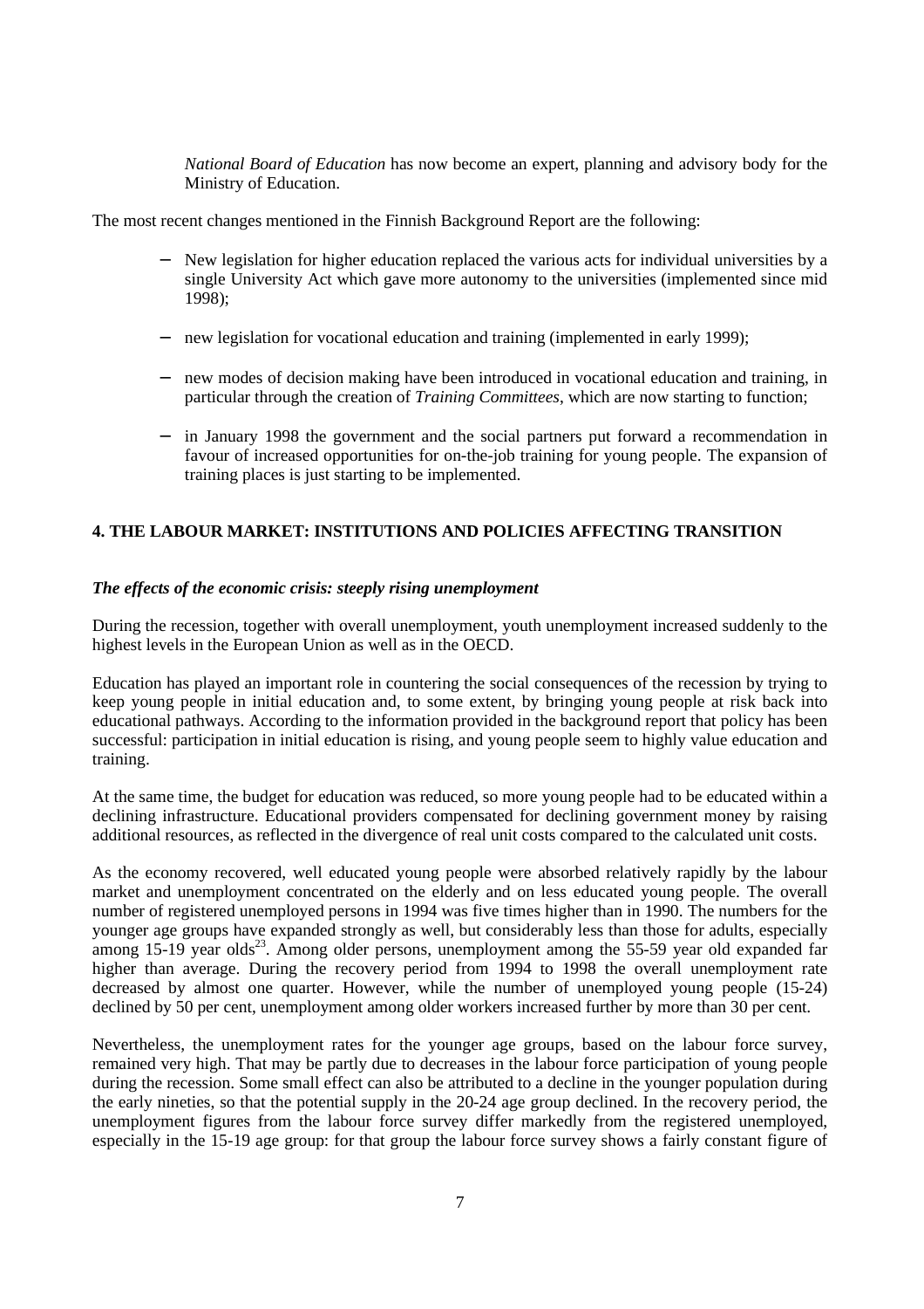*National Board of Education* has now become an expert, planning and advisory body for the Ministry of Education.

The most recent changes mentioned in the Finnish Background Report are the following:

- New legislation for higher education replaced the various acts for individual universities by a single University Act which gave more autonomy to the universities (implemented since mid 1998);
- new legislation for vocational education and training (implemented in early 1999);
- new modes of decision making have been introduced in vocational education and training, in particular through the creation of *Training Committees*, which are now starting to function;
- in January 1998 the government and the social partners put forward a recommendation in favour of increased opportunities for on-the-job training for young people. The expansion of training places is just starting to be implemented.

## 4. THE LABOUR MARKET: INSTITUTIONS AND POLICIES AFFECTING TRANSITION

### *The effects of the economic crisis: steeply rising unemployment*

During the recession, together with overall unemployment, youth unemployment increased suddenly to the highest levels in the European Union as well as in the OECD.

Education has played an important role in countering the social consequences of the recession by trying to keep young people in initial education and, to some extent, by bringing young people at risk back into educational pathways. According to the information provided in the background report that policy has been successful: participation in initial education is rising, and young people seem to highly value education and training.

At the same time, the budget for education was reduced, so more young people had to be educated within a declining infrastructure. Educational providers compensated for declining government money by raising additional resources, as reflected in the divergence of real unit costs compared to the calculated unit costs.

As the economy recovered, well educated young people were absorbed relatively rapidly by the labour market and unemployment concentrated on the elderly and on less educated young people. The overall number of registered unemployed persons in 1994 was five times higher than in 1990. The numbers for the younger age groups have expanded strongly as well, but considerably less than those for adults, especially among 15-19 year olds[23]. Among older persons, unemployment among the 55-59 year old expanded far higher than average. During the recovery period from 1994 to 1998 the overall unemployment rate decreased by almost one quarter. However, while the number of unemployed young people (15-24) declined by 50 per cent, unemployment among older workers increased further by more than 30 per cent.

Nevertheless, the unemployment rates for the younger age groups, based on the labour force survey, remained very high. That may be partly due to decreases in the labour force participation of young people during the recession. Some small effect can also be attributed to a decline in the younger population during the early nineties, so that the potential supply in the 20-24 age group declined. In the recovery period, the unemployment figures from the labour force survey differ markedly from the registered unemployed, especially in the 15-19 age group: for that group the labour force survey shows a fairly constant figure of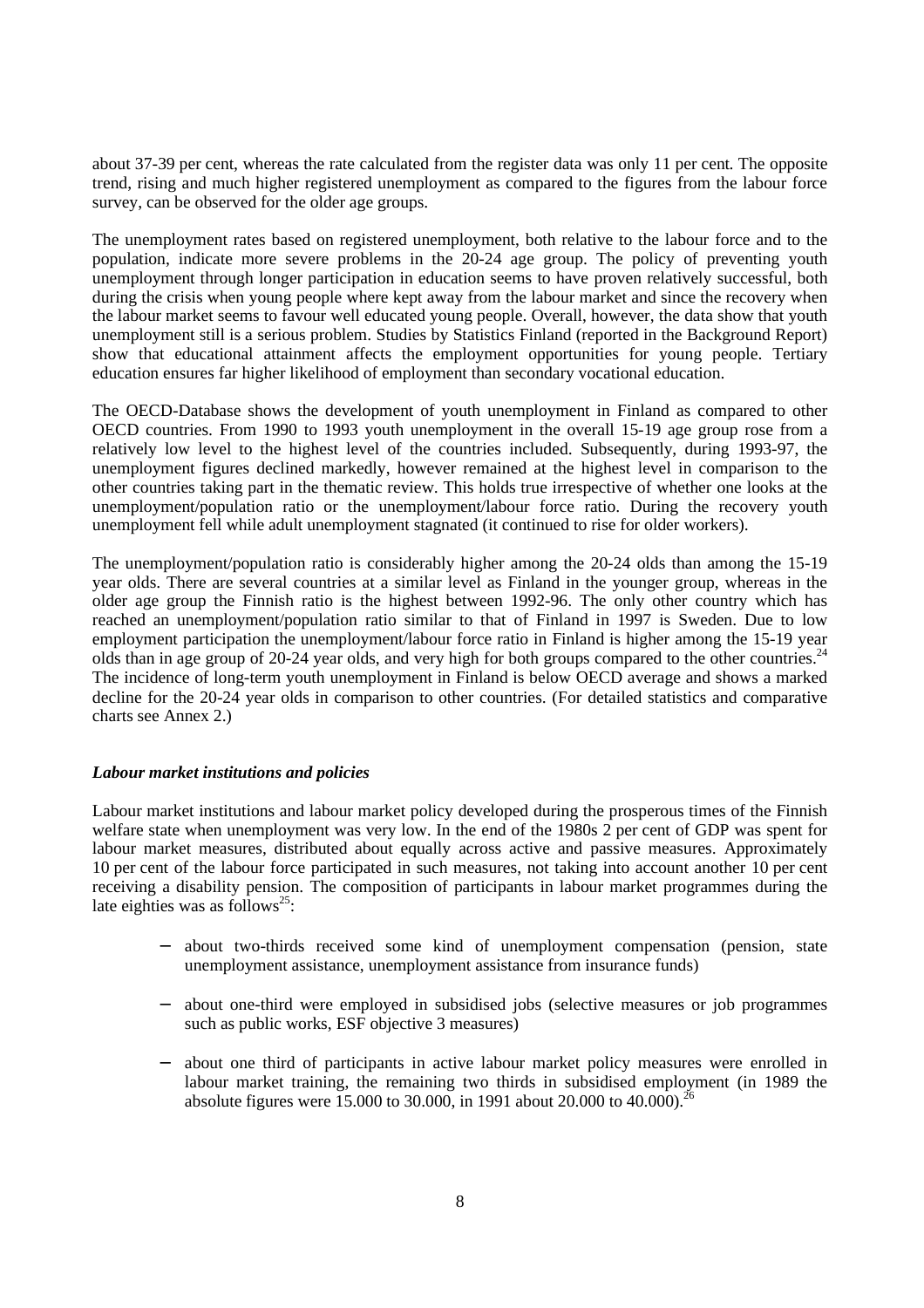about 37-39 per cent, whereas the rate calculated from the register data was only 11 per cent. The opposite trend, rising and much higher registered unemployment as compared to the figures from the labour force survey, can be observed for the older age groups.

The unemployment rates based on registered unemployment, both relative to the labour force and to the population, indicate more severe problems in the 20-24 age group. The policy of preventing youth unemployment through longer participation in education seems to have proven relatively successful, both during the crisis when young people where kept away from the labour market and since the recovery when the labour market seems to favour well educated young people. Overall, however, the data show that youth unemployment still is a serious problem. Studies by Statistics Finland (reported in the Background Report) show that educational attainment affects the employment opportunities for young people. Tertiary education ensures far higher likelihood of employment than secondary vocational education.

The OECD-Database shows the development of youth unemployment in Finland as compared to other OECD countries. From 1990 to 1993 youth unemployment in the overall 15-19 age group rose from a relatively low level to the highest level of the countries included. Subsequently, during 1993-97, the unemployment figures declined markedly, however remained at the highest level in comparison to the other countries taking part in the thematic review. This holds true irrespective of whether one looks at the unemployment/population ratio or the unemployment/labour force ratio. During the recovery youth unemployment fell while adult unemployment stagnated (it continued to rise for older workers).

The unemployment/population ratio is considerably higher among the 20-24 olds than among the 15-19 year olds. There are several countries at a similar level as Finland in the younger group, whereas in the older age group the Finnish ratio is the highest between 1992-96. The only other country which has reached an unemployment/population ratio similar to that of Finland in 1997 is Sweden. Due to low employment participation the unemployment/labour force ratio in Finland is higher among the 15-19 year olds than in age group of 20-24 year olds, and very high for both groups compared to the other countries.[24] The incidence of long-term youth unemployment in Finland is below OECD average and shows a marked decline for the 20-24 year olds in comparison to other countries. (For detailed statistics and comparative charts see Annex 2.)

### *Labour market institutions and policies*

Labour market institutions and labour market policy developed during the prosperous times of the Finnish welfare state when unemployment was very low. In the end of the 1980s 2 per cent of GDP was spent for labour market measures, distributed about equally across active and passive measures. Approximately 10 per cent of the labour force participated in such measures, not taking into account another 10 per cent receiving a disability pension. The composition of participants in labour market programmes during the late eighties was as follows[25]:

- about two-thirds received some kind of unemployment compensation (pension, state unemployment assistance, unemployment assistance from insurance funds)
- about one-third were employed in subsidised jobs (selective measures or job programmes such as public works, ESF objective 3 measures)
- about one third of participants in active labour market policy measures were enrolled in labour market training, the remaining two thirds in subsidised employment (in 1989 the absolute figures were 15.000 to 30.000, in 1991 about 20.000 to 40.000).[26]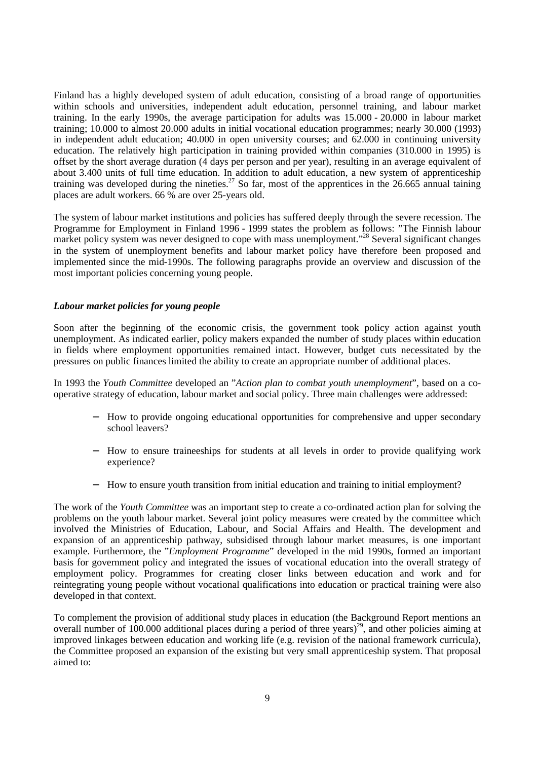Finland has a highly developed system of adult education, consisting of a broad range of opportunities within schools and universities, independent adult education, personnel training, and labour market training. In the early 1990s, the average participation for adults was 15.000 - 20.000 in labour market training; 10.000 to almost 20.000 adults in initial vocational education programmes; nearly 30.000 (1993) in independent adult education; 40.000 in open university courses; and 62.000 in continuing university education. The relatively high participation in training provided within companies (310.000 in 1995) is offset by the short average duration (4 days per person and per year), resulting in an average equivalent of about 3.400 units of full time education. In addition to adult education, a new system of apprenticeship training was developed during the nineties.[27] So far, most of the apprentices in the 26.665 annual taining places are adult workers. 66 % are over 25-years old.

The system of labour market institutions and policies has suffered deeply through the severe recession. The Programme for Employment in Finland 1996 - 1999 states the problem as follows: "The Finnish labour market policy system was never designed to cope with mass unemployment."[28] Several significant changes in the system of unemployment benefits and labour market policy have therefore been proposed and implemented since the mid-1990s. The following paragraphs provide an overview and discussion of the most important policies concerning young people.

***Labour market policies for young people***

Soon after the beginning of the economic crisis, the government took policy action against youth unemployment. As indicated earlier, policy makers expanded the number of study places within education in fields where employment opportunities remained intact. However, budget cuts necessitated by the pressures on public finances limited the ability to create an appropriate number of additional places.

In 1993 the *Youth Committee* developed an "*Action plan to combat youth unemployment*", based on a co-operative strategy of education, labour market and social policy. Three main challenges were addressed:

- How to provide ongoing educational opportunities for comprehensive and upper secondary school leavers?
- How to ensure traineeships for students at all levels in order to provide qualifying work experience?
- How to ensure youth transition from initial education and training to initial employment?

The work of the *Youth Committee* was an important step to create a co-ordinated action plan for solving the problems on the youth labour market. Several joint policy measures were created by the committee which involved the Ministries of Education, Labour, and Social Affairs and Health. The development and expansion of an apprenticeship pathway, subsidised through labour market measures, is one important example. Furthermore, the "*Employment Programme*" developed in the mid 1990s, formed an important basis for government policy and integrated the issues of vocational education into the overall strategy of employment policy. Programmes for creating closer links between education and work and for reintegrating young people without vocational qualifications into education or practical training were also developed in that context.

To complement the provision of additional study places in education (the Background Report mentions an overall number of 100.000 additional places during a period of three years)[29], and other policies aiming at improved linkages between education and working life (e.g. revision of the national framework curricula), the Committee proposed an expansion of the existing but very small apprenticeship system. That proposal aimed to: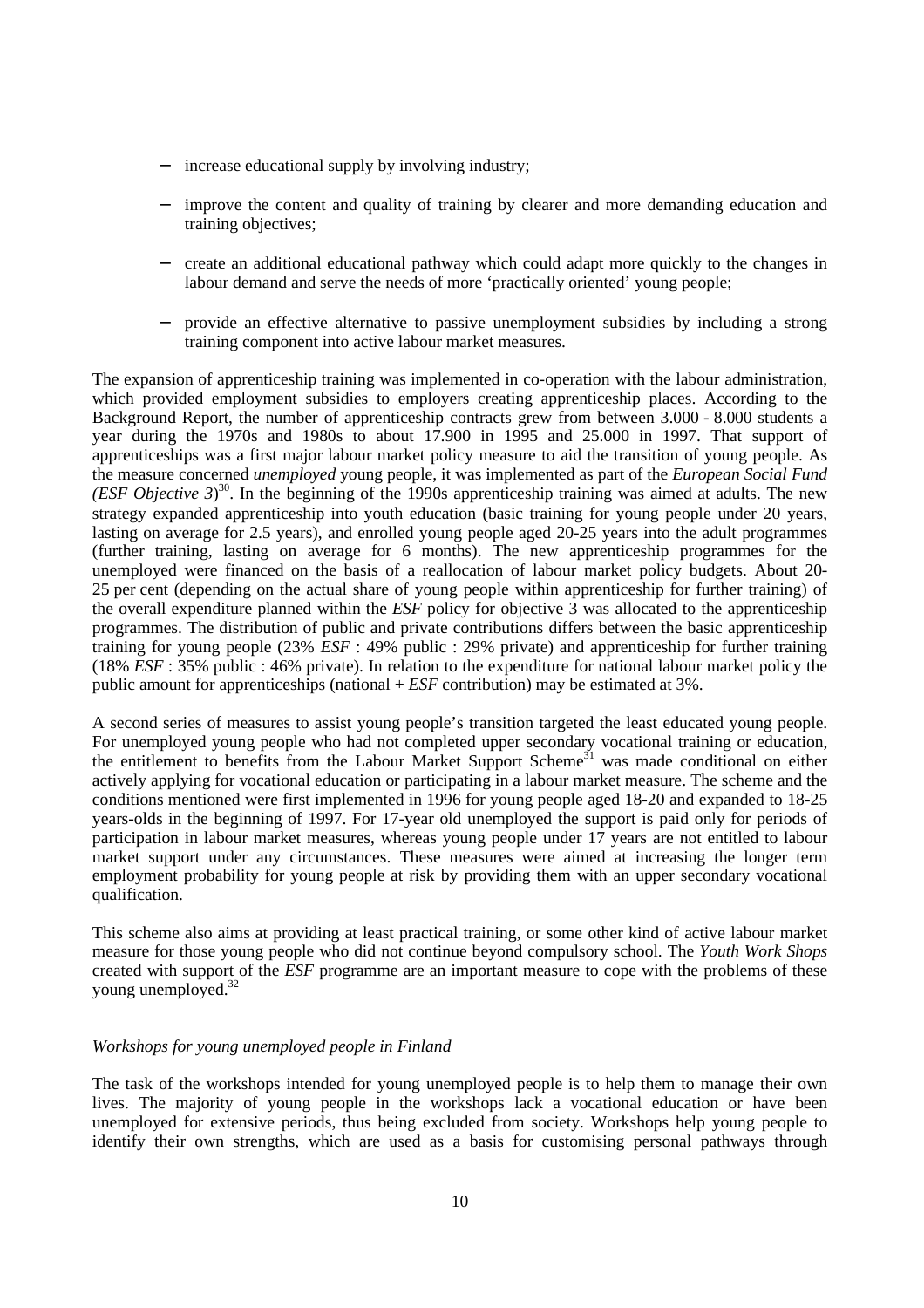- increase educational supply by involving industry;
- improve the content and quality of training by clearer and more demanding education and training objectives;
- create an additional educational pathway which could adapt more quickly to the changes in labour demand and serve the needs of more 'practically oriented' young people;
- provide an effective alternative to passive unemployment subsidies by including a strong training component into active labour market measures.

The expansion of apprenticeship training was implemented in co-operation with the labour administration, which provided employment subsidies to employers creating apprenticeship places. According to the Background Report, the number of apprenticeship contracts grew from between 3.000 - 8.000 students a year during the 1970s and 1980s to about 17.900 in 1995 and 25.000 in 1997. That support of apprenticeships was a first major labour market policy measure to aid the transition of young people. As the measure concerned *unemployed* young people, it was implemented as part of the *European Social Fund (ESF Objective 3)*[30]. In the beginning of the 1990s apprenticeship training was aimed at adults. The new strategy expanded apprenticeship into youth education (basic training for young people under 20 years, lasting on average for 2.5 years), and enrolled young people aged 20-25 years into the adult programmes (further training, lasting on average for 6 months). The new apprenticeship programmes for the unemployed were financed on the basis of a reallocation of labour market policy budgets. About 20-25 per cent (depending on the actual share of young people within apprenticeship for further training) of the overall expenditure planned within the *ESF* policy for objective 3 was allocated to the apprenticeship programmes. The distribution of public and private contributions differs between the basic apprenticeship training for young people (23% *ESF* : 49% public : 29% private) and apprenticeship for further training (18% *ESF* : 35% public : 46% private). In relation to the expenditure for national labour market policy the public amount for apprenticeships (national + *ESF* contribution) may be estimated at 3%.

A second series of measures to assist young people's transition targeted the least educated young people. For unemployed young people who had not completed upper secondary vocational training or education, the entitlement to benefits from the Labour Market Support Scheme[31] was made conditional on either actively applying for vocational education or participating in a labour market measure. The scheme and the conditions mentioned were first implemented in 1996 for young people aged 18-20 and expanded to 18-25 years-olds in the beginning of 1997. For 17-year old unemployed the support is paid only for periods of participation in labour market measures, whereas young people under 17 years are not entitled to labour market support under any circumstances. These measures were aimed at increasing the longer term employment probability for young people at risk by providing them with an upper secondary vocational qualification.

This scheme also aims at providing at least practical training, or some other kind of active labour market measure for those young people who did not continue beyond compulsory school. The *Youth Work Shops* created with support of the *ESF* programme are an important measure to cope with the problems of these young unemployed.[32]

*Workshops for young unemployed people in Finland*

The task of the workshops intended for young unemployed people is to help them to manage their own lives. The majority of young people in the workshops lack a vocational education or have been unemployed for extensive periods, thus being excluded from society. Workshops help young people to identify their own strengths, which are used as a basis for customising personal pathways through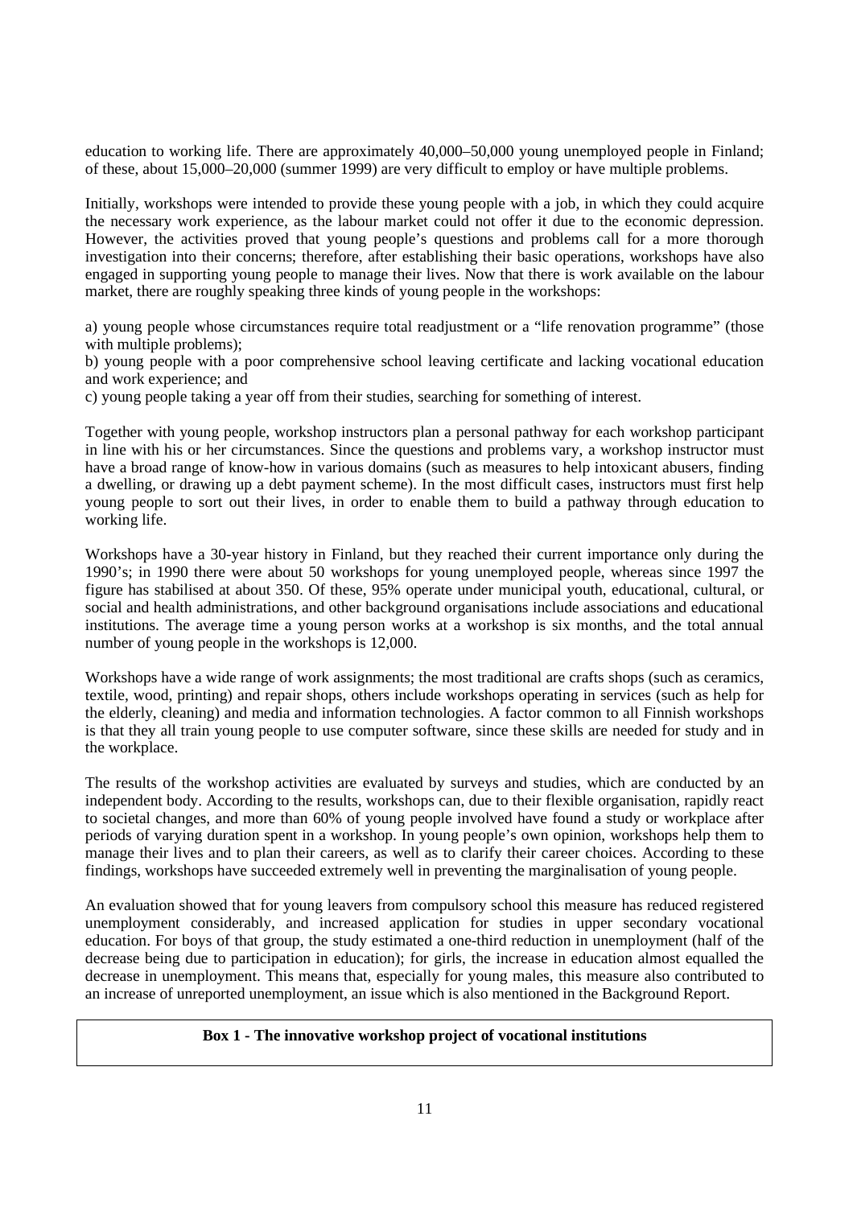education to working life. There are approximately 40,000–50,000 young unemployed people in Finland; of these, about 15,000–20,000 (summer 1999) are very difficult to employ or have multiple problems.

Initially, workshops were intended to provide these young people with a job, in which they could acquire the necessary work experience, as the labour market could not offer it due to the economic depression. However, the activities proved that young people's questions and problems call for a more thorough investigation into their concerns; therefore, after establishing their basic operations, workshops have also engaged in supporting young people to manage their lives. Now that there is work available on the labour market, there are roughly speaking three kinds of young people in the workshops:

a) young people whose circumstances require total readjustment or a "life renovation programme" (those with multiple problems);
b) young people with a poor comprehensive school leaving certificate and lacking vocational education and work experience; and
c) young people taking a year off from their studies, searching for something of interest.

Together with young people, workshop instructors plan a personal pathway for each workshop participant in line with his or her circumstances. Since the questions and problems vary, a workshop instructor must have a broad range of know-how in various domains (such as measures to help intoxicant abusers, finding a dwelling, or drawing up a debt payment scheme). In the most difficult cases, instructors must first help young people to sort out their lives, in order to enable them to build a pathway through education to working life.

Workshops have a 30-year history in Finland, but they reached their current importance only during the 1990's; in 1990 there were about 50 workshops for young unemployed people, whereas since 1997 the figure has stabilised at about 350. Of these, 95% operate under municipal youth, educational, cultural, or social and health administrations, and other background organisations include associations and educational institutions. The average time a young person works at a workshop is six months, and the total annual number of young people in the workshops is 12,000.

Workshops have a wide range of work assignments; the most traditional are crafts shops (such as ceramics, textile, wood, printing) and repair shops, others include workshops operating in services (such as help for the elderly, cleaning) and media and information technologies. A factor common to all Finnish workshops is that they all train young people to use computer software, since these skills are needed for study and in the workplace.

The results of the workshop activities are evaluated by surveys and studies, which are conducted by an independent body. According to the results, workshops can, due to their flexible organisation, rapidly react to societal changes, and more than 60% of young people involved have found a study or workplace after periods of varying duration spent in a workshop. In young people's own opinion, workshops help them to manage their lives and to plan their careers, as well as to clarify their career choices. According to these findings, workshops have succeeded extremely well in preventing the marginalisation of young people.

An evaluation showed that for young leavers from compulsory school this measure has reduced registered unemployment considerably, and increased application for studies in upper secondary vocational education. For boys of that group, the study estimated a one-third reduction in unemployment (half of the decrease being due to participation in education); for girls, the increase in education almost equalled the decrease in unemployment. This means that, especially for young males, this measure also contributed to an increase of unreported unemployment, an issue which is also mentioned in the Background Report.

**Box 1 - The innovative workshop project of vocational institutions**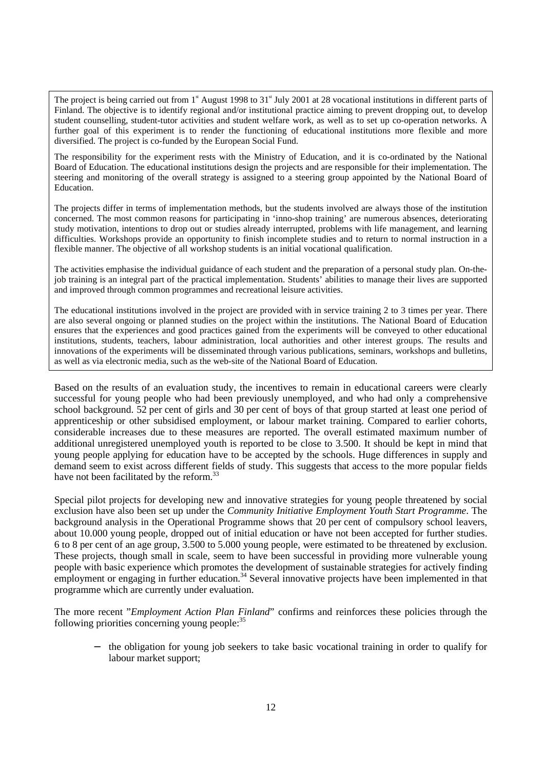The project is being carried out from 1st August 1998 to 31st July 2001 at 28 vocational institutions in different parts of Finland. The objective is to identify regional and/or institutional practice aiming to prevent dropping out, to develop student counselling, student-tutor activities and student welfare work, as well as to set up co-operation networks. A further goal of this experiment is to render the functioning of educational institutions more flexible and more diversified. The project is co-funded by the European Social Fund.

The responsibility for the experiment rests with the Ministry of Education, and it is co-ordinated by the National Board of Education. The educational institutions design the projects and are responsible for their implementation. The steering and monitoring of the overall strategy is assigned to a steering group appointed by the National Board of Education.

The projects differ in terms of implementation methods, but the students involved are always those of the institution concerned. The most common reasons for participating in 'inno-shop training' are numerous absences, deteriorating study motivation, intentions to drop out or studies already interrupted, problems with life management, and learning difficulties. Workshops provide an opportunity to finish incomplete studies and to return to normal instruction in a flexible manner. The objective of all workshop students is an initial vocational qualification.

The activities emphasise the individual guidance of each student and the preparation of a personal study plan. On-the-job training is an integral part of the practical implementation. Students' abilities to manage their lives are supported and improved through common programmes and recreational leisure activities.

The educational institutions involved in the project are provided with in service training 2 to 3 times per year. There are also several ongoing or planned studies on the project within the institutions. The National Board of Education ensures that the experiences and good practices gained from the experiments will be conveyed to other educational institutions, students, teachers, labour administration, local authorities and other interest groups. The results and innovations of the experiments will be disseminated through various publications, seminars, workshops and bulletins, as well as via electronic media, such as the web-site of the National Board of Education.

Based on the results of an evaluation study, the incentives to remain in educational careers were clearly successful for young people who had been previously unemployed, and who had only a comprehensive school background. 52 per cent of girls and 30 per cent of boys of that group started at least one period of apprenticeship or other subsidised employment, or labour market training. Compared to earlier cohorts, considerable increases due to these measures are reported. The overall estimated maximum number of additional unregistered unemployed youth is reported to be close to 3.500. It should be kept in mind that young people applying for education have to be accepted by the schools. Huge differences in supply and demand seem to exist across different fields of study. This suggests that access to the more popular fields have not been facilitated by the reform.[33]

Special pilot projects for developing new and innovative strategies for young people threatened by social exclusion have also been set up under the *Community Initiative Employment Youth Start Programme*. The background analysis in the Operational Programme shows that 20 per cent of compulsory school leavers, about 10.000 young people, dropped out of initial education or have not been accepted for further studies. 6 to 8 per cent of an age group, 3.500 to 5.000 young people, were estimated to be threatened by exclusion. These projects, though small in scale, seem to have been successful in providing more vulnerable young people with basic experience which promotes the development of sustainable strategies for actively finding employment or engaging in further education.[34] Several innovative projects have been implemented in that programme which are currently under evaluation.

The more recent "*Employment Action Plan Finland*" confirms and reinforces these policies through the following priorities concerning young people:[35]

- the obligation for young job seekers to take basic vocational training in order to qualify for labour market support;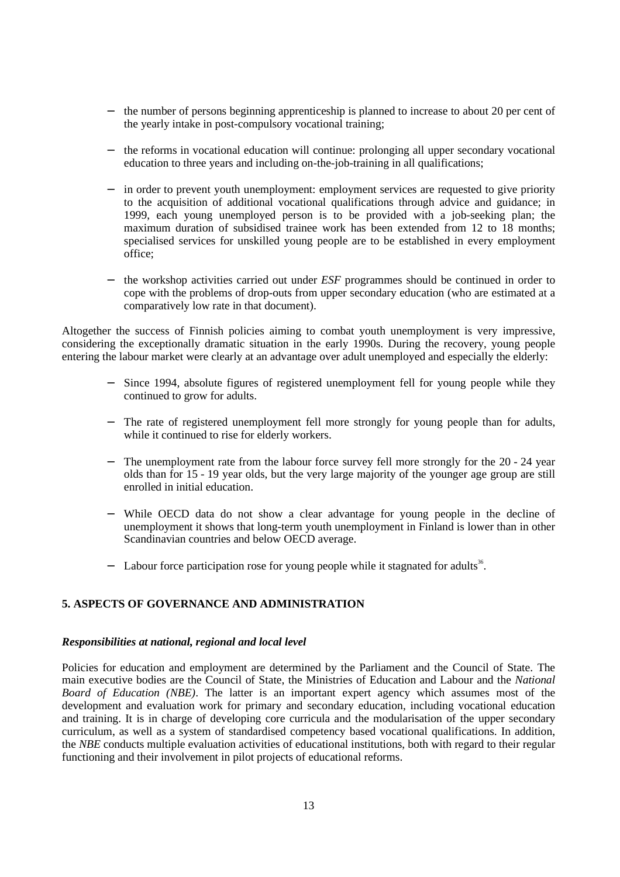- the number of persons beginning apprenticeship is planned to increase to about 20 per cent of the yearly intake in post-compulsory vocational training;

- the reforms in vocational education will continue: prolonging all upper secondary vocational education to three years and including on-the-job-training in all qualifications;

- in order to prevent youth unemployment: employment services are requested to give priority to the acquisition of additional vocational qualifications through advice and guidance; in 1999, each young unemployed person is to be provided with a job-seeking plan; the maximum duration of subsidised trainee work has been extended from 12 to 18 months; specialised services for unskilled young people are to be established in every employment office;

- the workshop activities carried out under *ESF* programmes should be continued in order to cope with the problems of drop-outs from upper secondary education (who are estimated at a comparatively low rate in that document).

Altogether the success of Finnish policies aiming to combat youth unemployment is very impressive, considering the exceptionally dramatic situation in the early 1990s. During the recovery, young people entering the labour market were clearly at an advantage over adult unemployed and especially the elderly:

- Since 1994, absolute figures of registered unemployment fell for young people while they continued to grow for adults.

- The rate of registered unemployment fell more strongly for young people than for adults, while it continued to rise for elderly workers.

- The unemployment rate from the labour force survey fell more strongly for the 20 - 24 year olds than for 15 - 19 year olds, but the very large majority of the younger age group are still enrolled in initial education.

- While OECD data do not show a clear advantage for young people in the decline of unemployment it shows that long-term youth unemployment in Finland is lower than in other Scandinavian countries and below OECD average.

- Labour force participation rose for young people while it stagnated for adults[36].

## 5. ASPECTS OF GOVERNANCE AND ADMINISTRATION

### *Responsibilities at national, regional and local level*

Policies for education and employment are determined by the Parliament and the Council of State. The main executive bodies are the Council of State, the Ministries of Education and Labour and the *National Board of Education (NBE)*. The latter is an important expert agency which assumes most of the development and evaluation work for primary and secondary education, including vocational education and training. It is in charge of developing core curricula and the modularisation of the upper secondary curriculum, as well as a system of standardised competency based vocational qualifications. In addition, the *NBE* conducts multiple evaluation activities of educational institutions, both with regard to their regular functioning and their involvement in pilot projects of educational reforms.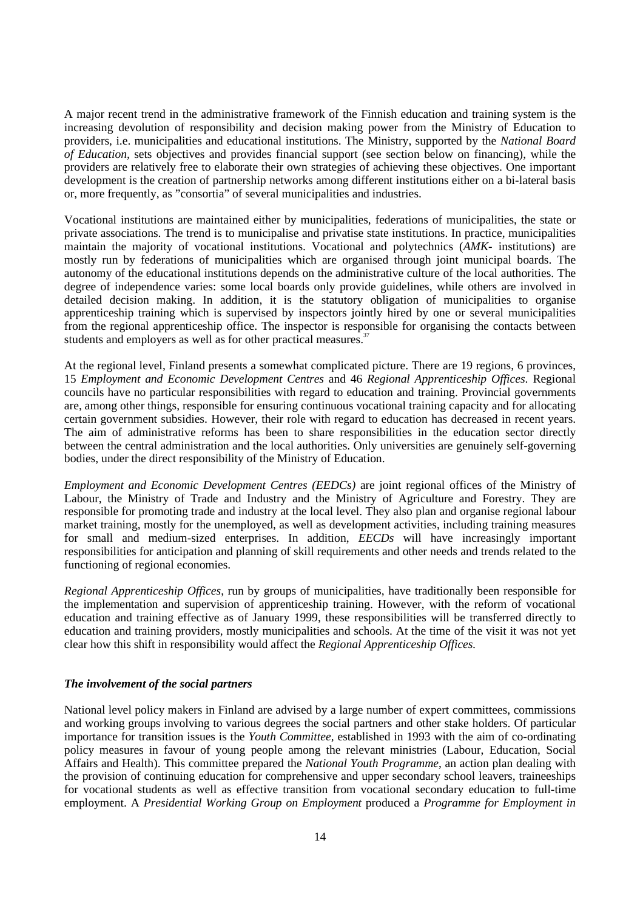A major recent trend in the administrative framework of the Finnish education and training system is the increasing devolution of responsibility and decision making power from the Ministry of Education to providers, i.e. municipalities and educational institutions. The Ministry, supported by the *National Board of Education*, sets objectives and provides financial support (see section below on financing), while the providers are relatively free to elaborate their own strategies of achieving these objectives. One important development is the creation of partnership networks among different institutions either on a bi-lateral basis or, more frequently, as "consortia" of several municipalities and industries.

Vocational institutions are maintained either by municipalities, federations of municipalities, the state or private associations. The trend is to municipalise and privatise state institutions. In practice, municipalities maintain the majority of vocational institutions. Vocational and polytechnics (*AMK*- institutions) are mostly run by federations of municipalities which are organised through joint municipal boards. The autonomy of the educational institutions depends on the administrative culture of the local authorities. The degree of independence varies: some local boards only provide guidelines, while others are involved in detailed decision making. In addition, it is the statutory obligation of municipalities to organise apprenticeship training which is supervised by inspectors jointly hired by one or several municipalities from the regional apprenticeship office. The inspector is responsible for organising the contacts between students and employers as well as for other practical measures.[37]

At the regional level, Finland presents a somewhat complicated picture. There are 19 regions, 6 provinces, 15 *Employment and Economic Development Centres* and 46 *Regional Apprenticeship Offices*. Regional councils have no particular responsibilities with regard to education and training. Provincial governments are, among other things, responsible for ensuring continuous vocational training capacity and for allocating certain government subsidies. However, their role with regard to education has decreased in recent years. The aim of administrative reforms has been to share responsibilities in the education sector directly between the central administration and the local authorities. Only universities are genuinely self-governing bodies, under the direct responsibility of the Ministry of Education.

*Employment and Economic Development Centres (EEDCs)* are joint regional offices of the Ministry of Labour, the Ministry of Trade and Industry and the Ministry of Agriculture and Forestry. They are responsible for promoting trade and industry at the local level. They also plan and organise regional labour market training, mostly for the unemployed, as well as development activities, including training measures for small and medium-sized enterprises. In addition, *EECDs* will have increasingly important responsibilities for anticipation and planning of skill requirements and other needs and trends related to the functioning of regional economies.

*Regional Apprenticeship Offices*, run by groups of municipalities, have traditionally been responsible for the implementation and supervision of apprenticeship training. However, with the reform of vocational education and training effective as of January 1999, these responsibilities will be transferred directly to education and training providers, mostly municipalities and schools. At the time of the visit it was not yet clear how this shift in responsibility would affect the *Regional Apprenticeship Offices*.

### *The involvement of the social partners*

National level policy makers in Finland are advised by a large number of expert committees, commissions and working groups involving to various degrees the social partners and other stake holders. Of particular importance for transition issues is the *Youth Committee*, established in 1993 with the aim of co-ordinating policy measures in favour of young people among the relevant ministries (Labour, Education, Social Affairs and Health). This committee prepared the *National Youth Programme*, an action plan dealing with the provision of continuing education for comprehensive and upper secondary school leavers, traineeships for vocational students as well as effective transition from vocational secondary education to full-time employment. A *Presidential Working Group on Employment* produced a *Programme for Employment in*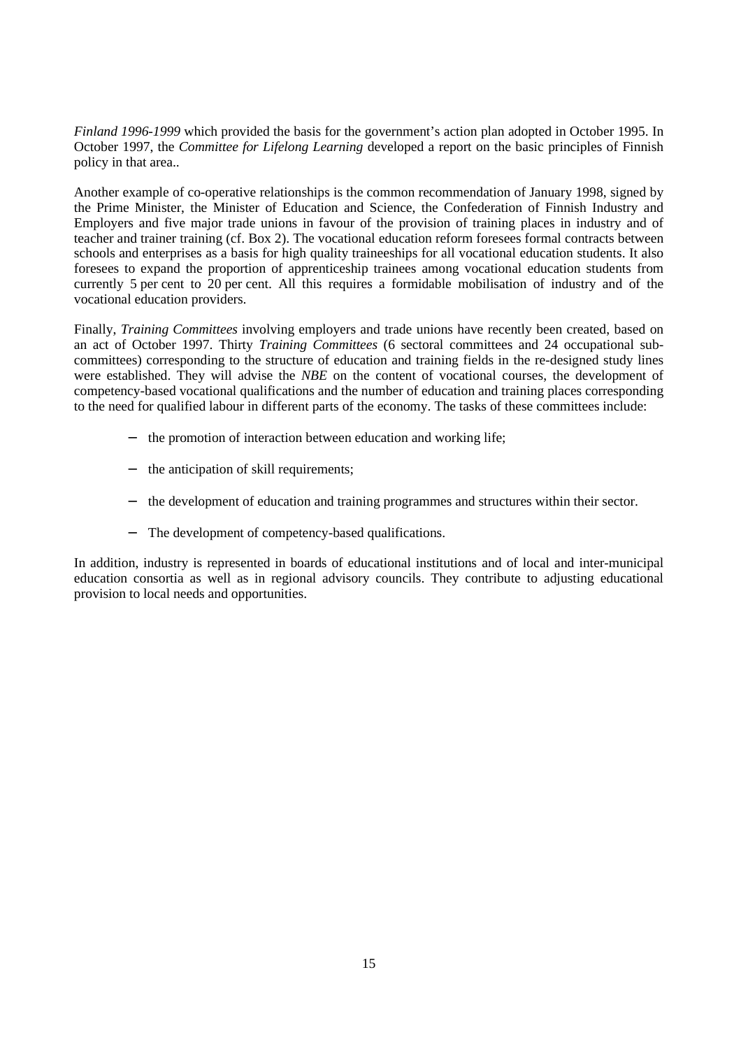*Finland 1996-1999* which provided the basis for the government's action plan adopted in October 1995. In October 1997, the *Committee for Lifelong Learning* developed a report on the basic principles of Finnish policy in that area..

Another example of co-operative relationships is the common recommendation of January 1998, signed by the Prime Minister, the Minister of Education and Science, the Confederation of Finnish Industry and Employers and five major trade unions in favour of the provision of training places in industry and of teacher and trainer training (cf. Box 2). The vocational education reform foresees formal contracts between schools and enterprises as a basis for high quality traineeships for all vocational education students. It also foresees to expand the proportion of apprenticeship trainees among vocational education students from currently 5 per cent to 20 per cent. All this requires a formidable mobilisation of industry and of the vocational education providers.

Finally, *Training Committees* involving employers and trade unions have recently been created, based on an act of October 1997. Thirty *Training Committees* (6 sectoral committees and 24 occupational sub-committees) corresponding to the structure of education and training fields in the re-designed study lines were established. They will advise the *NBE* on the content of vocational courses, the development of competency-based vocational qualifications and the number of education and training places corresponding to the need for qualified labour in different parts of the economy. The tasks of these committees include:

- the promotion of interaction between education and working life;
- the anticipation of skill requirements;
- the development of education and training programmes and structures within their sector.
- The development of competency-based qualifications.

In addition, industry is represented in boards of educational institutions and of local and inter-municipal education consortia as well as in regional advisory councils. They contribute to adjusting educational provision to local needs and opportunities.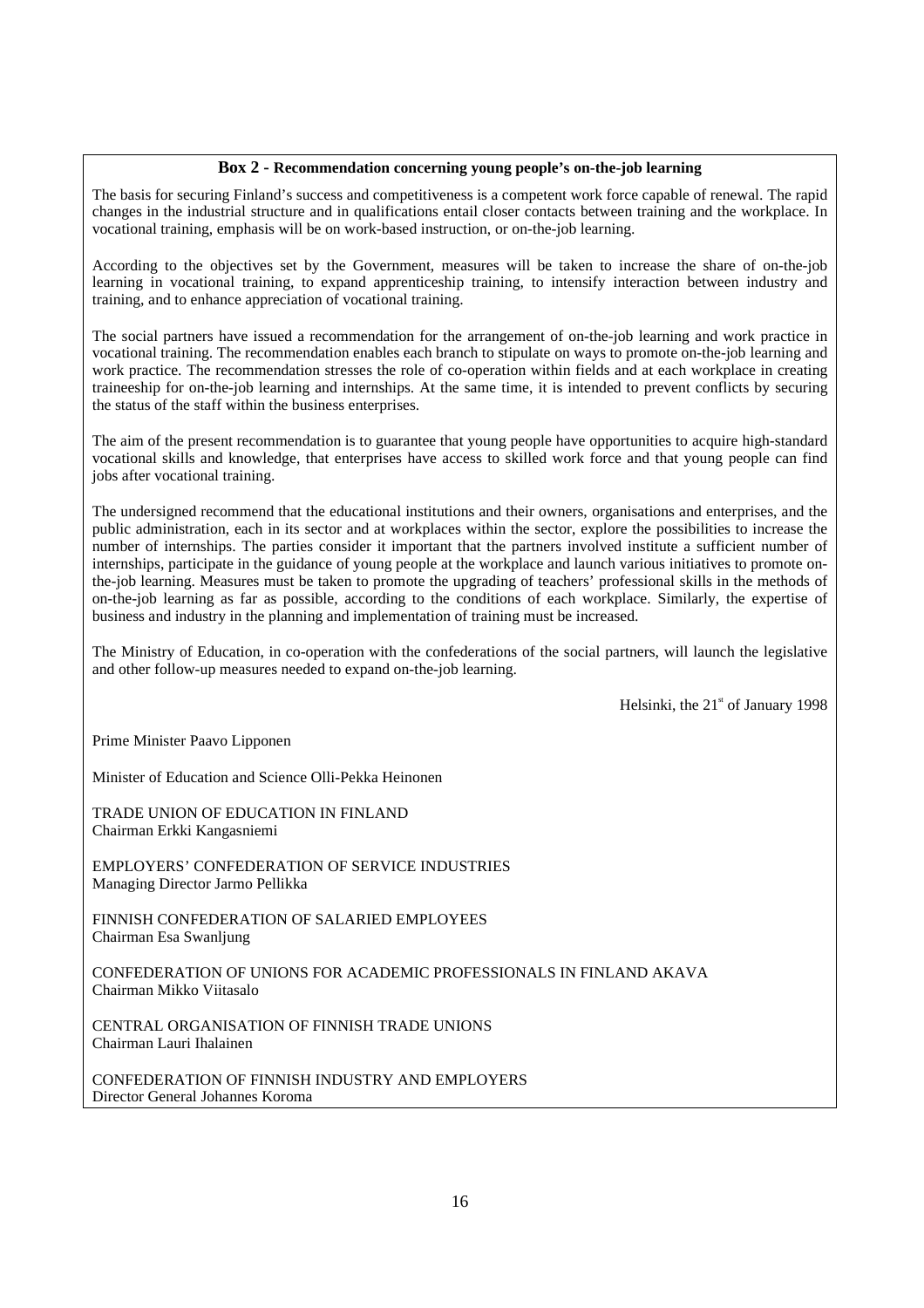**Box 2 - Recommendation concerning young people's on-the-job learning**

The basis for securing Finland's success and competitiveness is a competent work force capable of renewal. The rapid changes in the industrial structure and in qualifications entail closer contacts between training and the workplace. In vocational training, emphasis will be on work-based instruction, or on-the-job learning.

According to the objectives set by the Government, measures will be taken to increase the share of on-the-job learning in vocational training, to expand apprenticeship training, to intensify interaction between industry and training, and to enhance appreciation of vocational training.

The social partners have issued a recommendation for the arrangement of on-the-job learning and work practice in vocational training. The recommendation enables each branch to stipulate on ways to promote on-the-job learning and work practice. The recommendation stresses the role of co-operation within fields and at each workplace in creating traineeship for on-the-job learning and internships. At the same time, it is intended to prevent conflicts by securing the status of the staff within the business enterprises.

The aim of the present recommendation is to guarantee that young people have opportunities to acquire high-standard vocational skills and knowledge, that enterprises have access to skilled work force and that young people can find jobs after vocational training.

The undersigned recommend that the educational institutions and their owners, organisations and enterprises, and the public administration, each in its sector and at workplaces within the sector, explore the possibilities to increase the number of internships. The parties consider it important that the partners involved institute a sufficient number of internships, participate in the guidance of young people at the workplace and launch various initiatives to promote on-the-job learning. Measures must be taken to promote the upgrading of teachers' professional skills in the methods of on-the-job learning as far as possible, according to the conditions of each workplace. Similarly, the expertise of business and industry in the planning and implementation of training must be increased.

The Ministry of Education, in co-operation with the confederations of the social partners, will launch the legislative and other follow-up measures needed to expand on-the-job learning.

Helsinki, the 21st of January 1998

Prime Minister Paavo Lipponen

Minister of Education and Science Olli-Pekka Heinonen

TRADE UNION OF EDUCATION IN FINLAND
Chairman Erkki Kangasniemi

EMPLOYERS' CONFEDERATION OF SERVICE INDUSTRIES
Managing Director Jarmo Pellikka

FINNISH CONFEDERATION OF SALARIED EMPLOYEES
Chairman Esa Swanljung

CONFEDERATION OF UNIONS FOR ACADEMIC PROFESSIONALS IN FINLAND AKAVA
Chairman Mikko Viitasalo

CENTRAL ORGANISATION OF FINNISH TRADE UNIONS
Chairman Lauri Ihalainen

CONFEDERATION OF FINNISH INDUSTRY AND EMPLOYERS
Director General Johannes Koroma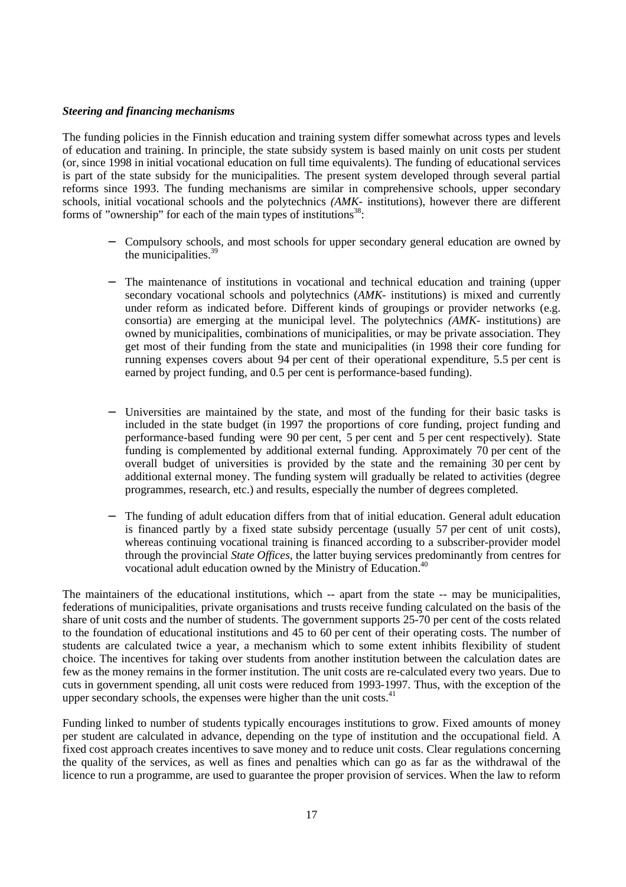***Steering and financing mechanisms***

The funding policies in the Finnish education and training system differ somewhat across types and levels of education and training. In principle, the state subsidy system is based mainly on unit costs per student (or, since 1998 in initial vocational education on full time equivalents). The funding of educational services is part of the state subsidy for the municipalities. The present system developed through several partial reforms since 1993. The funding mechanisms are similar in comprehensive schools, upper secondary schools, initial vocational schools and the polytechnics *(AMK-* institutions), however there are different forms of "ownership" for each of the main types of institutions[38]:

- Compulsory schools, and most schools for upper secondary general education are owned by the municipalities.[39]

- The maintenance of institutions in vocational and technical education and training (upper secondary vocational schools and polytechnics (*AMK-* institutions) is mixed and currently under reform as indicated before. Different kinds of groupings or provider networks (e.g. consortia) are emerging at the municipal level. The polytechnics *(AMK-* institutions) are owned by municipalities, combinations of municipalities, or may be private association. They get most of their funding from the state and municipalities (in 1998 their core funding for running expenses covers about 94 per cent of their operational expenditure, 5.5 per cent is earned by project funding, and 0.5 per cent is performance-based funding).

- Universities are maintained by the state, and most of the funding for their basic tasks is included in the state budget (in 1997 the proportions of core funding, project funding and performance-based funding were 90 per cent, 5 per cent and 5 per cent respectively). State funding is complemented by additional external funding. Approximately 70 per cent of the overall budget of universities is provided by the state and the remaining 30 per cent by additional external money. The funding system will gradually be related to activities (degree programmes, research, etc.) and results, especially the number of degrees completed.

- The funding of adult education differs from that of initial education. General adult education is financed partly by a fixed state subsidy percentage (usually 57 per cent of unit costs), whereas continuing vocational training is financed according to a subscriber-provider model through the provincial *State Offices*, the latter buying services predominantly from centres for vocational adult education owned by the Ministry of Education.[40]

The maintainers of the educational institutions, which -- apart from the state -- may be municipalities, federations of municipalities, private organisations and trusts receive funding calculated on the basis of the share of unit costs and the number of students. The government supports 25-70 per cent of the costs related to the foundation of educational institutions and 45 to 60 per cent of their operating costs. The number of students are calculated twice a year, a mechanism which to some extent inhibits flexibility of student choice. The incentives for taking over students from another institution between the calculation dates are few as the money remains in the former institution. The unit costs are re-calculated every two years. Due to cuts in government spending, all unit costs were reduced from 1993-1997. Thus, with the exception of the upper secondary schools, the expenses were higher than the unit costs.[41]

Funding linked to number of students typically encourages institutions to grow. Fixed amounts of money per student are calculated in advance, depending on the type of institution and the occupational field. A fixed cost approach creates incentives to save money and to reduce unit costs. Clear regulations concerning the quality of the services, as well as fines and penalties which can go as far as the withdrawal of the licence to run a programme, are used to guarantee the proper provision of services. When the law to reform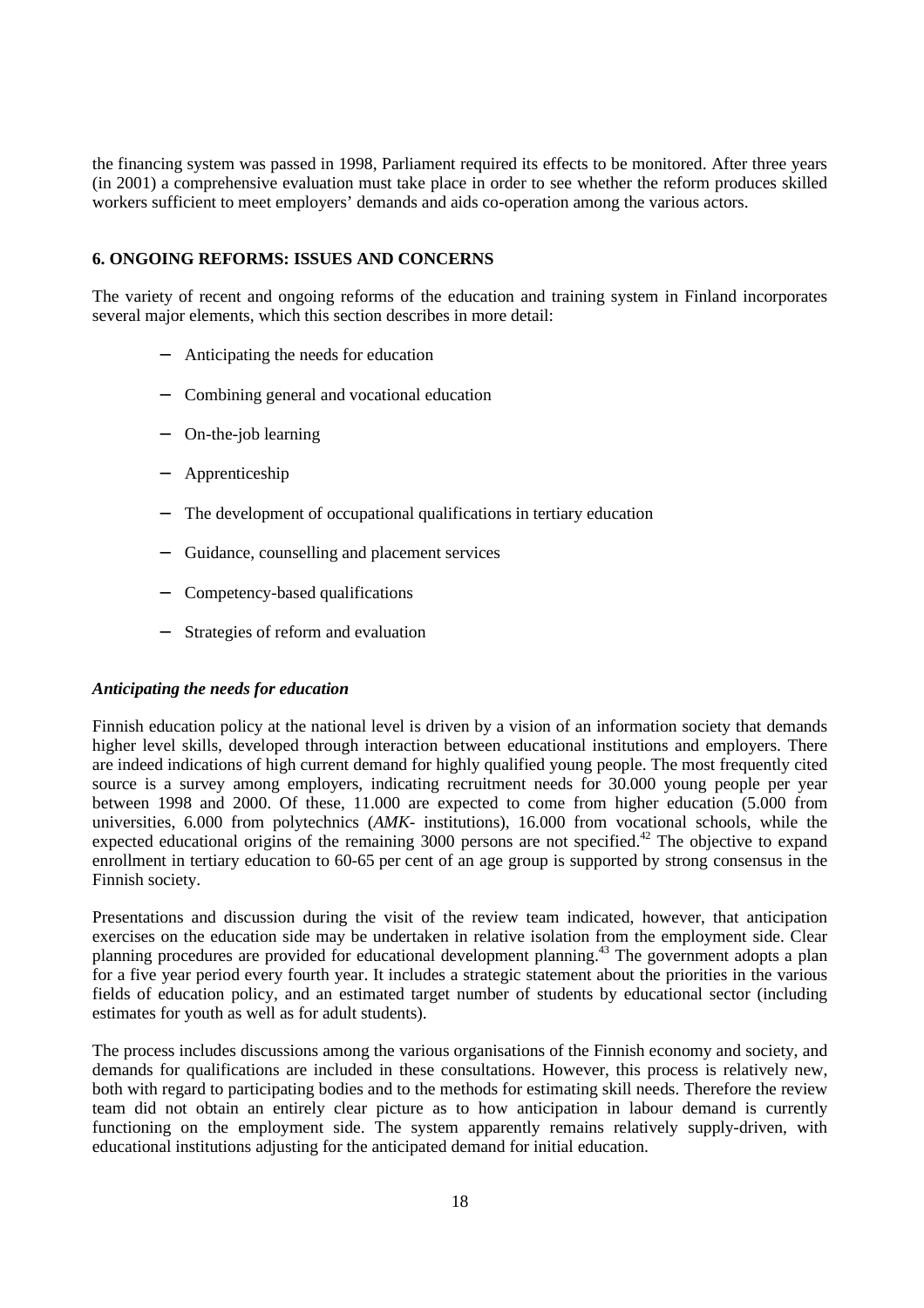the financing system was passed in 1998, Parliament required its effects to be monitored. After three years (in 2001) a comprehensive evaluation must take place in order to see whether the reform produces skilled workers sufficient to meet employers' demands and aids co-operation among the various actors.

## 6. ONGOING REFORMS: ISSUES AND CONCERNS

The variety of recent and ongoing reforms of the education and training system in Finland incorporates several major elements, which this section describes in more detail:

- Anticipating the needs for education
- Combining general and vocational education
- On-the-job learning
- Apprenticeship
- The development of occupational qualifications in tertiary education
- Guidance, counselling and placement services
- Competency-based qualifications
- Strategies of reform and evaluation

### *Anticipating the needs for education*

Finnish education policy at the national level is driven by a vision of an information society that demands higher level skills, developed through interaction between educational institutions and employers. There are indeed indications of high current demand for highly qualified young people. The most frequently cited source is a survey among employers, indicating recruitment needs for 30.000 young people per year between 1998 and 2000. Of these, 11.000 are expected to come from higher education (5.000 from universities, 6.000 from polytechnics (*AMK*- institutions), 16.000 from vocational schools, while the expected educational origins of the remaining 3000 persons are not specified.[42] The objective to expand enrollment in tertiary education to 60-65 per cent of an age group is supported by strong consensus in the Finnish society.

Presentations and discussion during the visit of the review team indicated, however, that anticipation exercises on the education side may be undertaken in relative isolation from the employment side. Clear planning procedures are provided for educational development planning.[43] The government adopts a plan for a five year period every fourth year. It includes a strategic statement about the priorities in the various fields of education policy, and an estimated target number of students by educational sector (including estimates for youth as well as for adult students).

The process includes discussions among the various organisations of the Finnish economy and society, and demands for qualifications are included in these consultations. However, this process is relatively new, both with regard to participating bodies and to the methods for estimating skill needs. Therefore the review team did not obtain an entirely clear picture as to how anticipation in labour demand is currently functioning on the employment side. The system apparently remains relatively supply-driven, with educational institutions adjusting for the anticipated demand for initial education.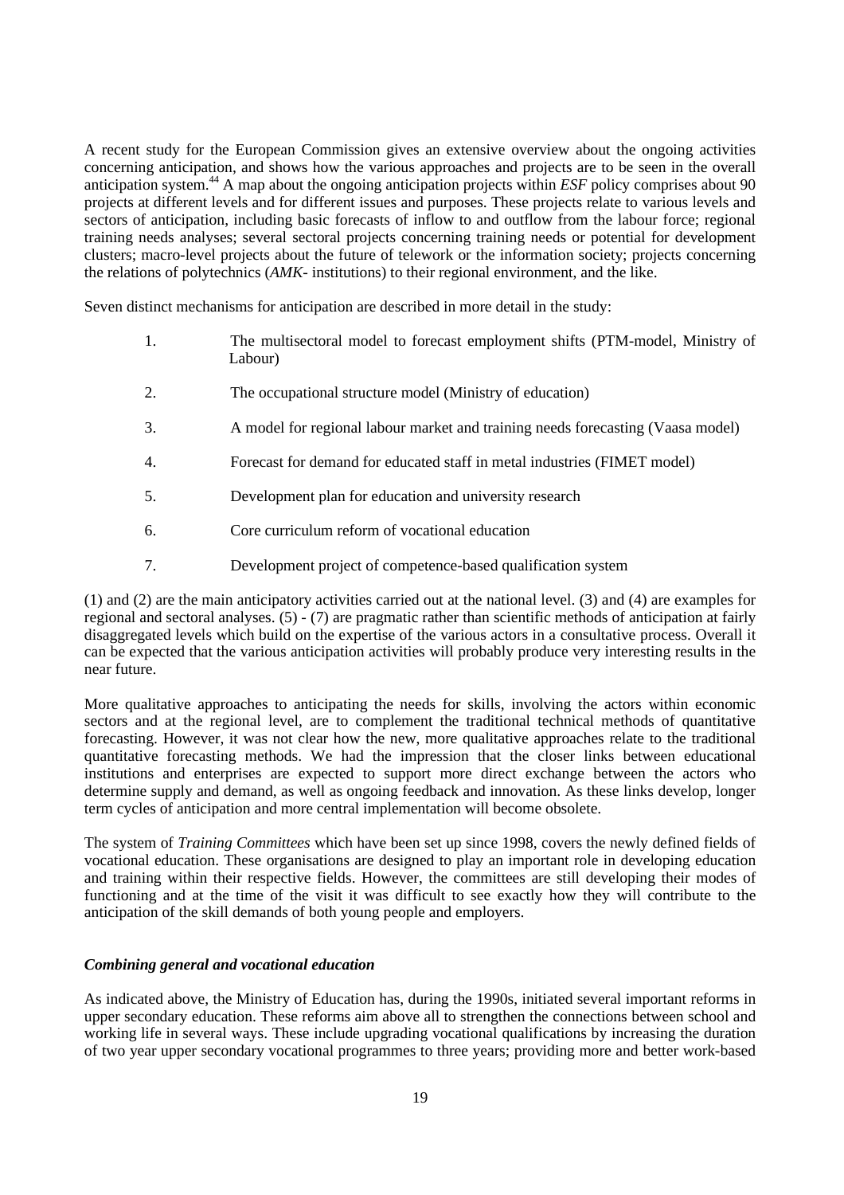A recent study for the European Commission gives an extensive overview about the ongoing activities concerning anticipation, and shows how the various approaches and projects are to be seen in the overall anticipation system.[44] A map about the ongoing anticipation projects within *ESF* policy comprises about 90 projects at different levels and for different issues and purposes. These projects relate to various levels and sectors of anticipation, including basic forecasts of inflow to and outflow from the labour force; regional training needs analyses; several sectoral projects concerning training needs or potential for development clusters; macro-level projects about the future of telework or the information society; projects concerning the relations of polytechnics (*AMK*- institutions) to their regional environment, and the like.

Seven distinct mechanisms for anticipation are described in more detail in the study:

1. The multisectoral model to forecast employment shifts (PTM-model, Ministry of Labour)
2. The occupational structure model (Ministry of education)
3. A model for regional labour market and training needs forecasting (Vaasa model)
4. Forecast for demand for educated staff in metal industries (FIMET model)
5. Development plan for education and university research
6. Core curriculum reform of vocational education
7. Development project of competence-based qualification system

(1) and (2) are the main anticipatory activities carried out at the national level. (3) and (4) are examples for regional and sectoral analyses. (5) - (7) are pragmatic rather than scientific methods of anticipation at fairly disaggregated levels which build on the expertise of the various actors in a consultative process. Overall it can be expected that the various anticipation activities will probably produce very interesting results in the near future.

More qualitative approaches to anticipating the needs for skills, involving the actors within economic sectors and at the regional level, are to complement the traditional technical methods of quantitative forecasting. However, it was not clear how the new, more qualitative approaches relate to the traditional quantitative forecasting methods. We had the impression that the closer links between educational institutions and enterprises are expected to support more direct exchange between the actors who determine supply and demand, as well as ongoing feedback and innovation. As these links develop, longer term cycles of anticipation and more central implementation will become obsolete.

The system of *Training Committees* which have been set up since 1998, covers the newly defined fields of vocational education. These organisations are designed to play an important role in developing education and training within their respective fields. However, the committees are still developing their modes of functioning and at the time of the visit it was difficult to see exactly how they will contribute to the anticipation of the skill demands of both young people and employers.

### *Combining general and vocational education*

As indicated above, the Ministry of Education has, during the 1990s, initiated several important reforms in upper secondary education. These reforms aim above all to strengthen the connections between school and working life in several ways. These include upgrading vocational qualifications by increasing the duration of two year upper secondary vocational programmes to three years; providing more and better work-based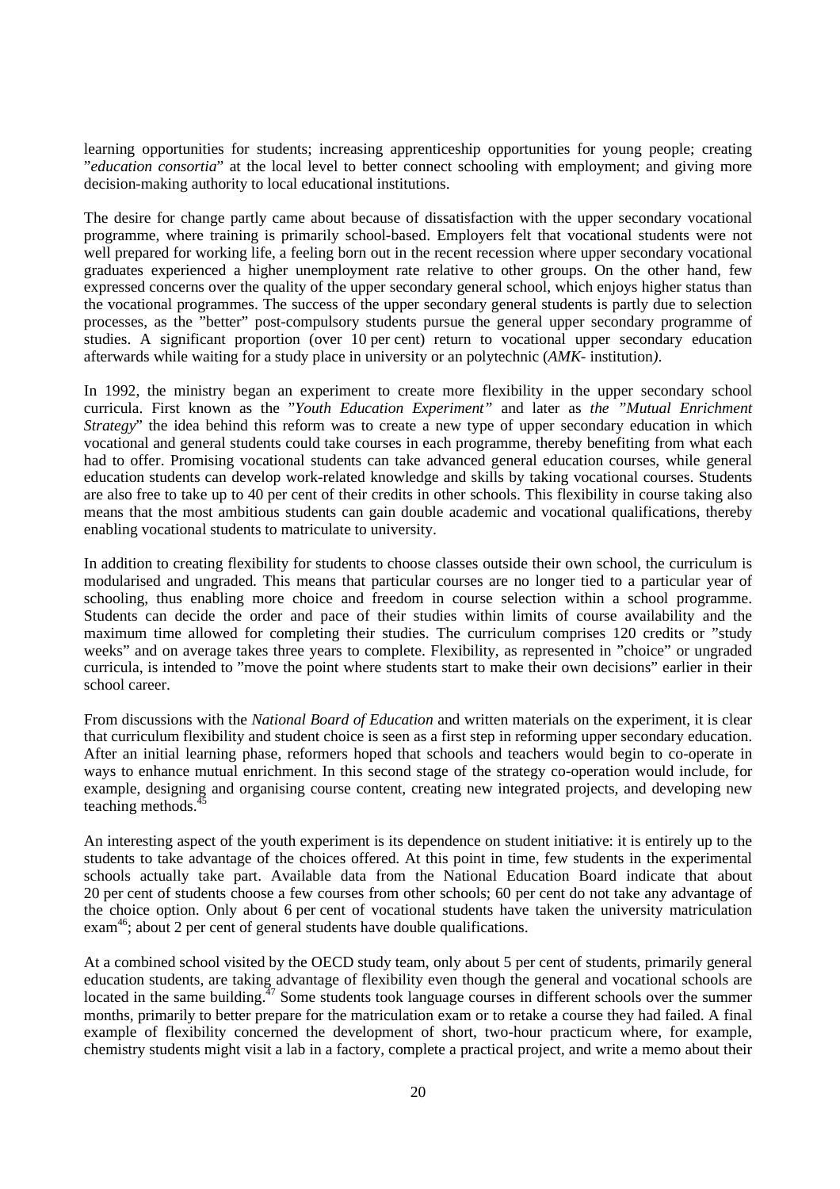learning opportunities for students; increasing apprenticeship opportunities for young people; creating "*education consortia*" at the local level to better connect schooling with employment; and giving more decision-making authority to local educational institutions.

The desire for change partly came about because of dissatisfaction with the upper secondary vocational programme, where training is primarily school-based. Employers felt that vocational students were not well prepared for working life, a feeling born out in the recent recession where upper secondary vocational graduates experienced a higher unemployment rate relative to other groups. On the other hand, few expressed concerns over the quality of the upper secondary general school, which enjoys higher status than the vocational programmes. The success of the upper secondary general students is partly due to selection processes, as the "better" post-compulsory students pursue the general upper secondary programme of studies. A significant proportion (over 10 per cent) return to vocational upper secondary education afterwards while waiting for a study place in university or an polytechnic (*AMK*- institution*)*.

In 1992, the ministry began an experiment to create more flexibility in the upper secondary school curricula. First known as the "*Youth Education Experiment"* and later as *the "Mutual Enrichment Strategy*" the idea behind this reform was to create a new type of upper secondary education in which vocational and general students could take courses in each programme, thereby benefiting from what each had to offer. Promising vocational students can take advanced general education courses, while general education students can develop work-related knowledge and skills by taking vocational courses. Students are also free to take up to 40 per cent of their credits in other schools. This flexibility in course taking also means that the most ambitious students can gain double academic and vocational qualifications, thereby enabling vocational students to matriculate to university.

In addition to creating flexibility for students to choose classes outside their own school, the curriculum is modularised and ungraded. This means that particular courses are no longer tied to a particular year of schooling, thus enabling more choice and freedom in course selection within a school programme. Students can decide the order and pace of their studies within limits of course availability and the maximum time allowed for completing their studies. The curriculum comprises 120 credits or "study weeks" and on average takes three years to complete. Flexibility, as represented in "choice" or ungraded curricula, is intended to "move the point where students start to make their own decisions" earlier in their school career.

From discussions with the *National Board of Education* and written materials on the experiment, it is clear that curriculum flexibility and student choice is seen as a first step in reforming upper secondary education. After an initial learning phase, reformers hoped that schools and teachers would begin to co-operate in ways to enhance mutual enrichment. In this second stage of the strategy co-operation would include, for example, designing and organising course content, creating new integrated projects, and developing new teaching methods.[45]

An interesting aspect of the youth experiment is its dependence on student initiative: it is entirely up to the students to take advantage of the choices offered. At this point in time, few students in the experimental schools actually take part. Available data from the National Education Board indicate that about 20 per cent of students choose a few courses from other schools; 60 per cent do not take any advantage of the choice option. Only about 6 per cent of vocational students have taken the university matriculation exam[46]; about 2 per cent of general students have double qualifications.

At a combined school visited by the OECD study team, only about 5 per cent of students, primarily general education students, are taking advantage of flexibility even though the general and vocational schools are located in the same building.[47] Some students took language courses in different schools over the summer months, primarily to better prepare for the matriculation exam or to retake a course they had failed. A final example of flexibility concerned the development of short, two-hour practicum where, for example, chemistry students might visit a lab in a factory, complete a practical project, and write a memo about their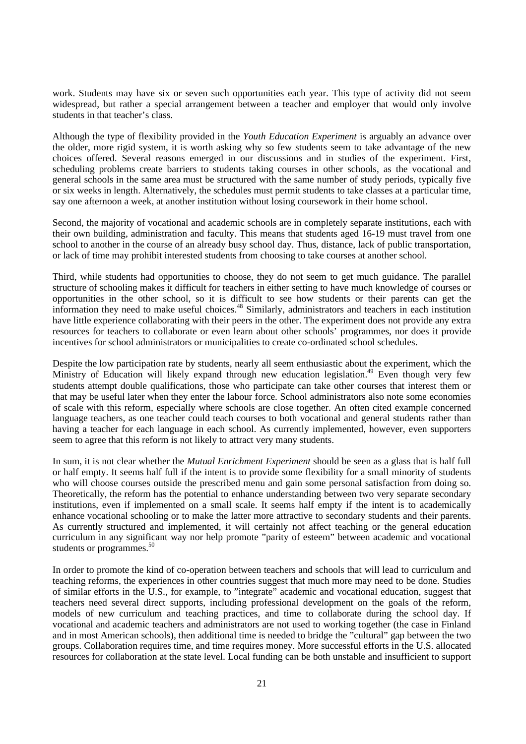work. Students may have six or seven such opportunities each year. This type of activity did not seem widespread, but rather a special arrangement between a teacher and employer that would only involve students in that teacher's class.

Although the type of flexibility provided in the *Youth Education Experiment* is arguably an advance over the older, more rigid system, it is worth asking why so few students seem to take advantage of the new choices offered. Several reasons emerged in our discussions and in studies of the experiment. First, scheduling problems create barriers to students taking courses in other schools, as the vocational and general schools in the same area must be structured with the same number of study periods, typically five or six weeks in length. Alternatively, the schedules must permit students to take classes at a particular time, say one afternoon a week, at another institution without losing coursework in their home school.

Second, the majority of vocational and academic schools are in completely separate institutions, each with their own building, administration and faculty. This means that students aged 16-19 must travel from one school to another in the course of an already busy school day. Thus, distance, lack of public transportation, or lack of time may prohibit interested students from choosing to take courses at another school.

Third, while students had opportunities to choose, they do not seem to get much guidance. The parallel structure of schooling makes it difficult for teachers in either setting to have much knowledge of courses or opportunities in the other school, so it is difficult to see how students or their parents can get the information they need to make useful choices.[48] Similarly, administrators and teachers in each institution have little experience collaborating with their peers in the other. The experiment does not provide any extra resources for teachers to collaborate or even learn about other schools' programmes, nor does it provide incentives for school administrators or municipalities to create co-ordinated school schedules.

Despite the low participation rate by students, nearly all seem enthusiastic about the experiment, which the Ministry of Education will likely expand through new education legislation.[49] Even though very few students attempt double qualifications, those who participate can take other courses that interest them or that may be useful later when they enter the labour force. School administrators also note some economies of scale with this reform, especially where schools are close together. An often cited example concerned language teachers, as one teacher could teach courses to both vocational and general students rather than having a teacher for each language in each school. As currently implemented, however, even supporters seem to agree that this reform is not likely to attract very many students.

In sum, it is not clear whether the *Mutual Enrichment Experiment* should be seen as a glass that is half full or half empty. It seems half full if the intent is to provide some flexibility for a small minority of students who will choose courses outside the prescribed menu and gain some personal satisfaction from doing so. Theoretically, the reform has the potential to enhance understanding between two very separate secondary institutions, even if implemented on a small scale. It seems half empty if the intent is to academically enhance vocational schooling or to make the latter more attractive to secondary students and their parents. As currently structured and implemented, it will certainly not affect teaching or the general education curriculum in any significant way nor help promote "parity of esteem" between academic and vocational students or programmes.[50]

In order to promote the kind of co-operation between teachers and schools that will lead to curriculum and teaching reforms, the experiences in other countries suggest that much more may need to be done. Studies of similar efforts in the U.S., for example, to "integrate" academic and vocational education, suggest that teachers need several direct supports, including professional development on the goals of the reform, models of new curriculum and teaching practices, and time to collaborate during the school day. If vocational and academic teachers and administrators are not used to working together (the case in Finland and in most American schools), then additional time is needed to bridge the "cultural" gap between the two groups. Collaboration requires time, and time requires money. More successful efforts in the U.S. allocated resources for collaboration at the state level. Local funding can be both unstable and insufficient to support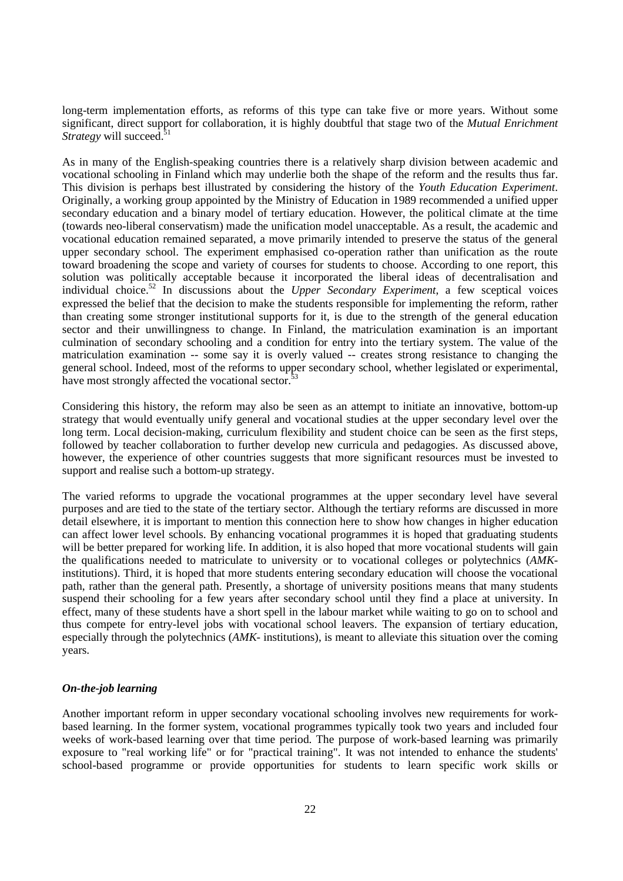long-term implementation efforts, as reforms of this type can take five or more years. Without some significant, direct support for collaboration, it is highly doubtful that stage two of the *Mutual Enrichment Strategy* will succeed.[51]

As in many of the English-speaking countries there is a relatively sharp division between academic and vocational schooling in Finland which may underlie both the shape of the reform and the results thus far. This division is perhaps best illustrated by considering the history of the *Youth Education Experiment*. Originally, a working group appointed by the Ministry of Education in 1989 recommended a unified upper secondary education and a binary model of tertiary education. However, the political climate at the time (towards neo-liberal conservatism) made the unification model unacceptable. As a result, the academic and vocational education remained separated, a move primarily intended to preserve the status of the general upper secondary school. The experiment emphasised co-operation rather than unification as the route toward broadening the scope and variety of courses for students to choose. According to one report, this solution was politically acceptable because it incorporated the liberal ideas of decentralisation and individual choice.[52] In discussions about the *Upper Secondary Experiment*, a few sceptical voices expressed the belief that the decision to make the students responsible for implementing the reform, rather than creating some stronger institutional supports for it, is due to the strength of the general education sector and their unwillingness to change. In Finland, the matriculation examination is an important culmination of secondary schooling and a condition for entry into the tertiary system. The value of the matriculation examination -- some say it is overly valued -- creates strong resistance to changing the general school. Indeed, most of the reforms to upper secondary school, whether legislated or experimental, have most strongly affected the vocational sector.[53]

Considering this history, the reform may also be seen as an attempt to initiate an innovative, bottom-up strategy that would eventually unify general and vocational studies at the upper secondary level over the long term. Local decision-making, curriculum flexibility and student choice can be seen as the first steps, followed by teacher collaboration to further develop new curricula and pedagogies. As discussed above, however, the experience of other countries suggests that more significant resources must be invested to support and realise such a bottom-up strategy.

The varied reforms to upgrade the vocational programmes at the upper secondary level have several purposes and are tied to the state of the tertiary sector. Although the tertiary reforms are discussed in more detail elsewhere, it is important to mention this connection here to show how changes in higher education can affect lower level schools. By enhancing vocational programmes it is hoped that graduating students will be better prepared for working life. In addition, it is also hoped that more vocational students will gain the qualifications needed to matriculate to university or to vocational colleges or polytechnics (*AMK*-institutions). Third, it is hoped that more students entering secondary education will choose the vocational path, rather than the general path. Presently, a shortage of university positions means that many students suspend their schooling for a few years after secondary school until they find a place at university. In effect, many of these students have a short spell in the labour market while waiting to go on to school and thus compete for entry-level jobs with vocational school leavers. The expansion of tertiary education, especially through the polytechnics (*AMK*- institutions), is meant to alleviate this situation over the coming years.

***On-the-job learning***

Another important reform in upper secondary vocational schooling involves new requirements for work-based learning. In the former system, vocational programmes typically took two years and included four weeks of work-based learning over that time period. The purpose of work-based learning was primarily exposure to "real working life" or for "practical training". It was not intended to enhance the students' school-based programme or provide opportunities for students to learn specific work skills or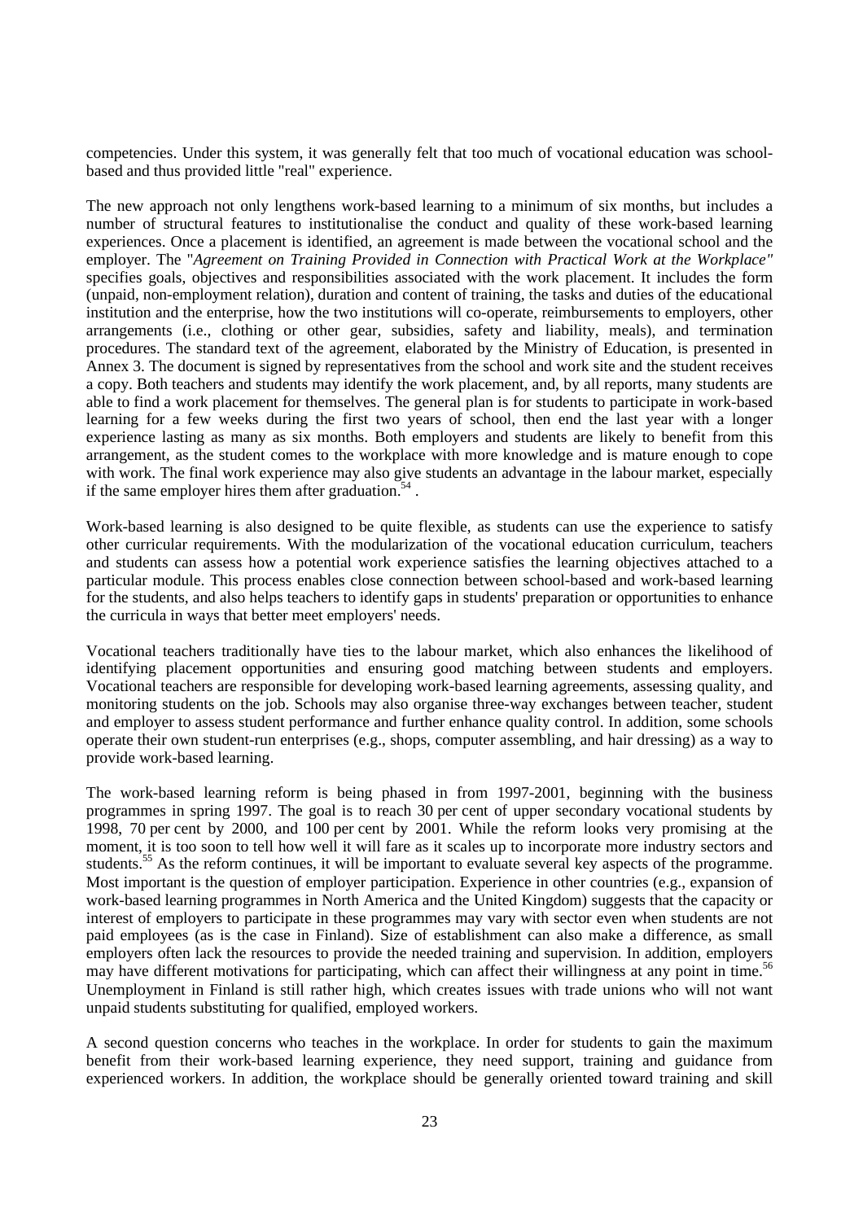competencies. Under this system, it was generally felt that too much of vocational education was school-based and thus provided little "real" experience.

The new approach not only lengthens work-based learning to a minimum of six months, but includes a number of structural features to institutionalise the conduct and quality of these work-based learning experiences. Once a placement is identified, an agreement is made between the vocational school and the employer. The "*Agreement on Training Provided in Connection with Practical Work at the Workplace*" specifies goals, objectives and responsibilities associated with the work placement. It includes the form (unpaid, non-employment relation), duration and content of training, the tasks and duties of the educational institution and the enterprise, how the two institutions will co-operate, reimbursements to employers, other arrangements (i.e., clothing or other gear, subsidies, safety and liability, meals), and termination procedures. The standard text of the agreement, elaborated by the Ministry of Education, is presented in Annex 3. The document is signed by representatives from the school and work site and the student receives a copy. Both teachers and students may identify the work placement, and, by all reports, many students are able to find a work placement for themselves. The general plan is for students to participate in work-based learning for a few weeks during the first two years of school, then end the last year with a longer experience lasting as many as six months. Both employers and students are likely to benefit from this arrangement, as the student comes to the workplace with more knowledge and is mature enough to cope with work. The final work experience may also give students an advantage in the labour market, especially if the same employer hires them after graduation.[54] .

Work-based learning is also designed to be quite flexible, as students can use the experience to satisfy other curricular requirements. With the modularization of the vocational education curriculum, teachers and students can assess how a potential work experience satisfies the learning objectives attached to a particular module. This process enables close connection between school-based and work-based learning for the students, and also helps teachers to identify gaps in students' preparation or opportunities to enhance the curricula in ways that better meet employers' needs.

Vocational teachers traditionally have ties to the labour market, which also enhances the likelihood of identifying placement opportunities and ensuring good matching between students and employers. Vocational teachers are responsible for developing work-based learning agreements, assessing quality, and monitoring students on the job. Schools may also organise three-way exchanges between teacher, student and employer to assess student performance and further enhance quality control. In addition, some schools operate their own student-run enterprises (e.g., shops, computer assembling, and hair dressing) as a way to provide work-based learning.

The work-based learning reform is being phased in from 1997-2001, beginning with the business programmes in spring 1997. The goal is to reach 30 per cent of upper secondary vocational students by 1998, 70 per cent by 2000, and 100 per cent by 2001. While the reform looks very promising at the moment, it is too soon to tell how well it will fare as it scales up to incorporate more industry sectors and students.[55] As the reform continues, it will be important to evaluate several key aspects of the programme. Most important is the question of employer participation. Experience in other countries (e.g., expansion of work-based learning programmes in North America and the United Kingdom) suggests that the capacity or interest of employers to participate in these programmes may vary with sector even when students are not paid employees (as is the case in Finland). Size of establishment can also make a difference, as small employers often lack the resources to provide the needed training and supervision. In addition, employers may have different motivations for participating, which can affect their willingness at any point in time.[56] Unemployment in Finland is still rather high, which creates issues with trade unions who will not want unpaid students substituting for qualified, employed workers.

A second question concerns who teaches in the workplace. In order for students to gain the maximum benefit from their work-based learning experience, they need support, training and guidance from experienced workers. In addition, the workplace should be generally oriented toward training and skill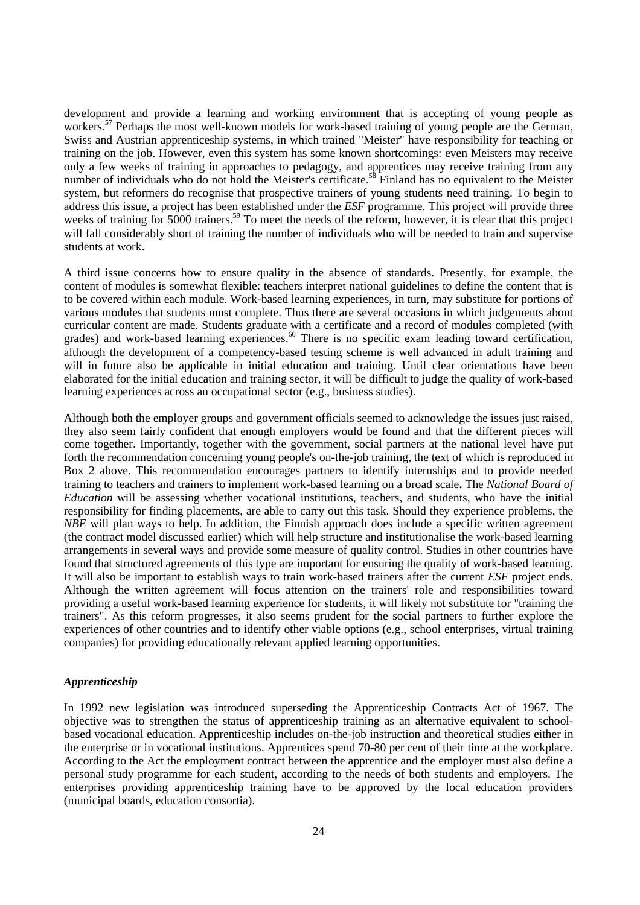development and provide a learning and working environment that is accepting of young people as workers.[57] Perhaps the most well-known models for work-based training of young people are the German, Swiss and Austrian apprenticeship systems, in which trained "Meister" have responsibility for teaching or training on the job. However, even this system has some known shortcomings: even Meisters may receive only a few weeks of training in approaches to pedagogy, and apprentices may receive training from any number of individuals who do not hold the Meister's certificate.[58] Finland has no equivalent to the Meister system, but reformers do recognise that prospective trainers of young students need training. To begin to address this issue, a project has been established under the *ESF* programme. This project will provide three weeks of training for 5000 trainers.[59] To meet the needs of the reform, however, it is clear that this project will fall considerably short of training the number of individuals who will be needed to train and supervise students at work.

A third issue concerns how to ensure quality in the absence of standards. Presently, for example, the content of modules is somewhat flexible: teachers interpret national guidelines to define the content that is to be covered within each module. Work-based learning experiences, in turn, may substitute for portions of various modules that students must complete. Thus there are several occasions in which judgements about curricular content are made. Students graduate with a certificate and a record of modules completed (with grades) and work-based learning experiences.[60] There is no specific exam leading toward certification, although the development of a competency-based testing scheme is well advanced in adult training and will in future also be applicable in initial education and training. Until clear orientations have been elaborated for the initial education and training sector, it will be difficult to judge the quality of work-based learning experiences across an occupational sector (e.g., business studies).

Although both the employer groups and government officials seemed to acknowledge the issues just raised, they also seem fairly confident that enough employers would be found and that the different pieces will come together. Importantly, together with the government, social partners at the national level have put forth the recommendation concerning young people's on-the-job training, the text of which is reproduced in Box 2 above. This recommendation encourages partners to identify internships and to provide needed training to teachers and trainers to implement work-based learning on a broad scale**.** The *National Board of Education* will be assessing whether vocational institutions, teachers, and students, who have the initial responsibility for finding placements, are able to carry out this task. Should they experience problems, the *NBE* will plan ways to help. In addition, the Finnish approach does include a specific written agreement (the contract model discussed earlier) which will help structure and institutionalise the work-based learning arrangements in several ways and provide some measure of quality control. Studies in other countries have found that structured agreements of this type are important for ensuring the quality of work-based learning. It will also be important to establish ways to train work-based trainers after the current *ESF* project ends. Although the written agreement will focus attention on the trainers' role and responsibilities toward providing a useful work-based learning experience for students, it will likely not substitute for "training the trainers". As this reform progresses, it also seems prudent for the social partners to further explore the experiences of other countries and to identify other viable options (e.g., school enterprises, virtual training companies) for providing educationally relevant applied learning opportunities.

### *Apprenticeship*

In 1992 new legislation was introduced superseding the Apprenticeship Contracts Act of 1967. The objective was to strengthen the status of apprenticeship training as an alternative equivalent to school-based vocational education. Apprenticeship includes on-the-job instruction and theoretical studies either in the enterprise or in vocational institutions. Apprentices spend 70-80 per cent of their time at the workplace. According to the Act the employment contract between the apprentice and the employer must also define a personal study programme for each student, according to the needs of both students and employers. The enterprises providing apprenticeship training have to be approved by the local education providers (municipal boards, education consortia).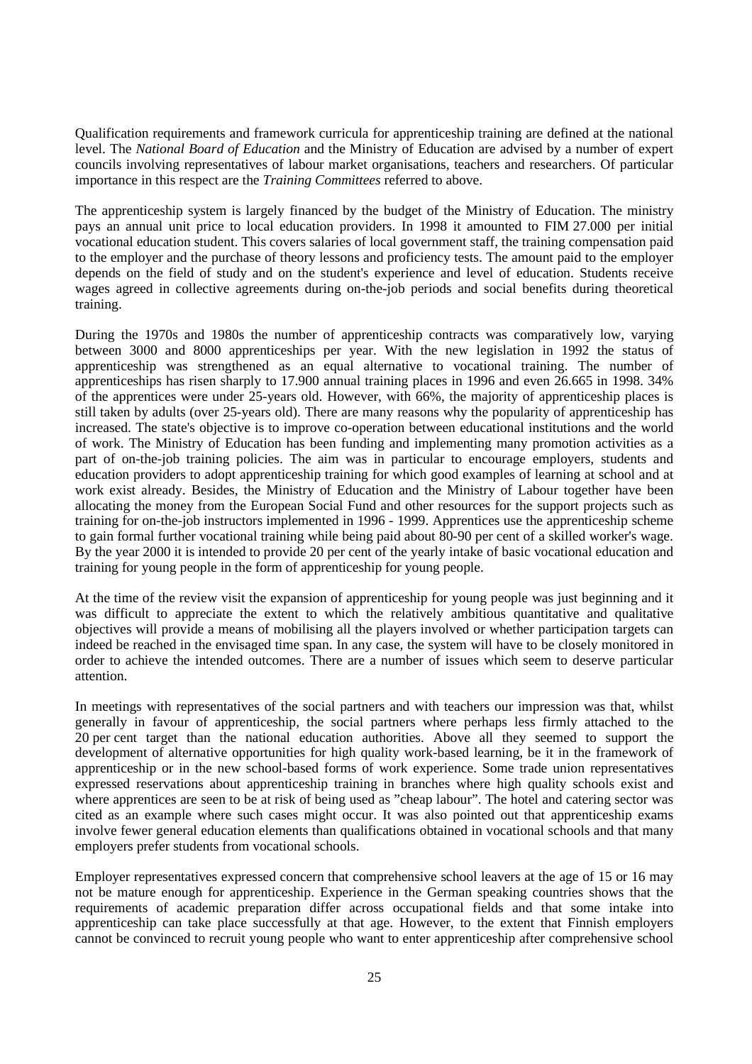Qualification requirements and framework curricula for apprenticeship training are defined at the national level. The *National Board of Education* and the Ministry of Education are advised by a number of expert councils involving representatives of labour market organisations, teachers and researchers. Of particular importance in this respect are the *Training Committees* referred to above.

The apprenticeship system is largely financed by the budget of the Ministry of Education. The ministry pays an annual unit price to local education providers. In 1998 it amounted to FIM 27.000 per initial vocational education student. This covers salaries of local government staff, the training compensation paid to the employer and the purchase of theory lessons and proficiency tests. The amount paid to the employer depends on the field of study and on the student's experience and level of education. Students receive wages agreed in collective agreements during on-the-job periods and social benefits during theoretical training.

During the 1970s and 1980s the number of apprenticeship contracts was comparatively low, varying between 3000 and 8000 apprenticeships per year. With the new legislation in 1992 the status of apprenticeship was strengthened as an equal alternative to vocational training. The number of apprenticeships has risen sharply to 17.900 annual training places in 1996 and even 26.665 in 1998. 34% of the apprentices were under 25-years old. However, with 66%, the majority of apprenticeship places is still taken by adults (over 25-years old). There are many reasons why the popularity of apprenticeship has increased. The state's objective is to improve co-operation between educational institutions and the world of work. The Ministry of Education has been funding and implementing many promotion activities as a part of on-the-job training policies. The aim was in particular to encourage employers, students and education providers to adopt apprenticeship training for which good examples of learning at school and at work exist already. Besides, the Ministry of Education and the Ministry of Labour together have been allocating the money from the European Social Fund and other resources for the support projects such as training for on-the-job instructors implemented in 1996 - 1999. Apprentices use the apprenticeship scheme to gain formal further vocational training while being paid about 80-90 per cent of a skilled worker's wage. By the year 2000 it is intended to provide 20 per cent of the yearly intake of basic vocational education and training for young people in the form of apprenticeship for young people.

At the time of the review visit the expansion of apprenticeship for young people was just beginning and it was difficult to appreciate the extent to which the relatively ambitious quantitative and qualitative objectives will provide a means of mobilising all the players involved or whether participation targets can indeed be reached in the envisaged time span. In any case, the system will have to be closely monitored in order to achieve the intended outcomes. There are a number of issues which seem to deserve particular attention.

In meetings with representatives of the social partners and with teachers our impression was that, whilst generally in favour of apprenticeship, the social partners where perhaps less firmly attached to the 20 per cent target than the national education authorities. Above all they seemed to support the development of alternative opportunities for high quality work-based learning, be it in the framework of apprenticeship or in the new school-based forms of work experience. Some trade union representatives expressed reservations about apprenticeship training in branches where high quality schools exist and where apprentices are seen to be at risk of being used as "cheap labour". The hotel and catering sector was cited as an example where such cases might occur. It was also pointed out that apprenticeship exams involve fewer general education elements than qualifications obtained in vocational schools and that many employers prefer students from vocational schools.

Employer representatives expressed concern that comprehensive school leavers at the age of 15 or 16 may not be mature enough for apprenticeship. Experience in the German speaking countries shows that the requirements of academic preparation differ across occupational fields and that some intake into apprenticeship can take place successfully at that age. However, to the extent that Finnish employers cannot be convinced to recruit young people who want to enter apprenticeship after comprehensive school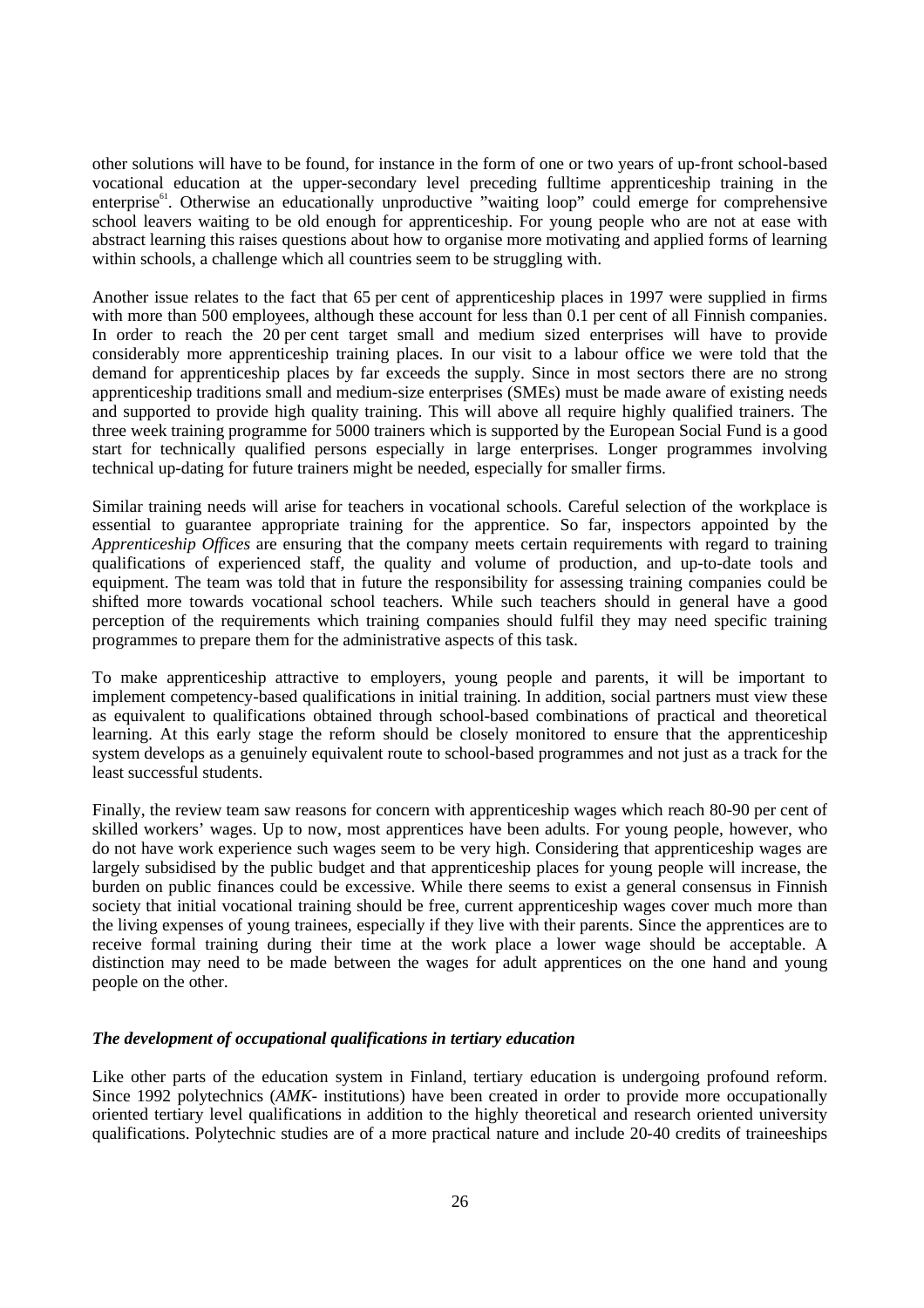other solutions will have to be found, for instance in the form of one or two years of up-front school-based vocational education at the upper-secondary level preceding fulltime apprenticeship training in the enterprise[61]. Otherwise an educationally unproductive "waiting loop" could emerge for comprehensive school leavers waiting to be old enough for apprenticeship. For young people who are not at ease with abstract learning this raises questions about how to organise more motivating and applied forms of learning within schools, a challenge which all countries seem to be struggling with.

Another issue relates to the fact that 65 per cent of apprenticeship places in 1997 were supplied in firms with more than 500 employees, although these account for less than 0.1 per cent of all Finnish companies. In order to reach the 20 per cent target small and medium sized enterprises will have to provide considerably more apprenticeship training places. In our visit to a labour office we were told that the demand for apprenticeship places by far exceeds the supply. Since in most sectors there are no strong apprenticeship traditions small and medium-size enterprises (SMEs) must be made aware of existing needs and supported to provide high quality training. This will above all require highly qualified trainers. The three week training programme for 5000 trainers which is supported by the European Social Fund is a good start for technically qualified persons especially in large enterprises. Longer programmes involving technical up-dating for future trainers might be needed, especially for smaller firms.

Similar training needs will arise for teachers in vocational schools. Careful selection of the workplace is essential to guarantee appropriate training for the apprentice. So far, inspectors appointed by the *Apprenticeship Offices* are ensuring that the company meets certain requirements with regard to training qualifications of experienced staff, the quality and volume of production, and up-to-date tools and equipment. The team was told that in future the responsibility for assessing training companies could be shifted more towards vocational school teachers. While such teachers should in general have a good perception of the requirements which training companies should fulfil they may need specific training programmes to prepare them for the administrative aspects of this task.

To make apprenticeship attractive to employers, young people and parents, it will be important to implement competency-based qualifications in initial training. In addition, social partners must view these as equivalent to qualifications obtained through school-based combinations of practical and theoretical learning. At this early stage the reform should be closely monitored to ensure that the apprenticeship system develops as a genuinely equivalent route to school-based programmes and not just as a track for the least successful students.

Finally, the review team saw reasons for concern with apprenticeship wages which reach 80-90 per cent of skilled workers' wages. Up to now, most apprentices have been adults. For young people, however, who do not have work experience such wages seem to be very high. Considering that apprenticeship wages are largely subsidised by the public budget and that apprenticeship places for young people will increase, the burden on public finances could be excessive. While there seems to exist a general consensus in Finnish society that initial vocational training should be free, current apprenticeship wages cover much more than the living expenses of young trainees, especially if they live with their parents. Since the apprentices are to receive formal training during their time at the work place a lower wage should be acceptable. A distinction may need to be made between the wages for adult apprentices on the one hand and young people on the other.

### *The development of occupational qualifications in tertiary education*

Like other parts of the education system in Finland, tertiary education is undergoing profound reform. Since 1992 polytechnics (*AMK*- institutions) have been created in order to provide more occupationally oriented tertiary level qualifications in addition to the highly theoretical and research oriented university qualifications. Polytechnic studies are of a more practical nature and include 20-40 credits of traineeships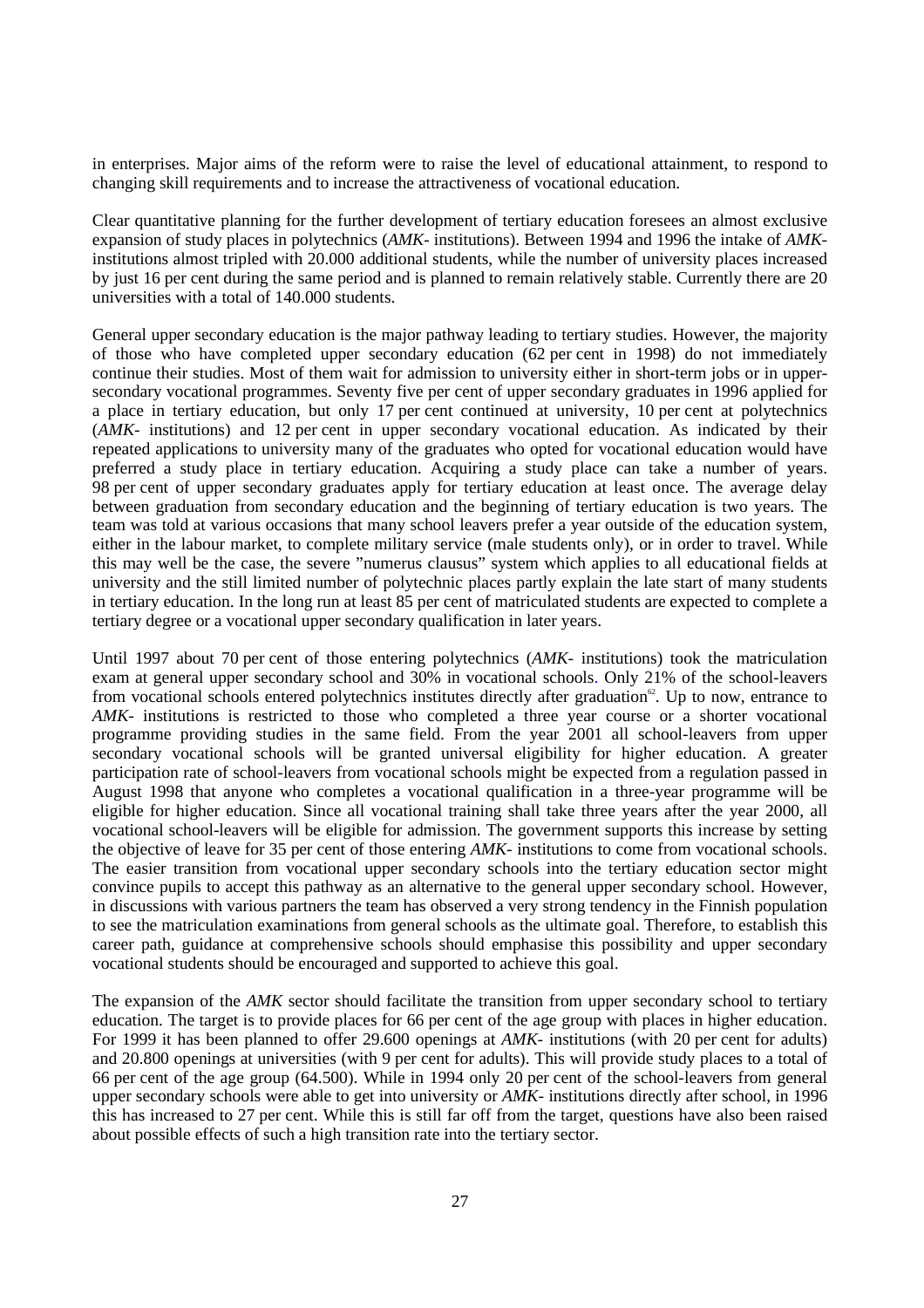in enterprises. Major aims of the reform were to raise the level of educational attainment, to respond to changing skill requirements and to increase the attractiveness of vocational education.

Clear quantitative planning for the further development of tertiary education foresees an almost exclusive expansion of study places in polytechnics (*AMK*- institutions). Between 1994 and 1996 the intake of *AMK*-institutions almost tripled with 20.000 additional students, while the number of university places increased by just 16 per cent during the same period and is planned to remain relatively stable. Currently there are 20 universities with a total of 140.000 students.

General upper secondary education is the major pathway leading to tertiary studies. However, the majority of those who have completed upper secondary education (62 per cent in 1998) do not immediately continue their studies. Most of them wait for admission to university either in short-term jobs or in upper-secondary vocational programmes. Seventy five per cent of upper secondary graduates in 1996 applied for a place in tertiary education, but only 17 per cent continued at university, 10 per cent at polytechnics (*AMK*- institutions) and 12 per cent in upper secondary vocational education. As indicated by their repeated applications to university many of the graduates who opted for vocational education would have preferred a study place in tertiary education. Acquiring a study place can take a number of years. 98 per cent of upper secondary graduates apply for tertiary education at least once. The average delay between graduation from secondary education and the beginning of tertiary education is two years. The team was told at various occasions that many school leavers prefer a year outside of the education system, either in the labour market, to complete military service (male students only), or in order to travel. While this may well be the case, the severe "numerus clausus" system which applies to all educational fields at university and the still limited number of polytechnic places partly explain the late start of many students in tertiary education. In the long run at least 85 per cent of matriculated students are expected to complete a tertiary degree or a vocational upper secondary qualification in later years.

Until 1997 about 70 per cent of those entering polytechnics (*AMK*- institutions) took the matriculation exam at general upper secondary school and 30% in vocational schools. Only 21% of the school-leavers from vocational schools entered polytechnics institutes directly after graduation[62]. Up to now, entrance to *AMK*- institutions is restricted to those who completed a three year course or a shorter vocational programme providing studies in the same field. From the year 2001 all school-leavers from upper secondary vocational schools will be granted universal eligibility for higher education. A greater participation rate of school-leavers from vocational schools might be expected from a regulation passed in August 1998 that anyone who completes a vocational qualification in a three-year programme will be eligible for higher education. Since all vocational training shall take three years after the year 2000, all vocational school-leavers will be eligible for admission. The government supports this increase by setting the objective of leave for 35 per cent of those entering *AMK*- institutions to come from vocational schools. The easier transition from vocational upper secondary schools into the tertiary education sector might convince pupils to accept this pathway as an alternative to the general upper secondary school. However, in discussions with various partners the team has observed a very strong tendency in the Finnish population to see the matriculation examinations from general schools as the ultimate goal. Therefore, to establish this career path, guidance at comprehensive schools should emphasise this possibility and upper secondary vocational students should be encouraged and supported to achieve this goal.

The expansion of the *AMK* sector should facilitate the transition from upper secondary school to tertiary education. The target is to provide places for 66 per cent of the age group with places in higher education. For 1999 it has been planned to offer 29.600 openings at *AMK*- institutions (with 20 per cent for adults) and 20.800 openings at universities (with 9 per cent for adults). This will provide study places to a total of 66 per cent of the age group (64.500). While in 1994 only 20 per cent of the school-leavers from general upper secondary schools were able to get into university or *AMK*- institutions directly after school, in 1996 this has increased to 27 per cent. While this is still far off from the target, questions have also been raised about possible effects of such a high transition rate into the tertiary sector.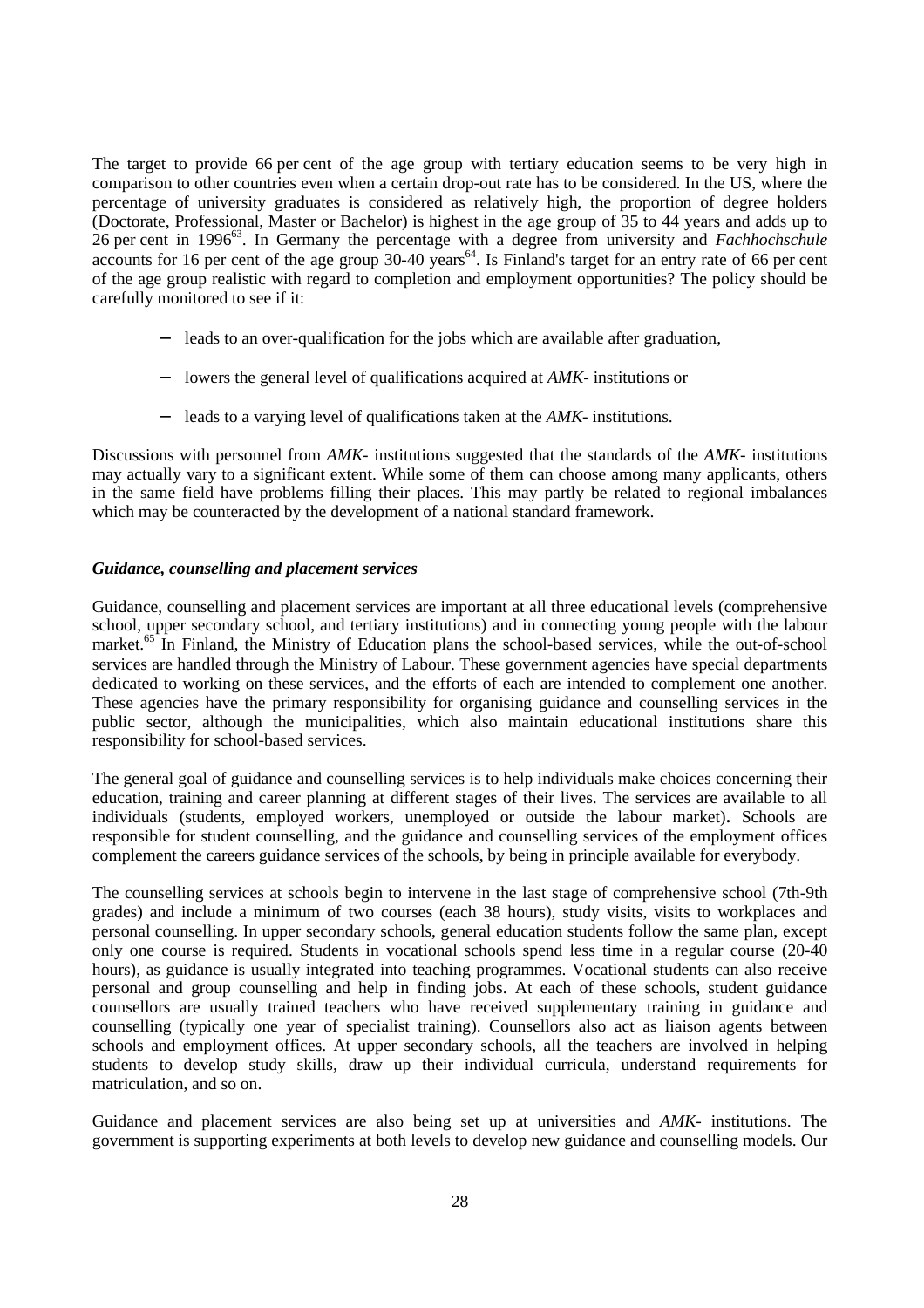The target to provide 66 per cent of the age group with tertiary education seems to be very high in comparison to other countries even when a certain drop-out rate has to be considered. In the US, where the percentage of university graduates is considered as relatively high, the proportion of degree holders (Doctorate, Professional, Master or Bachelor) is highest in the age group of 35 to 44 years and adds up to 26 per cent in 1996[63]. In Germany the percentage with a degree from university and *Fachhochschule* accounts for 16 per cent of the age group 30-40 years[64]. Is Finland's target for an entry rate of 66 per cent of the age group realistic with regard to completion and employment opportunities? The policy should be carefully monitored to see if it:

- leads to an over-qualification for the jobs which are available after graduation,
- lowers the general level of qualifications acquired at *AMK*- institutions or
- leads to a varying level of qualifications taken at the *AMK*- institutions.

Discussions with personnel from *AMK*- institutions suggested that the standards of the *AMK*- institutions may actually vary to a significant extent. While some of them can choose among many applicants, others in the same field have problems filling their places. This may partly be related to regional imbalances which may be counteracted by the development of a national standard framework.

### *Guidance, counselling and placement services*

Guidance, counselling and placement services are important at all three educational levels (comprehensive school, upper secondary school, and tertiary institutions) and in connecting young people with the labour market.[65] In Finland, the Ministry of Education plans the school-based services, while the out-of-school services are handled through the Ministry of Labour. These government agencies have special departments dedicated to working on these services, and the efforts of each are intended to complement one another. These agencies have the primary responsibility for organising guidance and counselling services in the public sector, although the municipalities, which also maintain educational institutions share this responsibility for school-based services.

The general goal of guidance and counselling services is to help individuals make choices concerning their education, training and career planning at different stages of their lives. The services are available to all individuals (students, employed workers, unemployed or outside the labour market)**.** Schools are responsible for student counselling, and the guidance and counselling services of the employment offices complement the careers guidance services of the schools, by being in principle available for everybody.

The counselling services at schools begin to intervene in the last stage of comprehensive school (7th-9th grades) and include a minimum of two courses (each 38 hours), study visits, visits to workplaces and personal counselling. In upper secondary schools, general education students follow the same plan, except only one course is required. Students in vocational schools spend less time in a regular course (20-40 hours), as guidance is usually integrated into teaching programmes. Vocational students can also receive personal and group counselling and help in finding jobs. At each of these schools, student guidance counsellors are usually trained teachers who have received supplementary training in guidance and counselling (typically one year of specialist training). Counsellors also act as liaison agents between schools and employment offices. At upper secondary schools, all the teachers are involved in helping students to develop study skills, draw up their individual curricula, understand requirements for matriculation, and so on.

Guidance and placement services are also being set up at universities and *AMK*- institutions. The government is supporting experiments at both levels to develop new guidance and counselling models. Our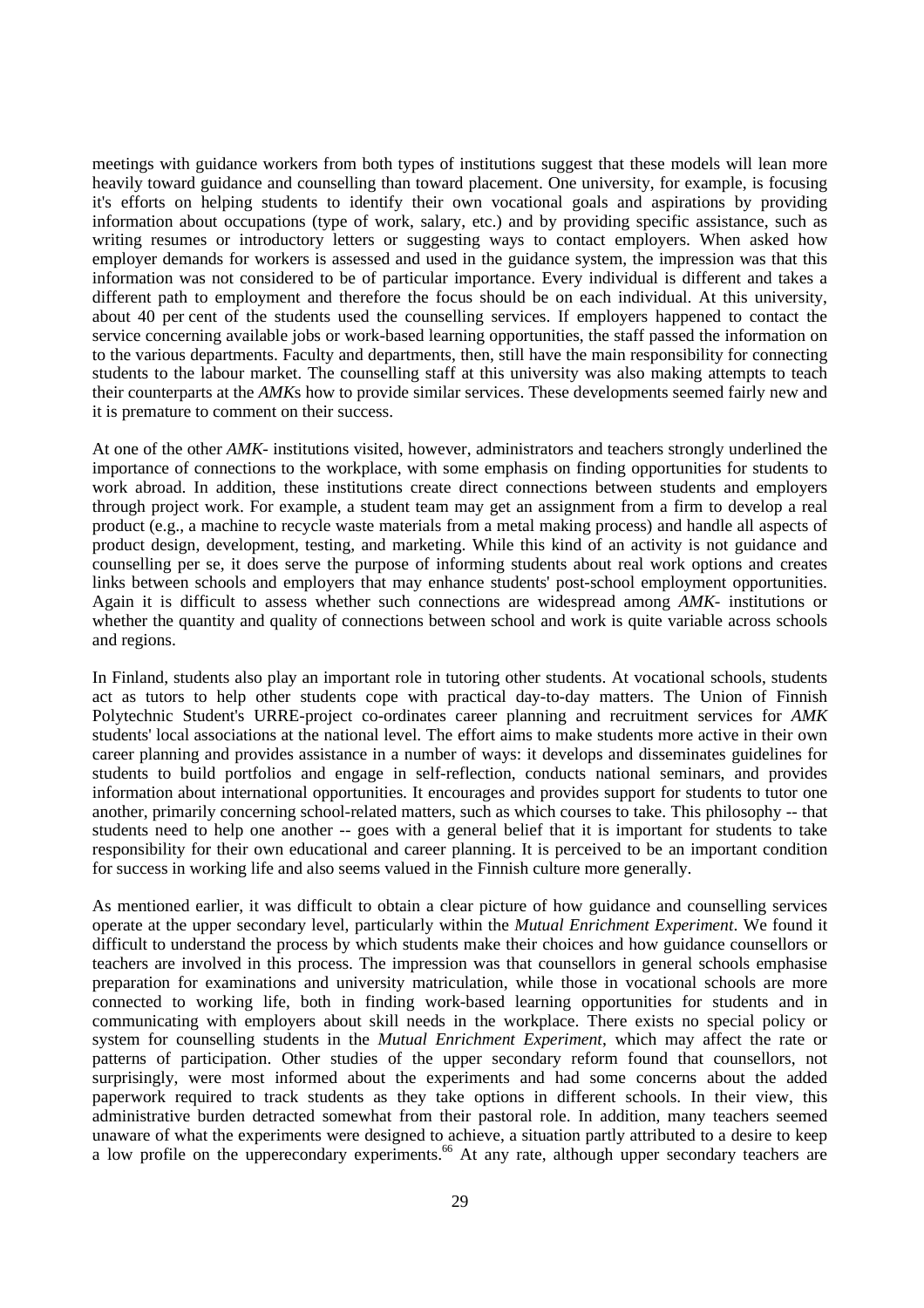meetings with guidance workers from both types of institutions suggest that these models will lean more heavily toward guidance and counselling than toward placement. One university, for example, is focusing it's efforts on helping students to identify their own vocational goals and aspirations by providing information about occupations (type of work, salary, etc.) and by providing specific assistance, such as writing resumes or introductory letters or suggesting ways to contact employers. When asked how employer demands for workers is assessed and used in the guidance system, the impression was that this information was not considered to be of particular importance. Every individual is different and takes a different path to employment and therefore the focus should be on each individual. At this university, about 40 per cent of the students used the counselling services. If employers happened to contact the service concerning available jobs or work-based learning opportunities, the staff passed the information on to the various departments. Faculty and departments, then, still have the main responsibility for connecting students to the labour market. The counselling staff at this university was also making attempts to teach their counterparts at the *AMK*s how to provide similar services. These developments seemed fairly new and it is premature to comment on their success.

At one of the other *AMK*- institutions visited, however, administrators and teachers strongly underlined the importance of connections to the workplace, with some emphasis on finding opportunities for students to work abroad. In addition, these institutions create direct connections between students and employers through project work. For example, a student team may get an assignment from a firm to develop a real product (e.g., a machine to recycle waste materials from a metal making process) and handle all aspects of product design, development, testing, and marketing. While this kind of an activity is not guidance and counselling per se, it does serve the purpose of informing students about real work options and creates links between schools and employers that may enhance students' post-school employment opportunities. Again it is difficult to assess whether such connections are widespread among *AMK*- institutions or whether the quantity and quality of connections between school and work is quite variable across schools and regions.

In Finland, students also play an important role in tutoring other students. At vocational schools, students act as tutors to help other students cope with practical day-to-day matters. The Union of Finnish Polytechnic Student's URRE-project co-ordinates career planning and recruitment services for *AMK* students' local associations at the national level. The effort aims to make students more active in their own career planning and provides assistance in a number of ways: it develops and disseminates guidelines for students to build portfolios and engage in self-reflection, conducts national seminars, and provides information about international opportunities. It encourages and provides support for students to tutor one another, primarily concerning school-related matters, such as which courses to take. This philosophy -- that students need to help one another -- goes with a general belief that it is important for students to take responsibility for their own educational and career planning. It is perceived to be an important condition for success in working life and also seems valued in the Finnish culture more generally.

As mentioned earlier, it was difficult to obtain a clear picture of how guidance and counselling services operate at the upper secondary level, particularly within the *Mutual Enrichment Experiment*. We found it difficult to understand the process by which students make their choices and how guidance counsellors or teachers are involved in this process. The impression was that counsellors in general schools emphasise preparation for examinations and university matriculation, while those in vocational schools are more connected to working life, both in finding work-based learning opportunities for students and in communicating with employers about skill needs in the workplace. There exists no special policy or system for counselling students in the *Mutual Enrichment Experiment*, which may affect the rate or patterns of participation. Other studies of the upper secondary reform found that counsellors, not surprisingly, were most informed about the experiments and had some concerns about the added paperwork required to track students as they take options in different schools. In their view, this administrative burden detracted somewhat from their pastoral role. In addition, many teachers seemed unaware of what the experiments were designed to achieve, a situation partly attributed to a desire to keep a low profile on the upperecondary experiments.[66] At any rate, although upper secondary teachers are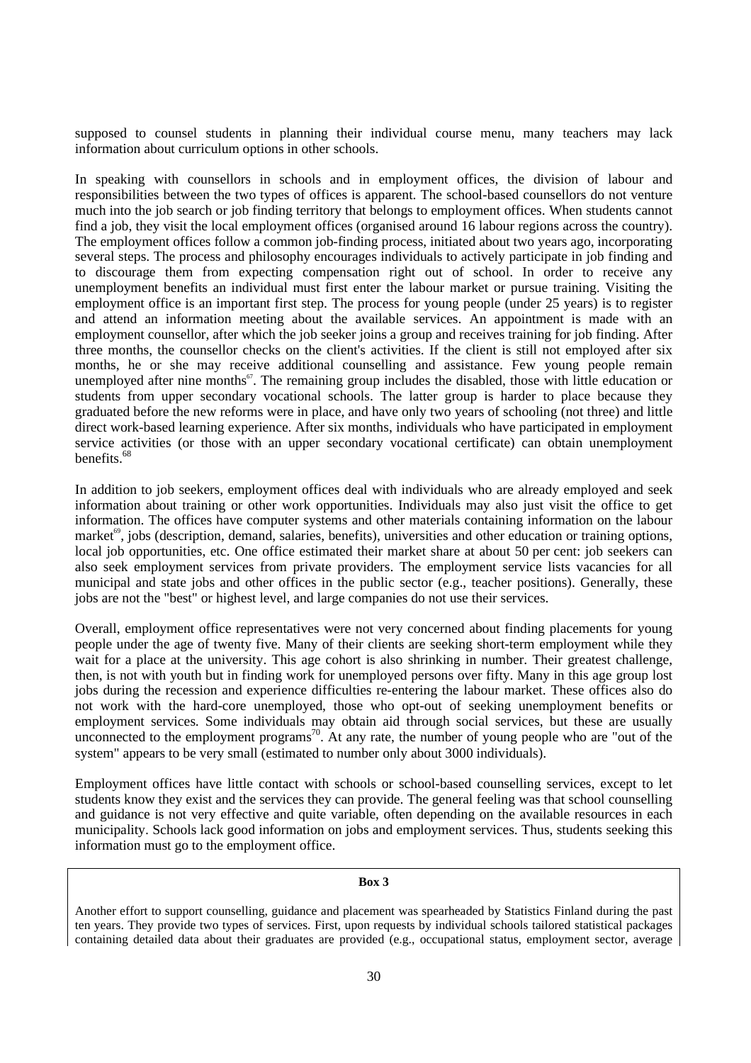supposed to counsel students in planning their individual course menu, many teachers may lack information about curriculum options in other schools.

In speaking with counsellors in schools and in employment offices, the division of labour and responsibilities between the two types of offices is apparent. The school-based counsellors do not venture much into the job search or job finding territory that belongs to employment offices. When students cannot find a job, they visit the local employment offices (organised around 16 labour regions across the country). The employment offices follow a common job-finding process, initiated about two years ago, incorporating several steps. The process and philosophy encourages individuals to actively participate in job finding and to discourage them from expecting compensation right out of school. In order to receive any unemployment benefits an individual must first enter the labour market or pursue training. Visiting the employment office is an important first step. The process for young people (under 25 years) is to register and attend an information meeting about the available services. An appointment is made with an employment counsellor, after which the job seeker joins a group and receives training for job finding. After three months, the counsellor checks on the client's activities. If the client is still not employed after six months, he or she may receive additional counselling and assistance. Few young people remain unemployed after nine months[67]. The remaining group includes the disabled, those with little education or students from upper secondary vocational schools. The latter group is harder to place because they graduated before the new reforms were in place, and have only two years of schooling (not three) and little direct work-based learning experience. After six months, individuals who have participated in employment service activities (or those with an upper secondary vocational certificate) can obtain unemployment benefits.[68]

In addition to job seekers, employment offices deal with individuals who are already employed and seek information about training or other work opportunities. Individuals may also just visit the office to get information. The offices have computer systems and other materials containing information on the labour market[69], jobs (description, demand, salaries, benefits), universities and other education or training options, local job opportunities, etc. One office estimated their market share at about 50 per cent: job seekers can also seek employment services from private providers. The employment service lists vacancies for all municipal and state jobs and other offices in the public sector (e.g., teacher positions). Generally, these jobs are not the "best" or highest level, and large companies do not use their services.

Overall, employment office representatives were not very concerned about finding placements for young people under the age of twenty five. Many of their clients are seeking short-term employment while they wait for a place at the university. This age cohort is also shrinking in number. Their greatest challenge, then, is not with youth but in finding work for unemployed persons over fifty. Many in this age group lost jobs during the recession and experience difficulties re-entering the labour market. These offices also do not work with the hard-core unemployed, those who opt-out of seeking unemployment benefits or employment services. Some individuals may obtain aid through social services, but these are usually unconnected to the employment programs[70]. At any rate, the number of young people who are "out of the system" appears to be very small (estimated to number only about 3000 individuals).

Employment offices have little contact with schools or school-based counselling services, except to let students know they exist and the services they can provide. The general feeling was that school counselling and guidance is not very effective and quite variable, often depending on the available resources in each municipality. Schools lack good information on jobs and employment services. Thus, students seeking this information must go to the employment office.

**Box 3**

Another effort to support counselling, guidance and placement was spearheaded by Statistics Finland during the past ten years. They provide two types of services. First, upon requests by individual schools tailored statistical packages containing detailed data about their graduates are provided (e.g., occupational status, employment sector, average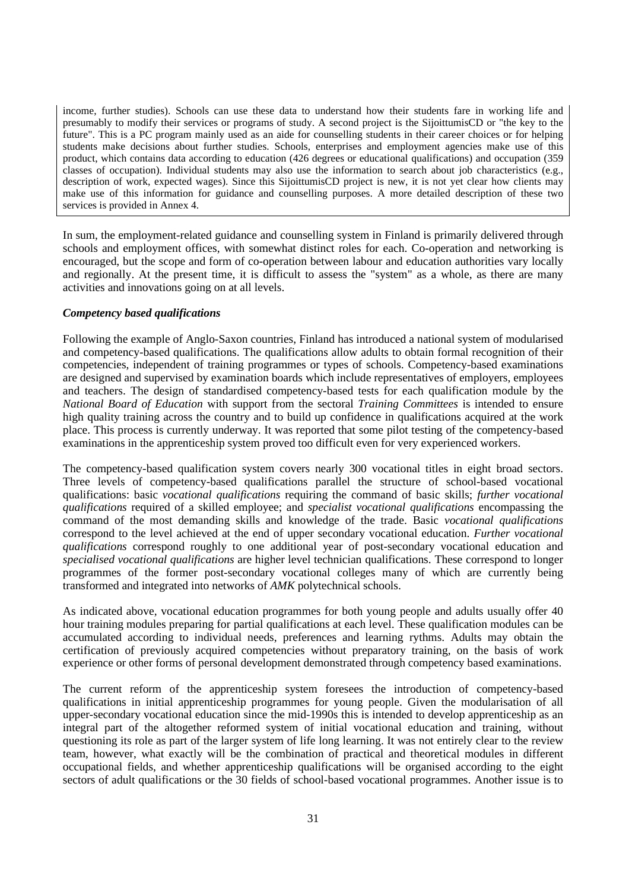income, further studies). Schools can use these data to understand how their students fare in working life and presumably to modify their services or programs of study. A second project is the SijoittumisCD or "the key to the future". This is a PC program mainly used as an aide for counselling students in their career choices or for helping students make decisions about further studies. Schools, enterprises and employment agencies make use of this product, which contains data according to education (426 degrees or educational qualifications) and occupation (359 classes of occupation). Individual students may also use the information to search about job characteristics (e.g., description of work, expected wages). Since this SijoittumisCD project is new, it is not yet clear how clients may make use of this information for guidance and counselling purposes. A more detailed description of these two services is provided in Annex 4.

In sum, the employment-related guidance and counselling system in Finland is primarily delivered through schools and employment offices, with somewhat distinct roles for each. Co-operation and networking is encouraged, but the scope and form of co-operation between labour and education authorities vary locally and regionally. At the present time, it is difficult to assess the "system" as a whole, as there are many activities and innovations going on at all levels.

***Competency based qualifications***

Following the example of Anglo-Saxon countries, Finland has introduced a national system of modularised and competency-based qualifications. The qualifications allow adults to obtain formal recognition of their competencies, independent of training programmes or types of schools. Competency-based examinations are designed and supervised by examination boards which include representatives of employers, employees and teachers. The design of standardised competency-based tests for each qualification module by the *National Board of Education* with support from the sectoral *Training Committees* is intended to ensure high quality training across the country and to build up confidence in qualifications acquired at the work place. This process is currently underway. It was reported that some pilot testing of the competency-based examinations in the apprenticeship system proved too difficult even for very experienced workers.

The competency-based qualification system covers nearly 300 vocational titles in eight broad sectors. Three levels of competency-based qualifications parallel the structure of school-based vocational qualifications: basic *vocational qualifications* requiring the command of basic skills; *further vocational qualifications* required of a skilled employee; and *specialist vocational qualifications* encompassing the command of the most demanding skills and knowledge of the trade. Basic *vocational qualifications* correspond to the level achieved at the end of upper secondary vocational education. *Further vocational qualifications* correspond roughly to one additional year of post-secondary vocational education and *specialised vocational qualifications* are higher level technician qualifications. These correspond to longer programmes of the former post-secondary vocational colleges many of which are currently being transformed and integrated into networks of *AMK* polytechnical schools.

As indicated above, vocational education programmes for both young people and adults usually offer 40 hour training modules preparing for partial qualifications at each level. These qualification modules can be accumulated according to individual needs, preferences and learning rythms. Adults may obtain the certification of previously acquired competencies without preparatory training, on the basis of work experience or other forms of personal development demonstrated through competency based examinations.

The current reform of the apprenticeship system foresees the introduction of competency-based qualifications in initial apprenticeship programmes for young people. Given the modularisation of all upper-secondary vocational education since the mid-1990s this is intended to develop apprenticeship as an integral part of the altogether reformed system of initial vocational education and training, without questioning its role as part of the larger system of life long learning. It was not entirely clear to the review team, however, what exactly will be the combination of practical and theoretical modules in different occupational fields, and whether apprenticeship qualifications will be organised according to the eight sectors of adult qualifications or the 30 fields of school-based vocational programmes. Another issue is to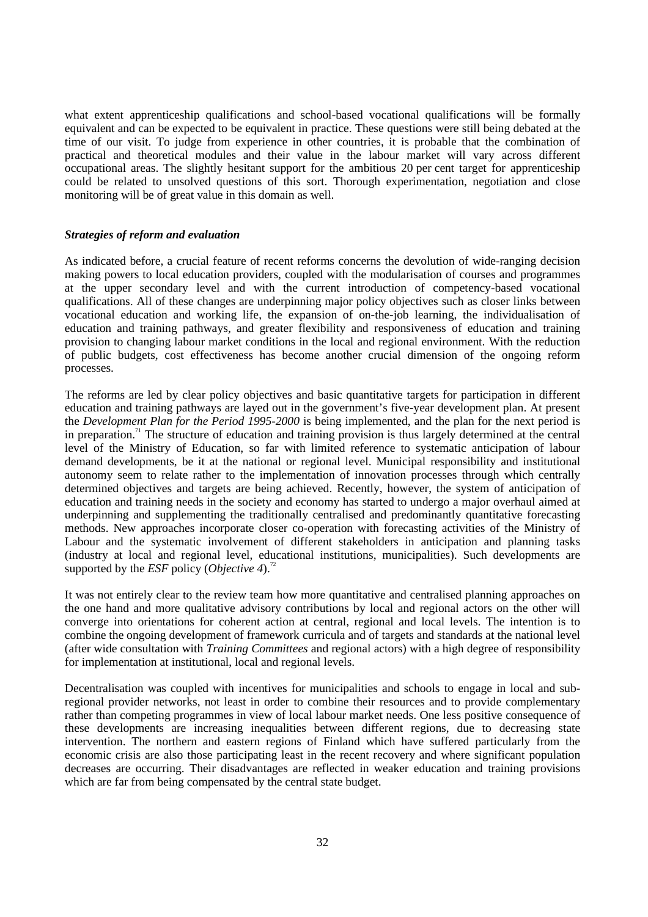what extent apprenticeship qualifications and school-based vocational qualifications will be formally equivalent and can be expected to be equivalent in practice. These questions were still being debated at the time of our visit. To judge from experience in other countries, it is probable that the combination of practical and theoretical modules and their value in the labour market will vary across different occupational areas. The slightly hesitant support for the ambitious 20 per cent target for apprenticeship could be related to unsolved questions of this sort. Thorough experimentation, negotiation and close monitoring will be of great value in this domain as well.

### *Strategies of reform and evaluation*

As indicated before, a crucial feature of recent reforms concerns the devolution of wide-ranging decision making powers to local education providers, coupled with the modularisation of courses and programmes at the upper secondary level and with the current introduction of competency-based vocational qualifications. All of these changes are underpinning major policy objectives such as closer links between vocational education and working life, the expansion of on-the-job learning, the individualisation of education and training pathways, and greater flexibility and responsiveness of education and training provision to changing labour market conditions in the local and regional environment. With the reduction of public budgets, cost effectiveness has become another crucial dimension of the ongoing reform processes.

The reforms are led by clear policy objectives and basic quantitative targets for participation in different education and training pathways are layed out in the government's five-year development plan. At present the *Development Plan for the Period 1995-2000* is being implemented, and the plan for the next period is in preparation.[71] The structure of education and training provision is thus largely determined at the central level of the Ministry of Education, so far with limited reference to systematic anticipation of labour demand developments, be it at the national or regional level. Municipal responsibility and institutional autonomy seem to relate rather to the implementation of innovation processes through which centrally determined objectives and targets are being achieved. Recently, however, the system of anticipation of education and training needs in the society and economy has started to undergo a major overhaul aimed at underpinning and supplementing the traditionally centralised and predominantly quantitative forecasting methods. New approaches incorporate closer co-operation with forecasting activities of the Ministry of Labour and the systematic involvement of different stakeholders in anticipation and planning tasks (industry at local and regional level, educational institutions, municipalities). Such developments are supported by the *ESF* policy (*Objective 4*).[72]

It was not entirely clear to the review team how more quantitative and centralised planning approaches on the one hand and more qualitative advisory contributions by local and regional actors on the other will converge into orientations for coherent action at central, regional and local levels. The intention is to combine the ongoing development of framework curricula and of targets and standards at the national level (after wide consultation with *Training Committees* and regional actors) with a high degree of responsibility for implementation at institutional, local and regional levels.

Decentralisation was coupled with incentives for municipalities and schools to engage in local and sub-regional provider networks, not least in order to combine their resources and to provide complementary rather than competing programmes in view of local labour market needs. One less positive consequence of these developments are increasing inequalities between different regions, due to decreasing state intervention. The northern and eastern regions of Finland which have suffered particularly from the economic crisis are also those participating least in the recent recovery and where significant population decreases are occurring. Their disadvantages are reflected in weaker education and training provisions which are far from being compensated by the central state budget.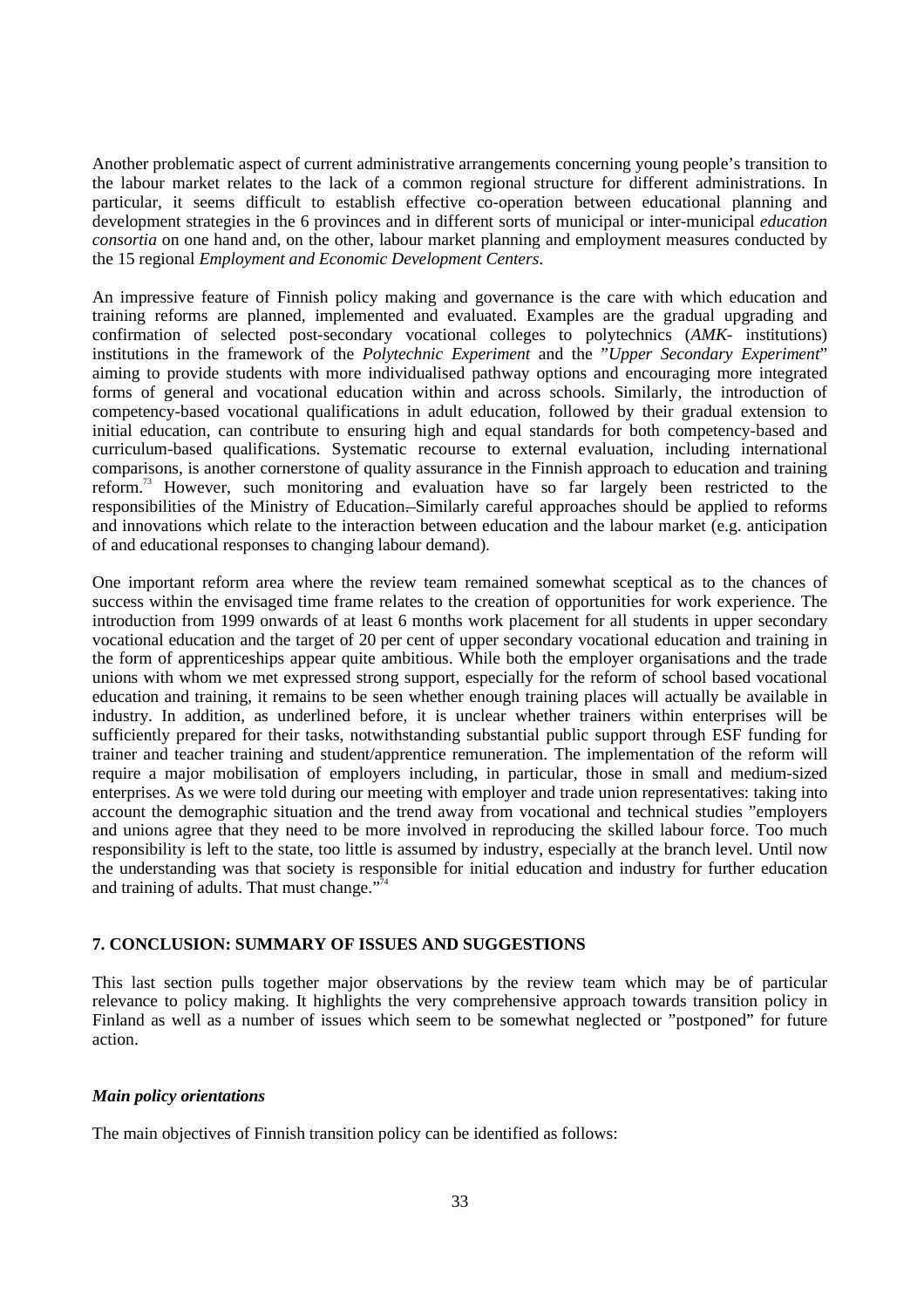Another problematic aspect of current administrative arrangements concerning young people's transition to the labour market relates to the lack of a common regional structure for different administrations. In particular, it seems difficult to establish effective co-operation between educational planning and development strategies in the 6 provinces and in different sorts of municipal or inter-municipal *education consortia* on one hand and, on the other, labour market planning and employment measures conducted by the 15 regional *Employment and Economic Development Centers*.

An impressive feature of Finnish policy making and governance is the care with which education and training reforms are planned, implemented and evaluated. Examples are the gradual upgrading and confirmation of selected post-secondary vocational colleges to polytechnics (*AMK*- institutions) institutions in the framework of the *Polytechnic Experiment* and the "*Upper Secondary Experiment*" aiming to provide students with more individualised pathway options and encouraging more integrated forms of general and vocational education within and across schools. Similarly, the introduction of competency-based vocational qualifications in adult education, followed by their gradual extension to initial education, can contribute to ensuring high and equal standards for both competency-based and curriculum-based qualifications. Systematic recourse to external evaluation, including international comparisons, is another cornerstone of quality assurance in the Finnish approach to education and training reform.[73] However, such monitoring and evaluation have so far largely been restricted to the responsibilities of the Ministry of Education. Similarly careful approaches should be applied to reforms and innovations which relate to the interaction between education and the labour market (e.g. anticipation of and educational responses to changing labour demand).

One important reform area where the review team remained somewhat sceptical as to the chances of success within the envisaged time frame relates to the creation of opportunities for work experience. The introduction from 1999 onwards of at least 6 months work placement for all students in upper secondary vocational education and the target of 20 per cent of upper secondary vocational education and training in the form of apprenticeships appear quite ambitious. While both the employer organisations and the trade unions with whom we met expressed strong support, especially for the reform of school based vocational education and training, it remains to be seen whether enough training places will actually be available in industry. In addition, as underlined before, it is unclear whether trainers within enterprises will be sufficiently prepared for their tasks, notwithstanding substantial public support through ESF funding for trainer and teacher training and student/apprentice remuneration. The implementation of the reform will require a major mobilisation of employers including, in particular, those in small and medium-sized enterprises. As we were told during our meeting with employer and trade union representatives: taking into account the demographic situation and the trend away from vocational and technical studies "employers and unions agree that they need to be more involved in reproducing the skilled labour force. Too much responsibility is left to the state, too little is assumed by industry, especially at the branch level. Until now the understanding was that society is responsible for initial education and industry for further education and training of adults. That must change."[74]

## 7. CONCLUSION: SUMMARY OF ISSUES AND SUGGESTIONS

This last section pulls together major observations by the review team which may be of particular relevance to policy making. It highlights the very comprehensive approach towards transition policy in Finland as well as a number of issues which seem to be somewhat neglected or "postponed" for future action.

### *Main policy orientations*

The main objectives of Finnish transition policy can be identified as follows: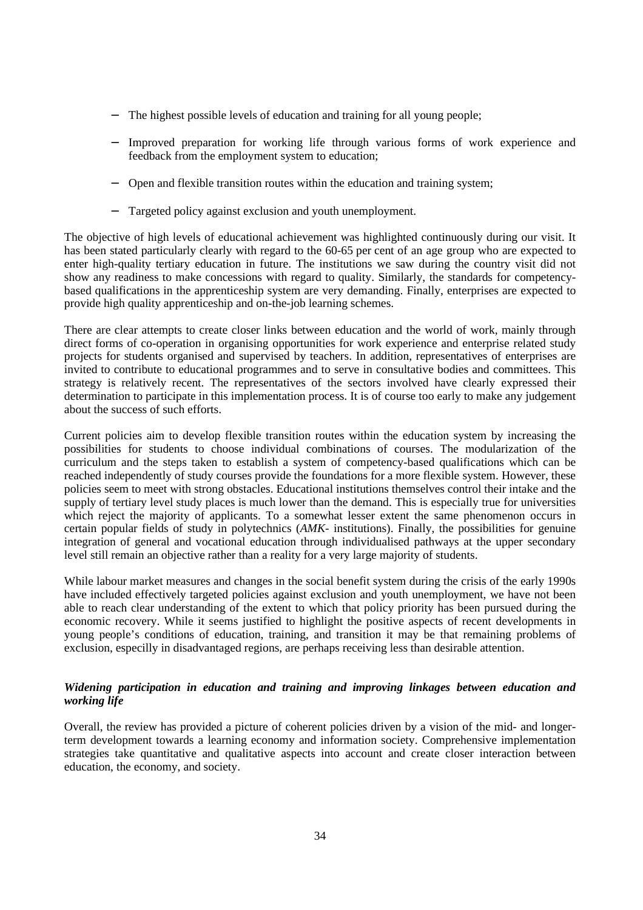- The highest possible levels of education and training for all young people;
- Improved preparation for working life through various forms of work experience and feedback from the employment system to education;
- Open and flexible transition routes within the education and training system;
- Targeted policy against exclusion and youth unemployment.

The objective of high levels of educational achievement was highlighted continuously during our visit. It has been stated particularly clearly with regard to the 60-65 per cent of an age group who are expected to enter high-quality tertiary education in future. The institutions we saw during the country visit did not show any readiness to make concessions with regard to quality. Similarly, the standards for competency-based qualifications in the apprenticeship system are very demanding. Finally, enterprises are expected to provide high quality apprenticeship and on-the-job learning schemes.

There are clear attempts to create closer links between education and the world of work, mainly through direct forms of co-operation in organising opportunities for work experience and enterprise related study projects for students organised and supervised by teachers. In addition, representatives of enterprises are invited to contribute to educational programmes and to serve in consultative bodies and committees. This strategy is relatively recent. The representatives of the sectors involved have clearly expressed their determination to participate in this implementation process. It is of course too early to make any judgement about the success of such efforts.

Current policies aim to develop flexible transition routes within the education system by increasing the possibilities for students to choose individual combinations of courses. The modularization of the curriculum and the steps taken to establish a system of competency-based qualifications which can be reached independently of study courses provide the foundations for a more flexible system. However, these policies seem to meet with strong obstacles. Educational institutions themselves control their intake and the supply of tertiary level study places is much lower than the demand. This is especially true for universities which reject the majority of applicants. To a somewhat lesser extent the same phenomenon occurs in certain popular fields of study in polytechnics (*AMK*- institutions). Finally, the possibilities for genuine integration of general and vocational education through individualised pathways at the upper secondary level still remain an objective rather than a reality for a very large majority of students.

While labour market measures and changes in the social benefit system during the crisis of the early 1990s have included effectively targeted policies against exclusion and youth unemployment, we have not been able to reach clear understanding of the extent to which that policy priority has been pursued during the economic recovery. While it seems justified to highlight the positive aspects of recent developments in young people's conditions of education, training, and transition it may be that remaining problems of exclusion, especilly in disadvantaged regions, are perhaps receiving less than desirable attention.

### *Widening participation in education and training and improving linkages between education and working life*

Overall, the review has provided a picture of coherent policies driven by a vision of the mid- and longer-term development towards a learning economy and information society. Comprehensive implementation strategies take quantitative and qualitative aspects into account and create closer interaction between education, the economy, and society.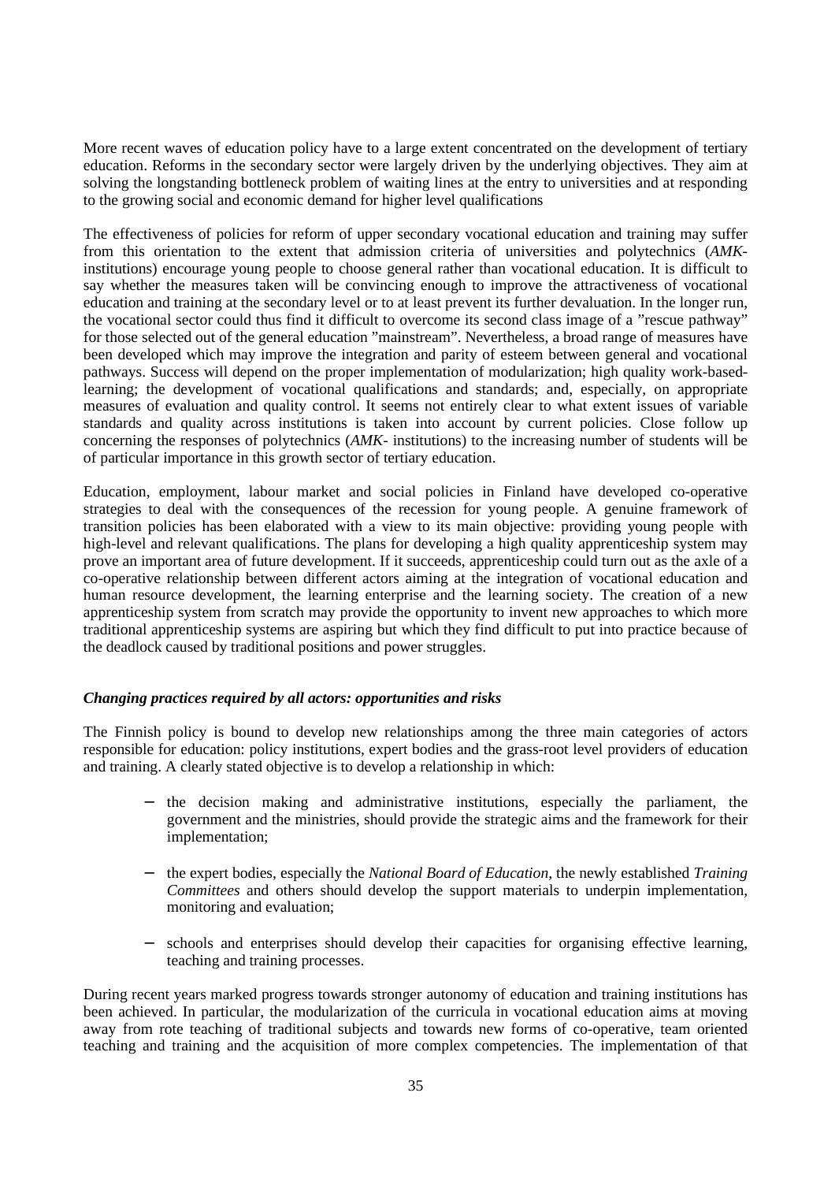More recent waves of education policy have to a large extent concentrated on the development of tertiary education. Reforms in the secondary sector were largely driven by the underlying objectives. They aim at solving the longstanding bottleneck problem of waiting lines at the entry to universities and at responding to the growing social and economic demand for higher level qualifications

The effectiveness of policies for reform of upper secondary vocational education and training may suffer from this orientation to the extent that admission criteria of universities and polytechnics (*AMK*-institutions) encourage young people to choose general rather than vocational education. It is difficult to say whether the measures taken will be convincing enough to improve the attractiveness of vocational education and training at the secondary level or to at least prevent its further devaluation. In the longer run, the vocational sector could thus find it difficult to overcome its second class image of a "rescue pathway" for those selected out of the general education "mainstream". Nevertheless, a broad range of measures have been developed which may improve the integration and parity of esteem between general and vocational pathways. Success will depend on the proper implementation of modularization; high quality work-based-learning; the development of vocational qualifications and standards; and, especially, on appropriate measures of evaluation and quality control. It seems not entirely clear to what extent issues of variable standards and quality across institutions is taken into account by current policies. Close follow up concerning the responses of polytechnics (*AMK*- institutions) to the increasing number of students will be of particular importance in this growth sector of tertiary education.

Education, employment, labour market and social policies in Finland have developed co-operative strategies to deal with the consequences of the recession for young people. A genuine framework of transition policies has been elaborated with a view to its main objective: providing young people with high-level and relevant qualifications. The plans for developing a high quality apprenticeship system may prove an important area of future development. If it succeeds, apprenticeship could turn out as the axle of a co-operative relationship between different actors aiming at the integration of vocational education and human resource development, the learning enterprise and the learning society. The creation of a new apprenticeship system from scratch may provide the opportunity to invent new approaches to which more traditional apprenticeship systems are aspiring but which they find difficult to put into practice because of the deadlock caused by traditional positions and power struggles.

### *Changing practices required by all actors: opportunities and risks*

The Finnish policy is bound to develop new relationships among the three main categories of actors responsible for education: policy institutions, expert bodies and the grass-root level providers of education and training. A clearly stated objective is to develop a relationship in which:

- the decision making and administrative institutions, especially the parliament, the government and the ministries, should provide the strategic aims and the framework for their implementation;
- the expert bodies, especially the *National Board of Education*, the newly established *Training Committees* and others should develop the support materials to underpin implementation, monitoring and evaluation;
- schools and enterprises should develop their capacities for organising effective learning, teaching and training processes.

During recent years marked progress towards stronger autonomy of education and training institutions has been achieved. In particular, the modularization of the curricula in vocational education aims at moving away from rote teaching of traditional subjects and towards new forms of co-operative, team oriented teaching and training and the acquisition of more complex competencies. The implementation of that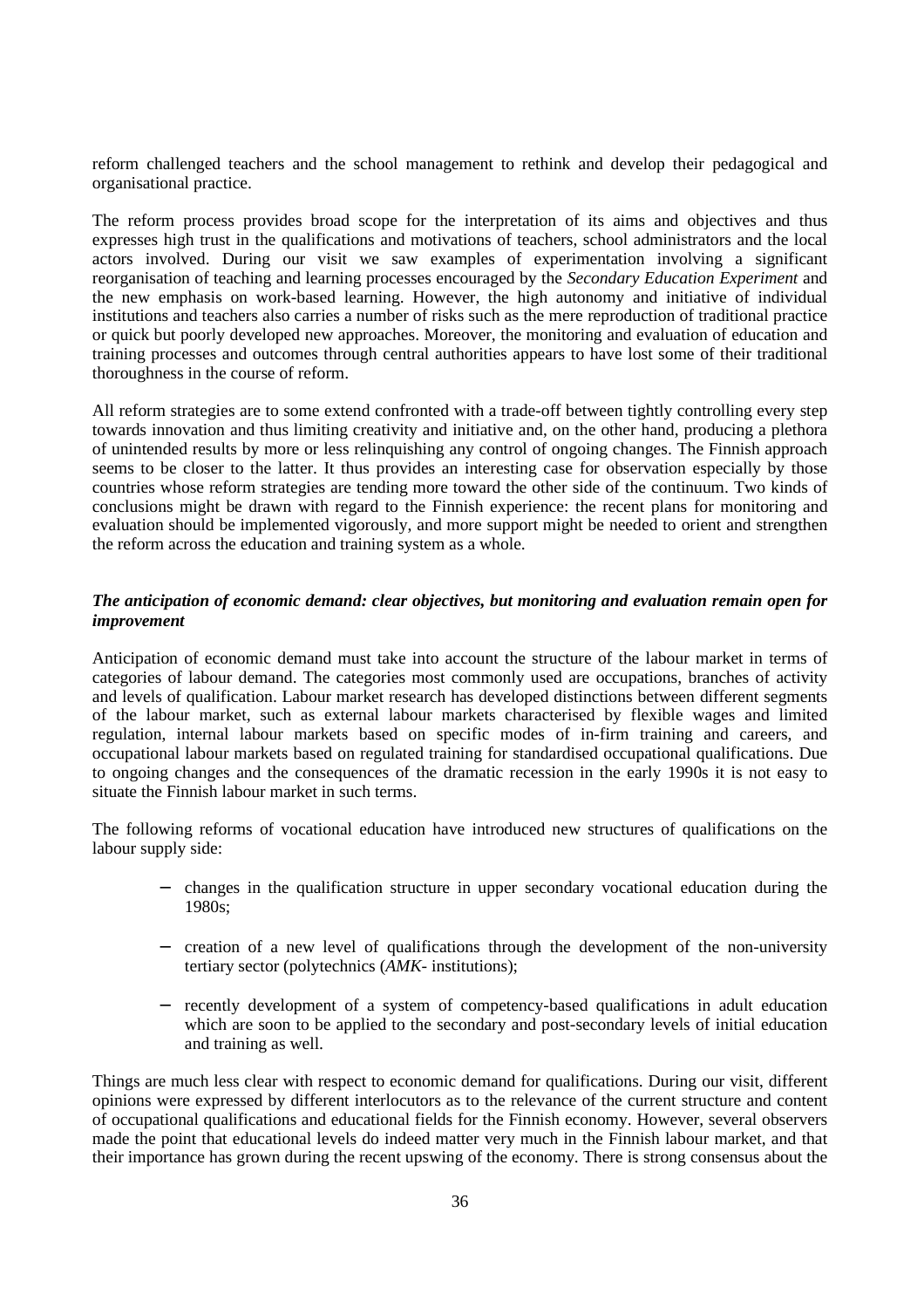reform challenged teachers and the school management to rethink and develop their pedagogical and organisational practice.

The reform process provides broad scope for the interpretation of its aims and objectives and thus expresses high trust in the qualifications and motivations of teachers, school administrators and the local actors involved. During our visit we saw examples of experimentation involving a significant reorganisation of teaching and learning processes encouraged by the *Secondary Education Experiment* and the new emphasis on work-based learning. However, the high autonomy and initiative of individual institutions and teachers also carries a number of risks such as the mere reproduction of traditional practice or quick but poorly developed new approaches. Moreover, the monitoring and evaluation of education and training processes and outcomes through central authorities appears to have lost some of their traditional thoroughness in the course of reform.

All reform strategies are to some extend confronted with a trade-off between tightly controlling every step towards innovation and thus limiting creativity and initiative and, on the other hand, producing a plethora of unintended results by more or less relinquishing any control of ongoing changes. The Finnish approach seems to be closer to the latter. It thus provides an interesting case for observation especially by those countries whose reform strategies are tending more toward the other side of the continuum. Two kinds of conclusions might be drawn with regard to the Finnish experience: the recent plans for monitoring and evaluation should be implemented vigorously, and more support might be needed to orient and strengthen the reform across the education and training system as a whole.

***The anticipation of economic demand: clear objectives, but monitoring and evaluation remain open for improvement***

Anticipation of economic demand must take into account the structure of the labour market in terms of categories of labour demand. The categories most commonly used are occupations, branches of activity and levels of qualification. Labour market research has developed distinctions between different segments of the labour market, such as external labour markets characterised by flexible wages and limited regulation, internal labour markets based on specific modes of in-firm training and careers, and occupational labour markets based on regulated training for standardised occupational qualifications. Due to ongoing changes and the consequences of the dramatic recession in the early 1990s it is not easy to situate the Finnish labour market in such terms.

The following reforms of vocational education have introduced new structures of qualifications on the labour supply side:

- changes in the qualification structure in upper secondary vocational education during the 1980s;
- creation of a new level of qualifications through the development of the non-university tertiary sector (polytechnics (*AMK*- institutions);
- recently development of a system of competency-based qualifications in adult education which are soon to be applied to the secondary and post-secondary levels of initial education and training as well.

Things are much less clear with respect to economic demand for qualifications. During our visit, different opinions were expressed by different interlocutors as to the relevance of the current structure and content of occupational qualifications and educational fields for the Finnish economy. However, several observers made the point that educational levels do indeed matter very much in the Finnish labour market, and that their importance has grown during the recent upswing of the economy. There is strong consensus about the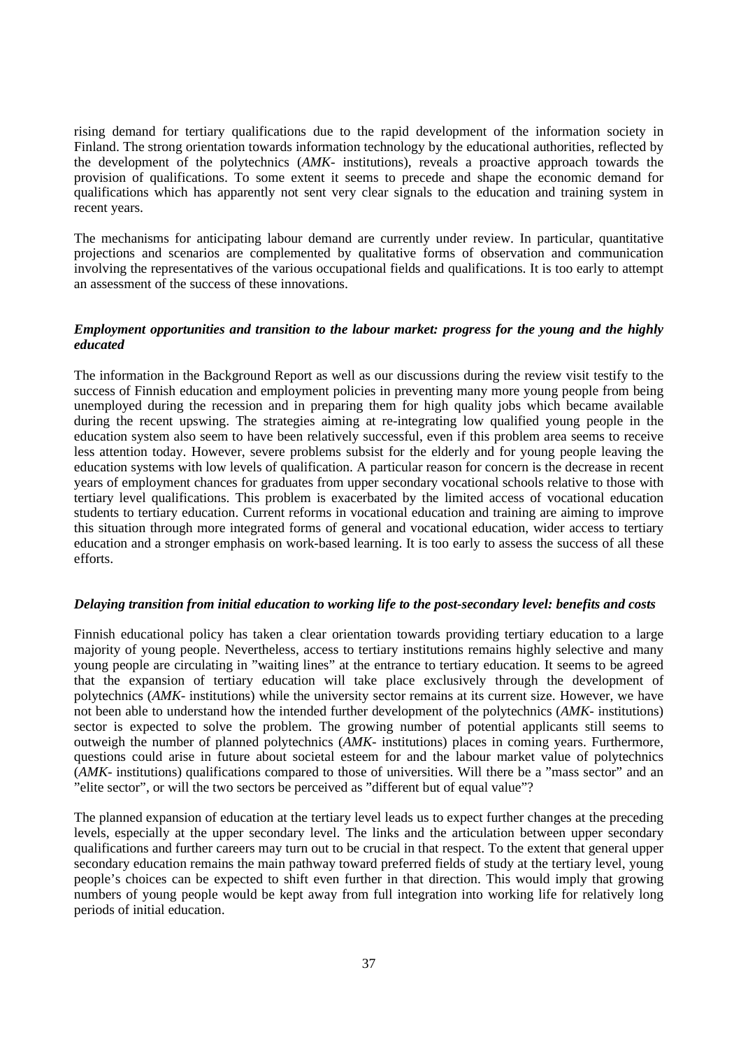rising demand for tertiary qualifications due to the rapid development of the information society in Finland. The strong orientation towards information technology by the educational authorities, reflected by the development of the polytechnics (*AMK-* institutions), reveals a proactive approach towards the provision of qualifications. To some extent it seems to precede and shape the economic demand for qualifications which has apparently not sent very clear signals to the education and training system in recent years.

The mechanisms for anticipating labour demand are currently under review. In particular, quantitative projections and scenarios are complemented by qualitative forms of observation and communication involving the representatives of the various occupational fields and qualifications. It is too early to attempt an assessment of the success of these innovations.

### *Employment opportunities and transition to the labour market: progress for the young and the highly educated*

The information in the Background Report as well as our discussions during the review visit testify to the success of Finnish education and employment policies in preventing many more young people from being unemployed during the recession and in preparing them for high quality jobs which became available during the recent upswing. The strategies aiming at re-integrating low qualified young people in the education system also seem to have been relatively successful, even if this problem area seems to receive less attention today. However, severe problems subsist for the elderly and for young people leaving the education systems with low levels of qualification. A particular reason for concern is the decrease in recent years of employment chances for graduates from upper secondary vocational schools relative to those with tertiary level qualifications. This problem is exacerbated by the limited access of vocational education students to tertiary education. Current reforms in vocational education and training are aiming to improve this situation through more integrated forms of general and vocational education, wider access to tertiary education and a stronger emphasis on work-based learning. It is too early to assess the success of all these efforts.

### *Delaying transition from initial education to working life to the post-secondary level: benefits and costs*

Finnish educational policy has taken a clear orientation towards providing tertiary education to a large majority of young people. Nevertheless, access to tertiary institutions remains highly selective and many young people are circulating in "waiting lines" at the entrance to tertiary education. It seems to be agreed that the expansion of tertiary education will take place exclusively through the development of polytechnics (*AMK-* institutions) while the university sector remains at its current size. However, we have not been able to understand how the intended further development of the polytechnics (*AMK-* institutions) sector is expected to solve the problem. The growing number of potential applicants still seems to outweigh the number of planned polytechnics (*AMK-* institutions) places in coming years. Furthermore, questions could arise in future about societal esteem for and the labour market value of polytechnics (*AMK-* institutions) qualifications compared to those of universities. Will there be a "mass sector" and an "elite sector", or will the two sectors be perceived as "different but of equal value"?

The planned expansion of education at the tertiary level leads us to expect further changes at the preceding levels, especially at the upper secondary level. The links and the articulation between upper secondary qualifications and further careers may turn out to be crucial in that respect. To the extent that general upper secondary education remains the main pathway toward preferred fields of study at the tertiary level, young people's choices can be expected to shift even further in that direction. This would imply that growing numbers of young people would be kept away from full integration into working life for relatively long periods of initial education.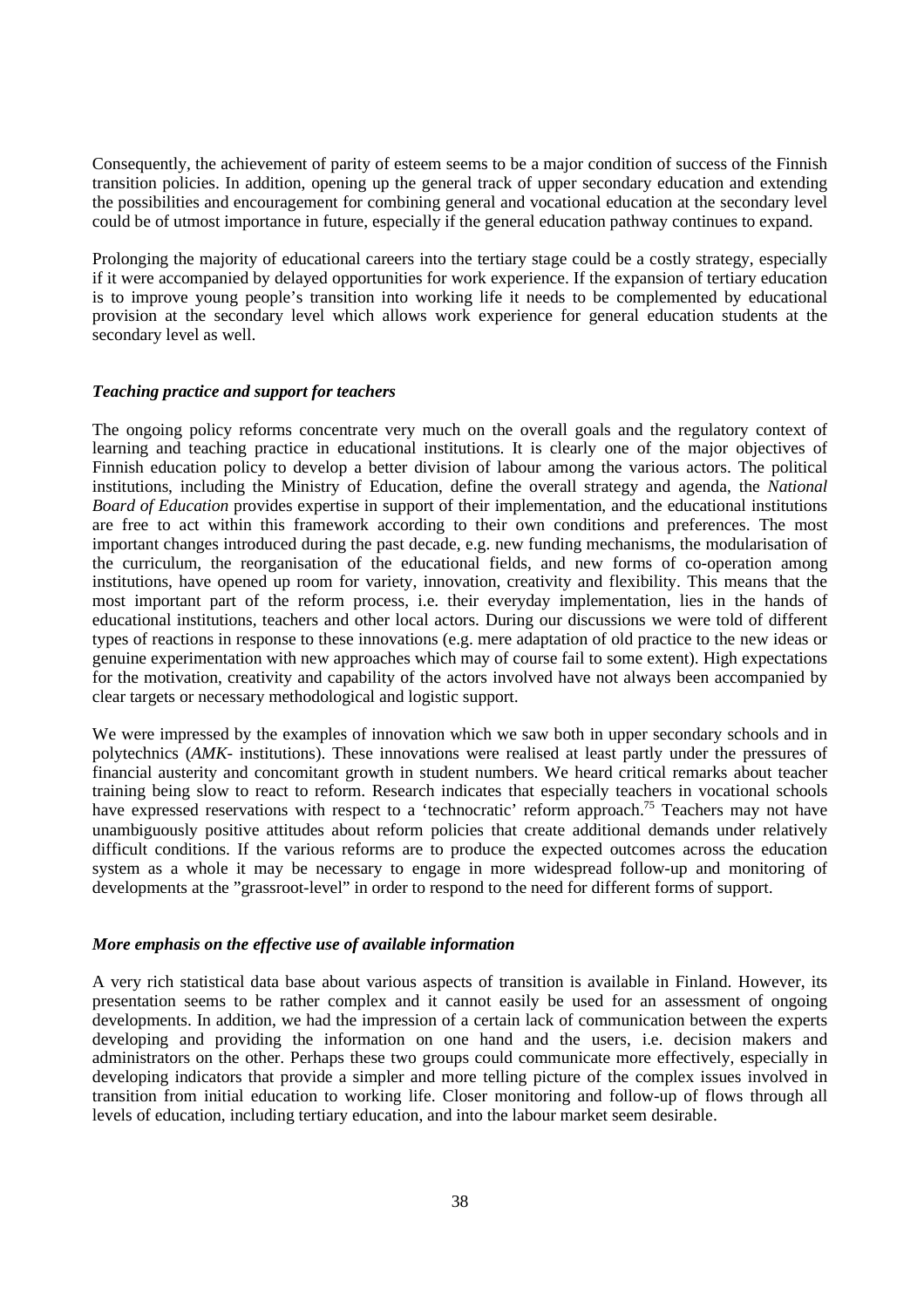Consequently, the achievement of parity of esteem seems to be a major condition of success of the Finnish transition policies. In addition, opening up the general track of upper secondary education and extending the possibilities and encouragement for combining general and vocational education at the secondary level could be of utmost importance in future, especially if the general education pathway continues to expand.

Prolonging the majority of educational careers into the tertiary stage could be a costly strategy, especially if it were accompanied by delayed opportunities for work experience. If the expansion of tertiary education is to improve young people's transition into working life it needs to be complemented by educational provision at the secondary level which allows work experience for general education students at the secondary level as well.

### *Teaching practice and support for teachers*

The ongoing policy reforms concentrate very much on the overall goals and the regulatory context of learning and teaching practice in educational institutions. It is clearly one of the major objectives of Finnish education policy to develop a better division of labour among the various actors. The political institutions, including the Ministry of Education, define the overall strategy and agenda, the *National Board of Education* provides expertise in support of their implementation, and the educational institutions are free to act within this framework according to their own conditions and preferences. The most important changes introduced during the past decade, e.g. new funding mechanisms, the modularisation of the curriculum, the reorganisation of the educational fields, and new forms of co-operation among institutions, have opened up room for variety, innovation, creativity and flexibility. This means that the most important part of the reform process, i.e. their everyday implementation, lies in the hands of educational institutions, teachers and other local actors. During our discussions we were told of different types of reactions in response to these innovations (e.g. mere adaptation of old practice to the new ideas or genuine experimentation with new approaches which may of course fail to some extent). High expectations for the motivation, creativity and capability of the actors involved have not always been accompanied by clear targets or necessary methodological and logistic support.

We were impressed by the examples of innovation which we saw both in upper secondary schools and in polytechnics (*AMK-* institutions). These innovations were realised at least partly under the pressures of financial austerity and concomitant growth in student numbers. We heard critical remarks about teacher training being slow to react to reform. Research indicates that especially teachers in vocational schools have expressed reservations with respect to a 'technocratic' reform approach.[75] Teachers may not have unambiguously positive attitudes about reform policies that create additional demands under relatively difficult conditions. If the various reforms are to produce the expected outcomes across the education system as a whole it may be necessary to engage in more widespread follow-up and monitoring of developments at the "grassroot-level" in order to respond to the need for different forms of support.

### *More emphasis on the effective use of available information*

A very rich statistical data base about various aspects of transition is available in Finland. However, its presentation seems to be rather complex and it cannot easily be used for an assessment of ongoing developments. In addition, we had the impression of a certain lack of communication between the experts developing and providing the information on one hand and the users, i.e. decision makers and administrators on the other. Perhaps these two groups could communicate more effectively, especially in developing indicators that provide a simpler and more telling picture of the complex issues involved in transition from initial education to working life. Closer monitoring and follow-up of flows through all levels of education, including tertiary education, and into the labour market seem desirable.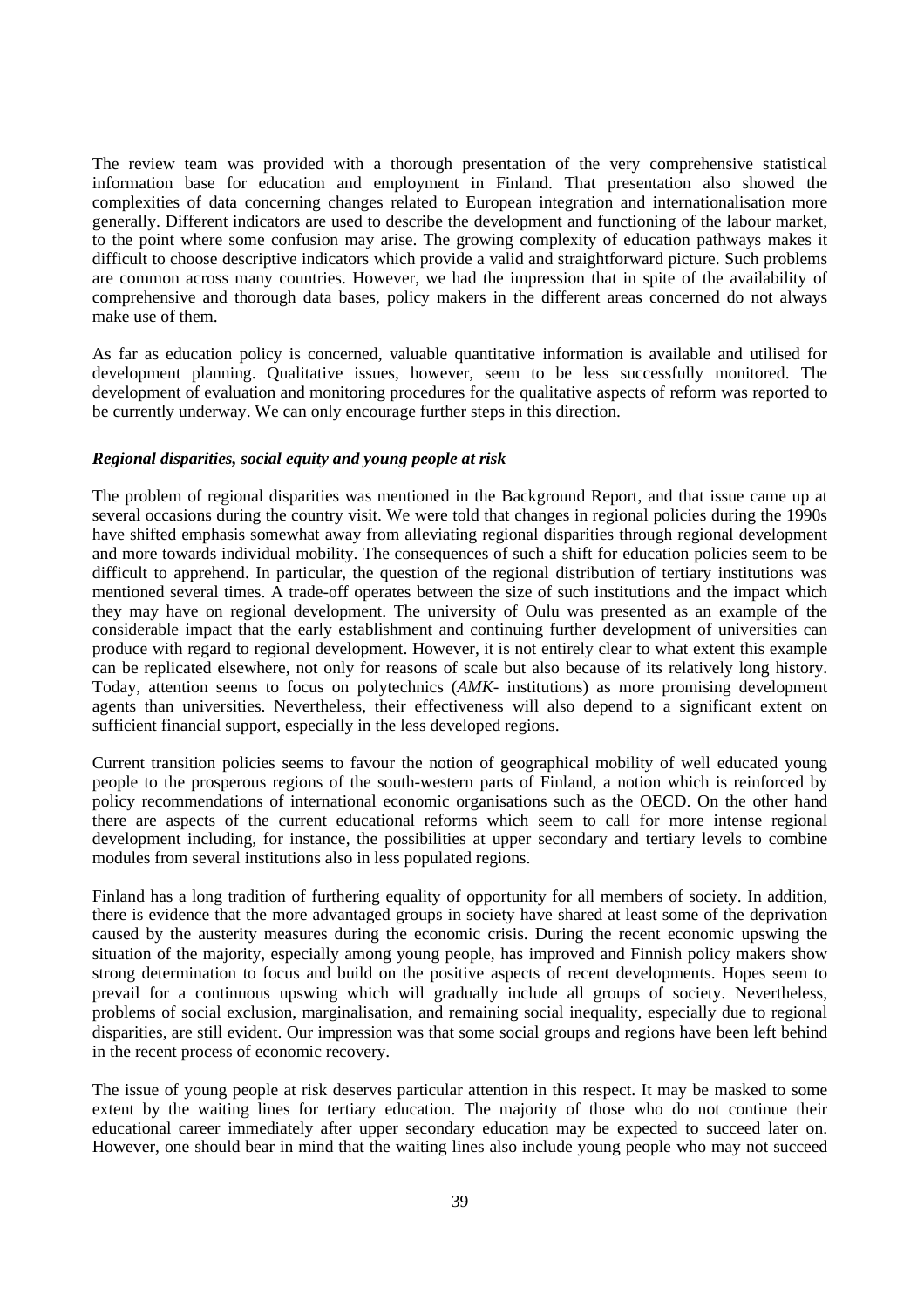The review team was provided with a thorough presentation of the very comprehensive statistical information base for education and employment in Finland. That presentation also showed the complexities of data concerning changes related to European integration and internationalisation more generally. Different indicators are used to describe the development and functioning of the labour market, to the point where some confusion may arise. The growing complexity of education pathways makes it difficult to choose descriptive indicators which provide a valid and straightforward picture. Such problems are common across many countries. However, we had the impression that in spite of the availability of comprehensive and thorough data bases, policy makers in the different areas concerned do not always make use of them.

As far as education policy is concerned, valuable quantitative information is available and utilised for development planning. Qualitative issues, however, seem to be less successfully monitored. The development of evaluation and monitoring procedures for the qualitative aspects of reform was reported to be currently underway. We can only encourage further steps in this direction.

***Regional disparities, social equity and young people at risk***

The problem of regional disparities was mentioned in the Background Report, and that issue came up at several occasions during the country visit. We were told that changes in regional policies during the 1990s have shifted emphasis somewhat away from alleviating regional disparities through regional development and more towards individual mobility. The consequences of such a shift for education policies seem to be difficult to apprehend. In particular, the question of the regional distribution of tertiary institutions was mentioned several times. A trade-off operates between the size of such institutions and the impact which they may have on regional development. The university of Oulu was presented as an example of the considerable impact that the early establishment and continuing further development of universities can produce with regard to regional development. However, it is not entirely clear to what extent this example can be replicated elsewhere, not only for reasons of scale but also because of its relatively long history. Today, attention seems to focus on polytechnics (*AMK-* institutions) as more promising development agents than universities. Nevertheless, their effectiveness will also depend to a significant extent on sufficient financial support, especially in the less developed regions.

Current transition policies seems to favour the notion of geographical mobility of well educated young people to the prosperous regions of the south-western parts of Finland, a notion which is reinforced by policy recommendations of international economic organisations such as the OECD. On the other hand there are aspects of the current educational reforms which seem to call for more intense regional development including, for instance, the possibilities at upper secondary and tertiary levels to combine modules from several institutions also in less populated regions.

Finland has a long tradition of furthering equality of opportunity for all members of society. In addition, there is evidence that the more advantaged groups in society have shared at least some of the deprivation caused by the austerity measures during the economic crisis. During the recent economic upswing the situation of the majority, especially among young people, has improved and Finnish policy makers show strong determination to focus and build on the positive aspects of recent developments. Hopes seem to prevail for a continuous upswing which will gradually include all groups of society. Nevertheless, problems of social exclusion, marginalisation, and remaining social inequality, especially due to regional disparities, are still evident. Our impression was that some social groups and regions have been left behind in the recent process of economic recovery.

The issue of young people at risk deserves particular attention in this respect. It may be masked to some extent by the waiting lines for tertiary education. The majority of those who do not continue their educational career immediately after upper secondary education may be expected to succeed later on. However, one should bear in mind that the waiting lines also include young people who may not succeed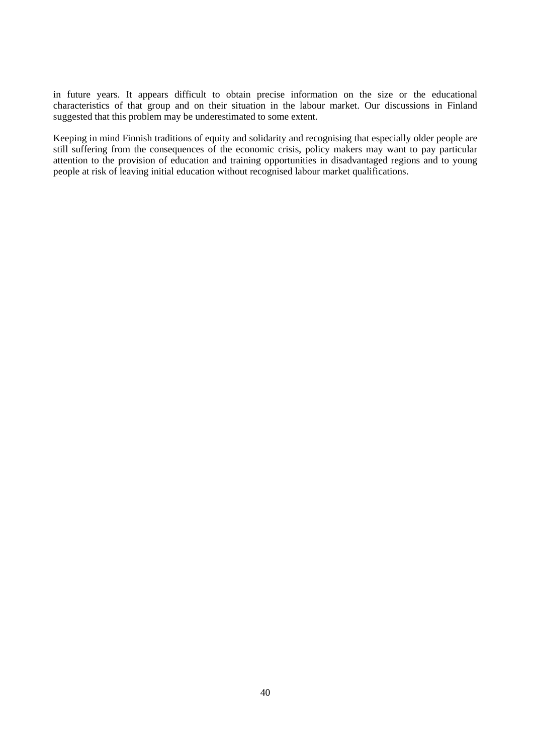in future years. It appears difficult to obtain precise information on the size or the educational characteristics of that group and on their situation in the labour market. Our discussions in Finland suggested that this problem may be underestimated to some extent.

Keeping in mind Finnish traditions of equity and solidarity and recognising that especially older people are still suffering from the consequences of the economic crisis, policy makers may want to pay particular attention to the provision of education and training opportunities in disadvantaged regions and to young people at risk of leaving initial education without recognised labour market qualifications.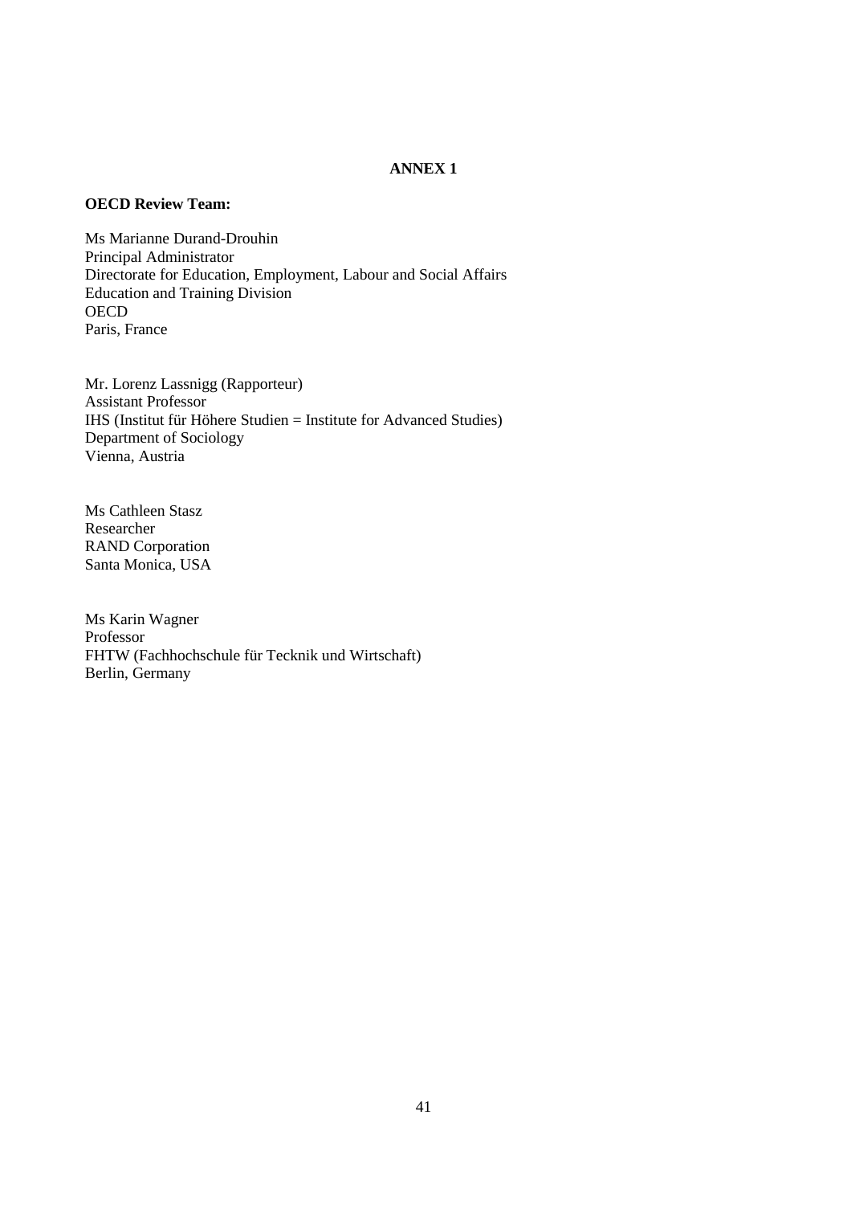# ANNEX 1

**OECD Review Team:**

Ms Marianne Durand-Drouhin
Principal Administrator
Directorate for Education, Employment, Labour and Social Affairs
Education and Training Division
OECD
Paris, France

Mr. Lorenz Lassnigg (Rapporteur)
Assistant Professor
IHS (Institut für Höhere Studien = Institute for Advanced Studies)
Department of Sociology
Vienna, Austria

Ms Cathleen Stasz
Researcher
RAND Corporation
Santa Monica, USA

Ms Karin Wagner
Professor
FHTW (Fachhochschule für Tecknik und Wirtschaft)
Berlin, Germany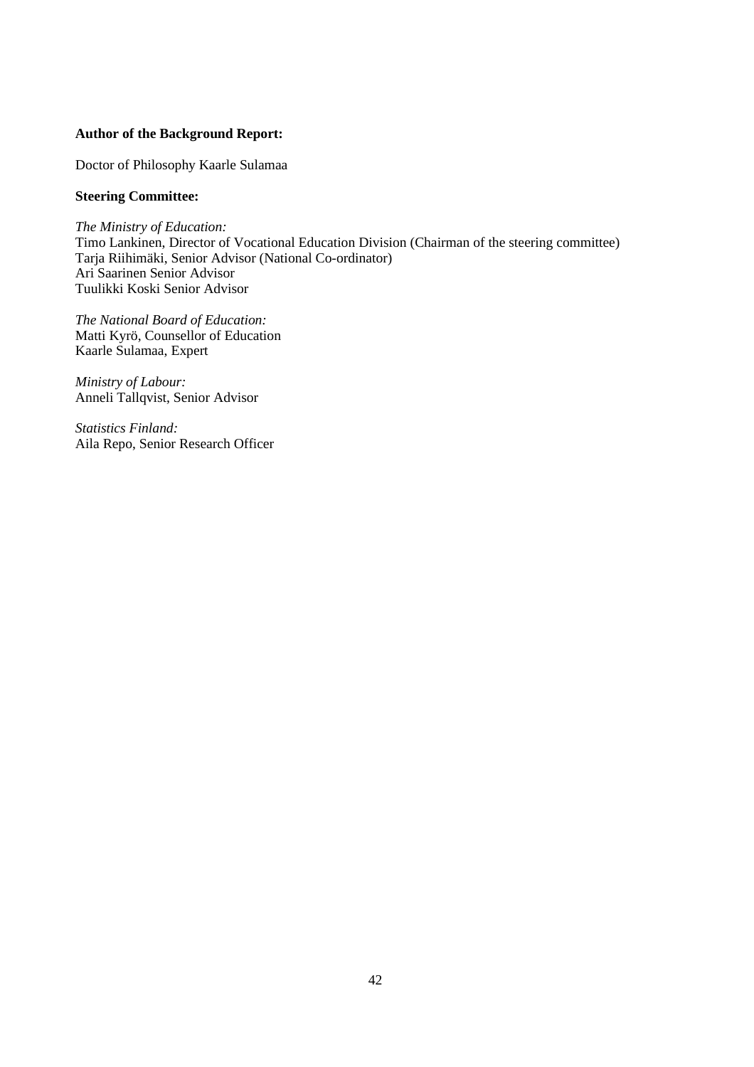**Author of the Background Report:**

Doctor of Philosophy Kaarle Sulamaa

**Steering Committee:**

*The Ministry of Education:*
Timo Lankinen, Director of Vocational Education Division (Chairman of the steering committee)
Tarja Riihimäki, Senior Advisor (National Co-ordinator)
Ari Saarinen Senior Advisor
Tuulikki Koski Senior Advisor

*The National Board of Education:*
Matti Kyrö, Counsellor of Education
Kaarle Sulamaa, Expert

*Ministry of Labour:*
Anneli Tallqvist, Senior Advisor

*Statistics Finland:*
Aila Repo, Senior Research Officer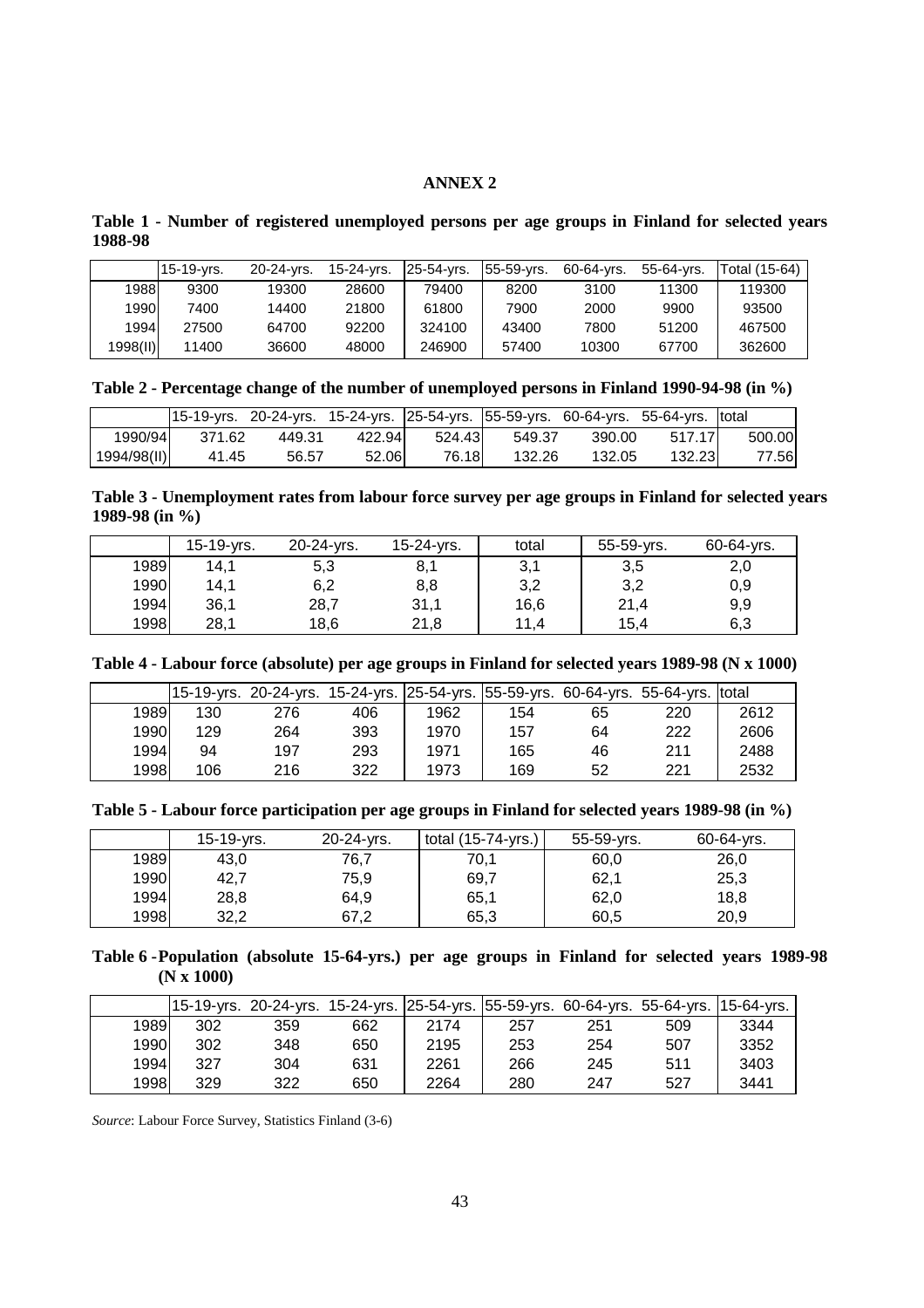**ANNEX 2**

**Table 1 - Number of registered unemployed persons per age groups in Finland for selected years 1988-98**

| | 15-19-yrs. | 20-24-yrs. | 15-24-yrs. | 25-54-yrs. | 55-59-yrs. | 60-64-yrs. | 55-64-yrs. | Total (15-64) |
|---|---|---|---|---|---|---|---|---|
| 1988 | 9300 | 19300 | 28600 | 79400 | 8200 | 3100 | 11300 | 119300 |
| 1990 | 7400 | 14400 | 21800 | 61800 | 7900 | 2000 | 9900 | 93500 |
| 1994 | 27500 | 64700 | 92200 | 324100 | 43400 | 7800 | 51200 | 467500 |
| 1998(II) | 11400 | 36600 | 48000 | 246900 | 57400 | 10300 | 67700 | 362600 |

**Table 2 - Percentage change of the number of unemployed persons in Finland 1990-94-98 (in %)**

| | 15-19-yrs. | 20-24-yrs. | 15-24-yrs. | 25-54-yrs. | 55-59-yrs. | 60-64-yrs. | 55-64-yrs. | total |
|---|---|---|---|---|---|---|---|---|
| 1990/94 | 371.62 | 449.31 | 422.94 | 524.43 | 549.37 | 390.00 | 517.17 | 500.00 |
| 1994/98(II) | 41.45 | 56.57 | 52.06 | 76.18 | 132.26 | 132.05 | 132.23 | 77.56 |

**Table 3 - Unemployment rates from labour force survey per age groups in Finland for selected years 1989-98 (in %)**

| | 15-19-yrs. | 20-24-yrs. | 15-24-yrs. | total | 55-59-yrs. | 60-64-yrs. |
|---|---|---|---|---|---|---|
| 1989 | 14,1 | 5,3 | 8,1 | 3,1 | 3,5 | 2,0 |
| 1990 | 14,1 | 6,2 | 8,8 | 3,2 | 3,2 | 0,9 |
| 1994 | 36,1 | 28,7 | 31,1 | 16,6 | 21,4 | 9,9 |
| 1998 | 28,1 | 18,6 | 21,8 | 11,4 | 15,4 | 6,3 |

**Table 4 - Labour force (absolute) per age groups in Finland for selected years 1989-98 (N x 1000)**

| | 15-19-yrs. | 20-24-yrs. | 15-24-yrs. | 25-54-yrs. | 55-59-yrs. | 60-64-yrs. | 55-64-yrs. | total |
|---|---|---|---|---|---|---|---|---|
| 1989 | 130 | 276 | 406 | 1962 | 154 | 65 | 220 | 2612 |
| 1990 | 129 | 264 | 393 | 1970 | 157 | 64 | 222 | 2606 |
| 1994 | 94 | 197 | 293 | 1971 | 165 | 46 | 211 | 2488 |
| 1998 | 106 | 216 | 322 | 1973 | 169 | 52 | 221 | 2532 |

**Table 5 - Labour force participation per age groups in Finland for selected years 1989-98 (in %)**

| | 15-19-yrs. | 20-24-yrs. | total (15-74-yrs.) | 55-59-yrs. | 60-64-yrs. |
|---|---|---|---|---|---|
| 1989 | 43,0 | 76,7 | 70,1 | 60,0 | 26,0 |
| 1990 | 42,7 | 75,9 | 69,7 | 62,1 | 25,3 |
| 1994 | 28,8 | 64,9 | 65,1 | 62,0 | 18,8 |
| 1998 | 32,2 | 67,2 | 65,3 | 60,5 | 20,9 |

**Table 6 - Population (absolute 15-64-yrs.) per age groups in Finland for selected years 1989-98 (N x 1000)**

| | 15-19-yrs. | 20-24-yrs. | 15-24-yrs. | 25-54-yrs. | 55-59-yrs. | 60-64-yrs. | 55-64-yrs. | 15-64-yrs. |
|---|---|---|---|---|---|---|---|---|
| 1989 | 302 | 359 | 662 | 2174 | 257 | 251 | 509 | 3344 |
| 1990 | 302 | 348 | 650 | 2195 | 253 | 254 | 507 | 3352 |
| 1994 | 327 | 304 | 631 | 2261 | 266 | 245 | 511 | 3403 |
| 1998 | 329 | 322 | 650 | 2264 | 280 | 247 | 527 | 3441 |

*Source*: Labour Force Survey, Statistics Finland (3-6)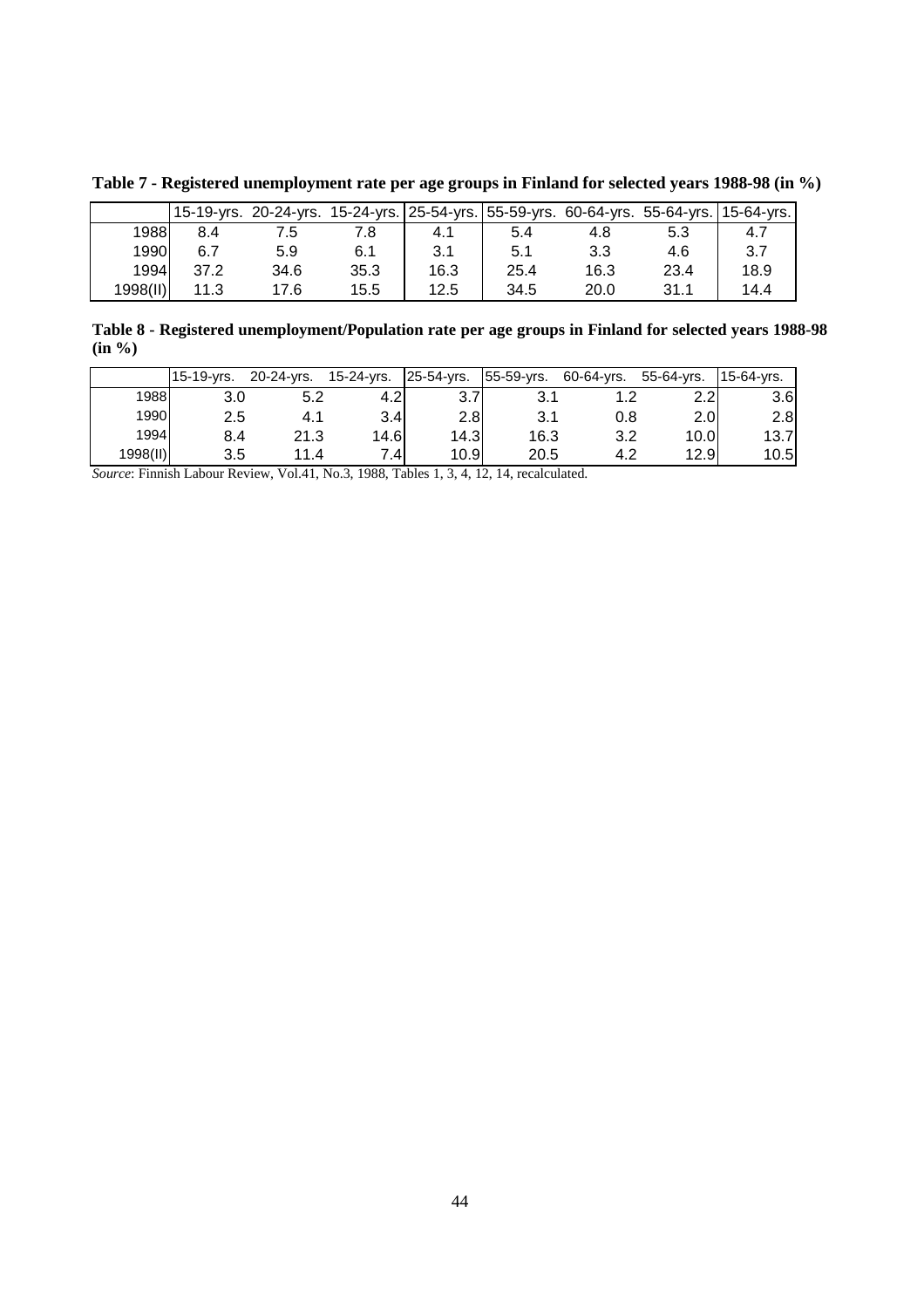**Table 7 - Registered unemployment rate per age groups in Finland for selected years 1988-98 (in %)**

| | 15-19-yrs. | 20-24-yrs. | 15-24-yrs. | 25-54-yrs. | 55-59-yrs. | 60-64-yrs. | 55-64-yrs. | 15-64-yrs. |
|---|---|---|---|---|---|---|---|---|
| 1988 | 8.4 | 7.5 | 7.8 | 4.1 | 5.4 | 4.8 | 5.3 | 4.7 |
| 1990 | 6.7 | 5.9 | 6.1 | 3.1 | 5.1 | 3.3 | 4.6 | 3.7 |
| 1994 | 37.2 | 34.6 | 35.3 | 16.3 | 25.4 | 16.3 | 23.4 | 18.9 |
| 1998(II) | 11.3 | 17.6 | 15.5 | 12.5 | 34.5 | 20.0 | 31.1 | 14.4 |

**Table 8 - Registered unemployment/Population rate per age groups in Finland for selected years 1988-98 (in %)**

| | 15-19-yrs. | 20-24-yrs. | 15-24-yrs. | 25-54-yrs. | 55-59-yrs. | 60-64-yrs. | 55-64-yrs. | 15-64-yrs. |
|---|---|---|---|---|---|---|---|---|
| 1988 | 3.0 | 5.2 | 4.2 | 3.7 | 3.1 | 1.2 | 2.2 | 3.6 |
| 1990 | 2.5 | 4.1 | 3.4 | 2.8 | 3.1 | 0.8 | 2.0 | 2.8 |
| 1994 | 8.4 | 21.3 | 14.6 | 14.3 | 16.3 | 3.2 | 10.0 | 13.7 |
| 1998(II) | 3.5 | 11.4 | 7.4 | 10.9 | 20.5 | 4.2 | 12.9 | 10.5 |

*Source*: Finnish Labour Review, Vol.41, No.3, 1988, Tables 1, 3, 4, 12, 14, recalculated.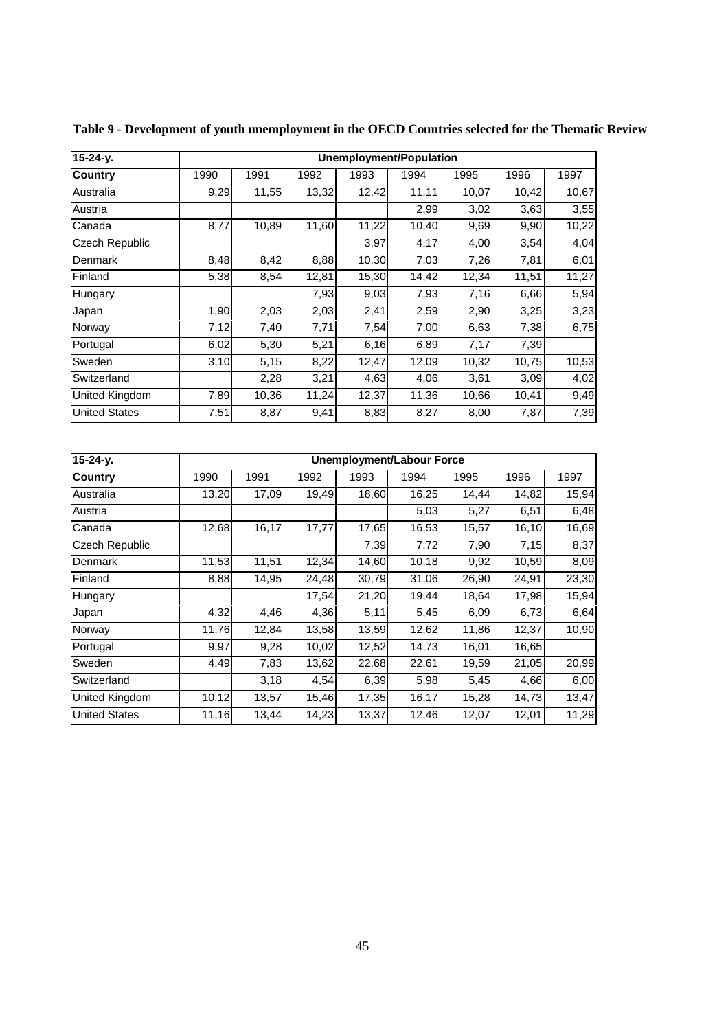**Table 9 - Development of youth unemployment in the OECD Countries selected for the Thematic Review**

| 15-24-y. | Unemployment/Population | | | | | | | |
|---|---|---|---|---|---|---|---|---|
| **Country** | 1990 | 1991 | 1992 | 1993 | 1994 | 1995 | 1996 | 1997 |
| Australia | 9,29 | 11,55 | 13,32 | 12,42 | 11,11 | 10,07 | 10,42 | 10,67 |
| Austria | | | | | 2,99 | 3,02 | 3,63 | 3,55 |
| Canada | 8,77 | 10,89 | 11,60 | 11,22 | 10,40 | 9,69 | 9,90 | 10,22 |
| Czech Republic | | | | 3,97 | 4,17 | 4,00 | 3,54 | 4,04 |
| Denmark | 8,48 | 8,42 | 8,88 | 10,30 | 7,03 | 7,26 | 7,81 | 6,01 |
| Finland | 5,38 | 8,54 | 12,81 | 15,30 | 14,42 | 12,34 | 11,51 | 11,27 |
| Hungary | | | 7,93 | 9,03 | 7,93 | 7,16 | 6,66 | 5,94 |
| Japan | 1,90 | 2,03 | 2,03 | 2,41 | 2,59 | 2,90 | 3,25 | 3,23 |
| Norway | 7,12 | 7,40 | 7,71 | 7,54 | 7,00 | 6,63 | 7,38 | 6,75 |
| Portugal | 6,02 | 5,30 | 5,21 | 6,16 | 6,89 | 7,17 | 7,39 | |
| Sweden | 3,10 | 5,15 | 8,22 | 12,47 | 12,09 | 10,32 | 10,75 | 10,53 |
| Switzerland | | 2,28 | 3,21 | 4,63 | 4,06 | 3,61 | 3,09 | 4,02 |
| United Kingdom | 7,89 | 10,36 | 11,24 | 12,37 | 11,36 | 10,66 | 10,41 | 9,49 |
| United States | 7,51 | 8,87 | 9,41 | 8,83 | 8,27 | 8,00 | 7,87 | 7,39 |

| 15-24-y. | Unemployment/Labour Force | | | | | | | |
|---|---|---|---|---|---|---|---|---|
| **Country** | 1990 | 1991 | 1992 | 1993 | 1994 | 1995 | 1996 | 1997 |
| Australia | 13,20 | 17,09 | 19,49 | 18,60 | 16,25 | 14,44 | 14,82 | 15,94 |
| Austria | | | | | 5,03 | 5,27 | 6,51 | 6,48 |
| Canada | 12,68 | 16,17 | 17,77 | 17,65 | 16,53 | 15,57 | 16,10 | 16,69 |
| Czech Republic | | | | 7,39 | 7,72 | 7,90 | 7,15 | 8,37 |
| Denmark | 11,53 | 11,51 | 12,34 | 14,60 | 10,18 | 9,92 | 10,59 | 8,09 |
| Finland | 8,88 | 14,95 | 24,48 | 30,79 | 31,06 | 26,90 | 24,91 | 23,30 |
| Hungary | | | 17,54 | 21,20 | 19,44 | 18,64 | 17,98 | 15,94 |
| Japan | 4,32 | 4,46 | 4,36 | 5,11 | 5,45 | 6,09 | 6,73 | 6,64 |
| Norway | 11,76 | 12,84 | 13,58 | 13,59 | 12,62 | 11,86 | 12,37 | 10,90 |
| Portugal | 9,97 | 9,28 | 10,02 | 12,52 | 14,73 | 16,01 | 16,65 | |
| Sweden | 4,49 | 7,83 | 13,62 | 22,68 | 22,61 | 19,59 | 21,05 | 20,99 |
| Switzerland | | 3,18 | 4,54 | 6,39 | 5,98 | 5,45 | 4,66 | 6,00 |
| United Kingdom | 10,12 | 13,57 | 15,46 | 17,35 | 16,17 | 15,28 | 14,73 | 13,47 |
| United States | 11,16 | 13,44 | 14,23 | 13,37 | 12,46 | 12,07 | 12,01 | 11,29 |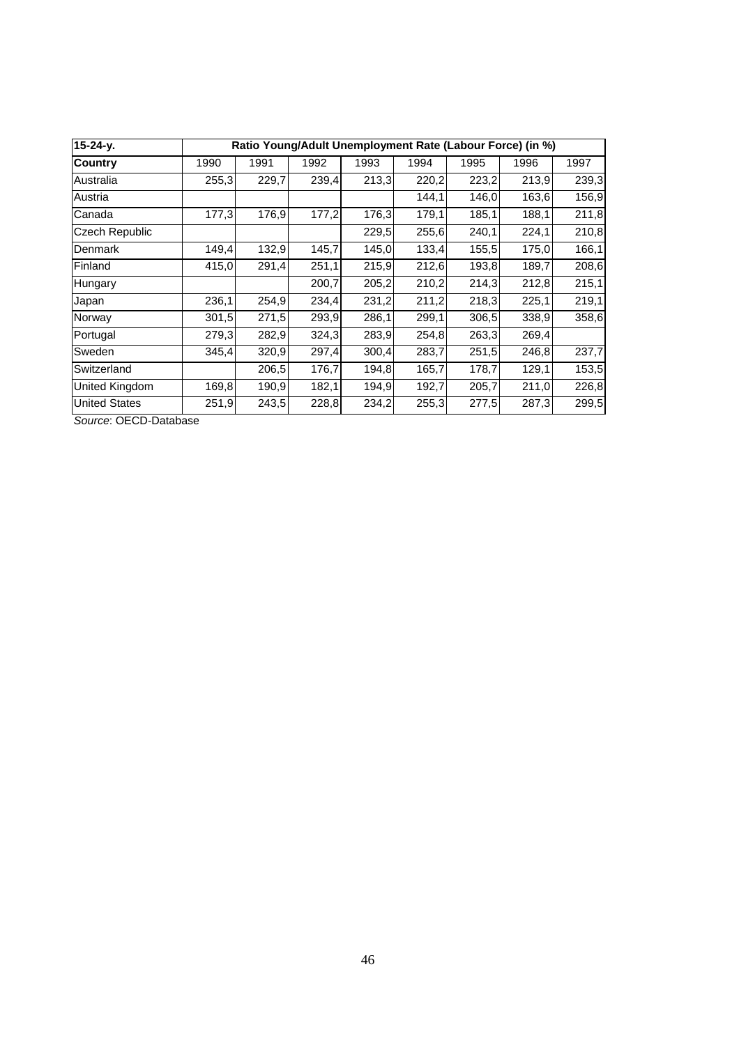| 15-24-y. | Ratio Young/Adult Unemployment Rate (Labour Force) (in %) | | | | | | | |
|---|---|---|---|---|---|---|---|---|
| **Country** | 1990 | 1991 | 1992 | 1993 | 1994 | 1995 | 1996 | 1997 |
| Australia | 255,3 | 229,7 | 239,4 | 213,3 | 220,2 | 223,2 | 213,9 | 239,3 |
| Austria | | | | | 144,1 | 146,0 | 163,6 | 156,9 |
| Canada | 177,3 | 176,9 | 177,2 | 176,3 | 179,1 | 185,1 | 188,1 | 211,8 |
| Czech Republic | | | | 229,5 | 255,6 | 240,1 | 224,1 | 210,8 |
| Denmark | 149,4 | 132,9 | 145,7 | 145,0 | 133,4 | 155,5 | 175,0 | 166,1 |
| Finland | 415,0 | 291,4 | 251,1 | 215,9 | 212,6 | 193,8 | 189,7 | 208,6 |
| Hungary | | | 200,7 | 205,2 | 210,2 | 214,3 | 212,8 | 215,1 |
| Japan | 236,1 | 254,9 | 234,4 | 231,2 | 211,2 | 218,3 | 225,1 | 219,1 |
| Norway | 301,5 | 271,5 | 293,9 | 286,1 | 299,1 | 306,5 | 338,9 | 358,6 |
| Portugal | 279,3 | 282,9 | 324,3 | 283,9 | 254,8 | 263,3 | 269,4 | |
| Sweden | 345,4 | 320,9 | 297,4 | 300,4 | 283,7 | 251,5 | 246,8 | 237,7 |
| Switzerland | | 206,5 | 176,7 | 194,8 | 165,7 | 178,7 | 129,1 | 153,5 |
| United Kingdom | 169,8 | 190,9 | 182,1 | 194,9 | 192,7 | 205,7 | 211,0 | 226,8 |
| United States | 251,9 | 243,5 | 228,8 | 234,2 | 255,3 | 277,5 | 287,3 | 299,5 |

*Source*: OECD-Database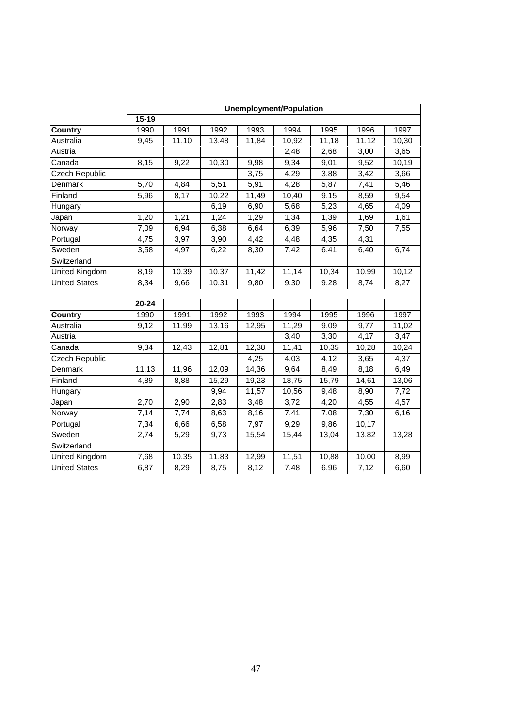| | Unemployment/Population | | | | | | | |
|---|---|---|---|---|---|---|---|---|
| | **15-19** | | | | | | | |
| **Country** | 1990 | 1991 | 1992 | 1993 | 1994 | 1995 | 1996 | 1997 |
| Australia | 9,45 | 11,10 | 13,48 | 11,84 | 10,92 | 11,18 | 11,12 | 10,30 |
| Austria | | | | | 2,48 | 2,68 | 3,00 | 3,65 |
| Canada | 8,15 | 9,22 | 10,30 | 9,98 | 9,34 | 9,01 | 9,52 | 10,19 |
| Czech Republic | | | | 3,75 | 4,29 | 3,88 | 3,42 | 3,66 |
| Denmark | 5,70 | 4,84 | 5,51 | 5,91 | 4,28 | 5,87 | 7,41 | 5,46 |
| Finland | 5,96 | 8,17 | 10,22 | 11,49 | 10,40 | 9,15 | 8,59 | 9,54 |
| Hungary | | | 6,19 | 6,90 | 5,68 | 5,23 | 4,65 | 4,09 |
| Japan | 1,20 | 1,21 | 1,24 | 1,29 | 1,34 | 1,39 | 1,69 | 1,61 |
| Norway | 7,09 | 6,94 | 6,38 | 6,64 | 6,39 | 5,96 | 7,50 | 7,55 |
| Portugal | 4,75 | 3,97 | 3,90 | 4,42 | 4,48 | 4,35 | 4,31 | |
| Sweden | 3,58 | 4,97 | 6,22 | 8,30 | 7,42 | 6,41 | 6,40 | 6,74 |
| Switzerland | | | | | | | | |
| United Kingdom | 8,19 | 10,39 | 10,37 | 11,42 | 11,14 | 10,34 | 10,99 | 10,12 |
| United States | 8,34 | 9,66 | 10,31 | 9,80 | 9,30 | 9,28 | 8,74 | 8,27 |
| | | | | | | | | |
| | **20-24** | | | | | | | |
| **Country** | 1990 | 1991 | 1992 | 1993 | 1994 | 1995 | 1996 | 1997 |
| Australia | 9,12 | 11,99 | 13,16 | 12,95 | 11,29 | 9,09 | 9,77 | 11,02 |
| Austria | | | | | 3,40 | 3,30 | 4,17 | 3,47 |
| Canada | 9,34 | 12,43 | 12,81 | 12,38 | 11,41 | 10,35 | 10,28 | 10,24 |
| Czech Republic | | | | 4,25 | 4,03 | 4,12 | 3,65 | 4,37 |
| Denmark | 11,13 | 11,96 | 12,09 | 14,36 | 9,64 | 8,49 | 8,18 | 6,49 |
| Finland | 4,89 | 8,88 | 15,29 | 19,23 | 18,75 | 15,79 | 14,61 | 13,06 |
| Hungary | | | 9,94 | 11,57 | 10,56 | 9,48 | 8,90 | 7,72 |
| Japan | 2,70 | 2,90 | 2,83 | 3,48 | 3,72 | 4,20 | 4,55 | 4,57 |
| Norway | 7,14 | 7,74 | 8,63 | 8,16 | 7,41 | 7,08 | 7,30 | 6,16 |
| Portugal | 7,34 | 6,66 | 6,58 | 7,97 | 9,29 | 9,86 | 10,17 | |
| Sweden | 2,74 | 5,29 | 9,73 | 15,54 | 15,44 | 13,04 | 13,82 | 13,28 |
| Switzerland | | | | | | | | |
| United Kingdom | 7,68 | 10,35 | 11,83 | 12,99 | 11,51 | 10,88 | 10,00 | 8,99 |
| United States | 6,87 | 8,29 | 8,75 | 8,12 | 7,48 | 6,96 | 7,12 | 6,60 |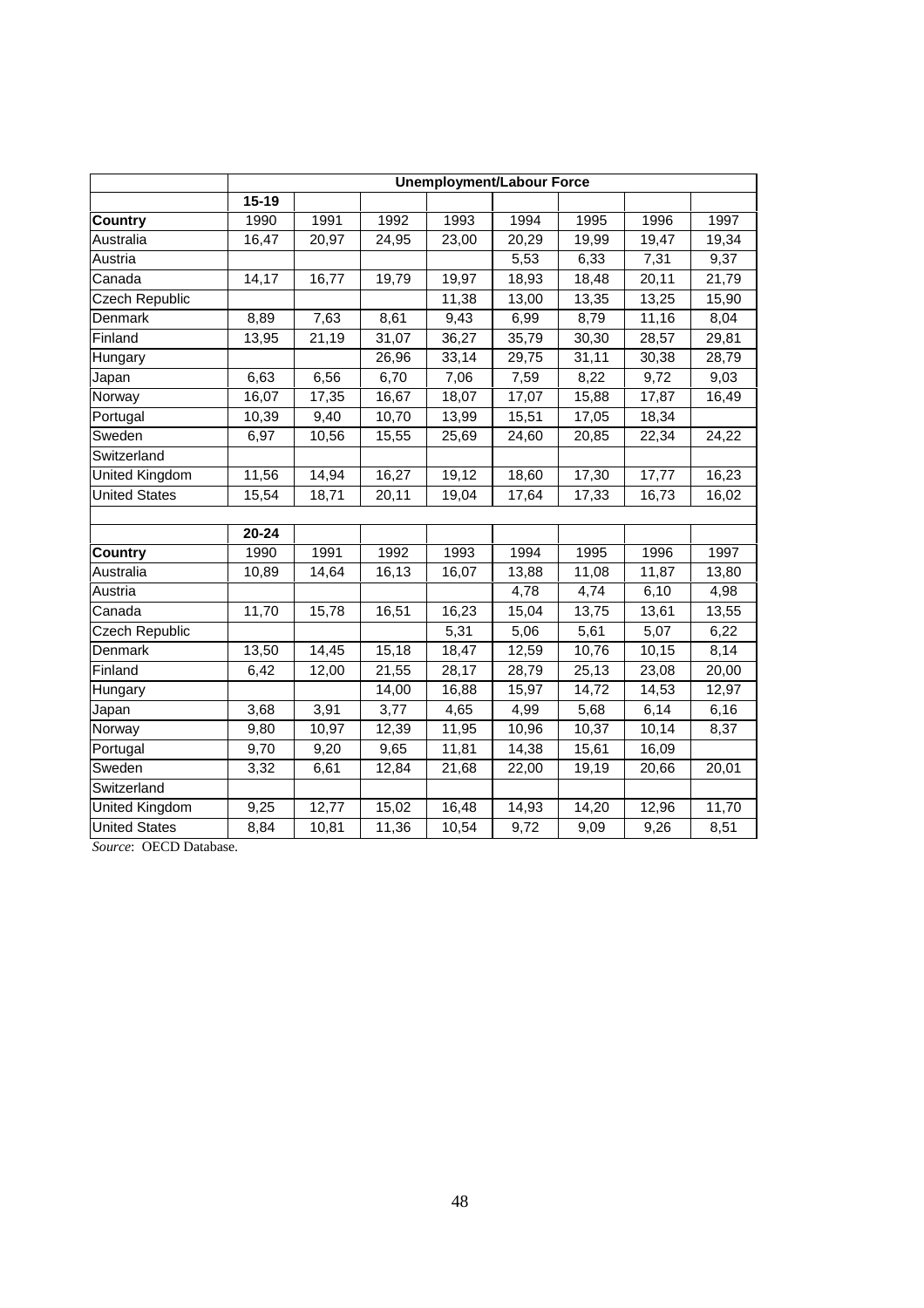| | Unemployment/Labour Force | | | | | | | |
|---|---|---|---|---|---|---|---|---|
| | **15-19** | | | | | | | |
| **Country** | 1990 | 1991 | 1992 | 1993 | 1994 | 1995 | 1996 | 1997 |
| Australia | 16,47 | 20,97 | 24,95 | 23,00 | 20,29 | 19,99 | 19,47 | 19,34 |
| Austria | | | | | 5,53 | 6,33 | 7,31 | 9,37 |
| Canada | 14,17 | 16,77 | 19,79 | 19,97 | 18,93 | 18,48 | 20,11 | 21,79 |
| Czech Republic | | | | 11,38 | 13,00 | 13,35 | 13,25 | 15,90 |
| Denmark | 8,89 | 7,63 | 8,61 | 9,43 | 6,99 | 8,79 | 11,16 | 8,04 |
| Finland | 13,95 | 21,19 | 31,07 | 36,27 | 35,79 | 30,30 | 28,57 | 29,81 |
| Hungary | | | 26,96 | 33,14 | 29,75 | 31,11 | 30,38 | 28,79 |
| Japan | 6,63 | 6,56 | 6,70 | 7,06 | 7,59 | 8,22 | 9,72 | 9,03 |
| Norway | 16,07 | 17,35 | 16,67 | 18,07 | 17,07 | 15,88 | 17,87 | 16,49 |
| Portugal | 10,39 | 9,40 | 10,70 | 13,99 | 15,51 | 17,05 | 18,34 | |
| Sweden | 6,97 | 10,56 | 15,55 | 25,69 | 24,60 | 20,85 | 22,34 | 24,22 |
| Switzerland | | | | | | | | |
| United Kingdom | 11,56 | 14,94 | 16,27 | 19,12 | 18,60 | 17,30 | 17,77 | 16,23 |
| United States | 15,54 | 18,71 | 20,11 | 19,04 | 17,64 | 17,33 | 16,73 | 16,02 |
| | | | | | | | | |
| | **20-24** | | | | | | | |
| **Country** | 1990 | 1991 | 1992 | 1993 | 1994 | 1995 | 1996 | 1997 |
| Australia | 10,89 | 14,64 | 16,13 | 16,07 | 13,88 | 11,08 | 11,87 | 13,80 |
| Austria | | | | | 4,78 | 4,74 | 6,10 | 4,98 |
| Canada | 11,70 | 15,78 | 16,51 | 16,23 | 15,04 | 13,75 | 13,61 | 13,55 |
| Czech Republic | | | | 5,31 | 5,06 | 5,61 | 5,07 | 6,22 |
| Denmark | 13,50 | 14,45 | 15,18 | 18,47 | 12,59 | 10,76 | 10,15 | 8,14 |
| Finland | 6,42 | 12,00 | 21,55 | 28,17 | 28,79 | 25,13 | 23,08 | 20,00 |
| Hungary | | | 14,00 | 16,88 | 15,97 | 14,72 | 14,53 | 12,97 |
| Japan | 3,68 | 3,91 | 3,77 | 4,65 | 4,99 | 5,68 | 6,14 | 6,16 |
| Norway | 9,80 | 10,97 | 12,39 | 11,95 | 10,96 | 10,37 | 10,14 | 8,37 |
| Portugal | 9,70 | 9,20 | 9,65 | 11,81 | 14,38 | 15,61 | 16,09 | |
| Sweden | 3,32 | 6,61 | 12,84 | 21,68 | 22,00 | 19,19 | 20,66 | 20,01 |
| Switzerland | | | | | | | | |
| United Kingdom | 9,25 | 12,77 | 15,02 | 16,48 | 14,93 | 14,20 | 12,96 | 11,70 |
| United States | 8,84 | 10,81 | 11,36 | 10,54 | 9,72 | 9,09 | 9,26 | 8,51 |

*Source*: OECD Database.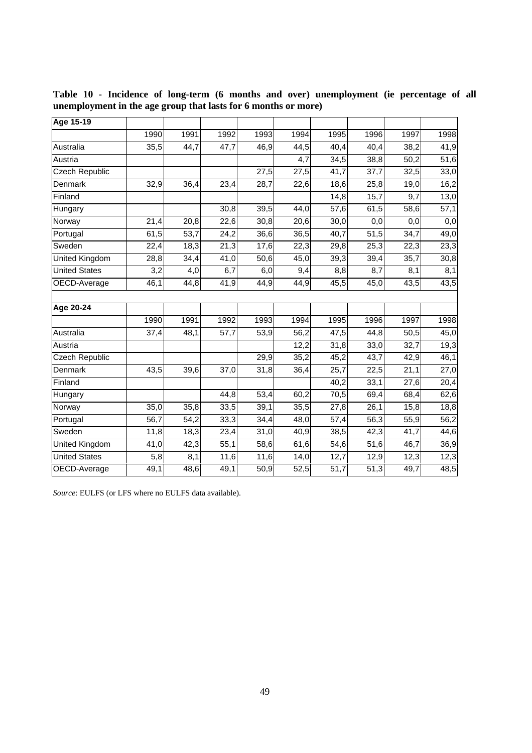**Table 10 - Incidence of long-term (6 months and over) unemployment (ie percentage of all unemployment in the age group that lasts for 6 months or more)**

| **Age 15-19** | | | | | | | | | |
|---|---|---|---|---|---|---|---|---|---|
| | 1990 | 1991 | 1992 | 1993 | 1994 | 1995 | 1996 | 1997 | 1998 |
| Australia | 35,5 | 44,7 | 47,7 | 46,9 | 44,5 | 40,4 | 40,4 | 38,2 | 41,9 |
| Austria | | | | | 4,7 | 34,5 | 38,8 | 50,2 | 51,6 |
| Czech Republic | | | | 27,5 | 27,5 | 41,7 | 37,7 | 32,5 | 33,0 |
| Denmark | 32,9 | 36,4 | 23,4 | 28,7 | 22,6 | 18,6 | 25,8 | 19,0 | 16,2 |
| Finland | | | | | | 14,8 | 15,7 | 9,7 | 13,0 |
| Hungary | | | 30,8 | 39,5 | 44,0 | 57,6 | 61,5 | 58,6 | 57,1 |
| Norway | 21,4 | 20,8 | 22,6 | 30,8 | 20,6 | 30,0 | 0,0 | 0,0 | 0,0 |
| Portugal | 61,5 | 53,7 | 24,2 | 36,6 | 36,5 | 40,7 | 51,5 | 34,7 | 49,0 |
| Sweden | 22,4 | 18,3 | 21,3 | 17,6 | 22,3 | 29,8 | 25,3 | 22,3 | 23,3 |
| United Kingdom | 28,8 | 34,4 | 41,0 | 50,6 | 45,0 | 39,3 | 39,4 | 35,7 | 30,8 |
| United States | 3,2 | 4,0 | 6,7 | 6,0 | 9,4 | 8,8 | 8,7 | 8,1 | 8,1 |
| OECD-Average | 46,1 | 44,8 | 41,9 | 44,9 | 44,9 | 45,5 | 45,0 | 43,5 | 43,5 |
| | | | | | | | | | |
| **Age 20-24** | | | | | | | | | |
| | 1990 | 1991 | 1992 | 1993 | 1994 | 1995 | 1996 | 1997 | 1998 |
| Australia | 37,4 | 48,1 | 57,7 | 53,9 | 56,2 | 47,5 | 44,8 | 50,5 | 45,0 |
| Austria | | | | | 12,2 | 31,8 | 33,0 | 32,7 | 19,3 |
| Czech Republic | | | | 29,9 | 35,2 | 45,2 | 43,7 | 42,9 | 46,1 |
| Denmark | 43,5 | 39,6 | 37,0 | 31,8 | 36,4 | 25,7 | 22,5 | 21,1 | 27,0 |
| Finland | | | | | | 40,2 | 33,1 | 27,6 | 20,4 |
| Hungary | | | 44,8 | 53,4 | 60,2 | 70,5 | 69,4 | 68,4 | 62,6 |
| Norway | 35,0 | 35,8 | 33,5 | 39,1 | 35,5 | 27,8 | 26,1 | 15,8 | 18,8 |
| Portugal | 56,7 | 54,2 | 33,3 | 34,4 | 48,0 | 57,4 | 56,3 | 55,9 | 56,2 |
| Sweden | 11,8 | 18,3 | 23,4 | 31,0 | 40,9 | 38,5 | 42,3 | 41,7 | 44,6 |
| United Kingdom | 41,0 | 42,3 | 55,1 | 58,6 | 61,6 | 54,6 | 51,6 | 46,7 | 36,9 |
| United States | 5,8 | 8,1 | 11,6 | 11,6 | 14,0 | 12,7 | 12,9 | 12,3 | 12,3 |
| OECD-Average | 49,1 | 48,6 | 49,1 | 50,9 | 52,5 | 51,7 | 51,3 | 49,7 | 48,5 |

*Source*: EULFS (or LFS where no EULFS data available).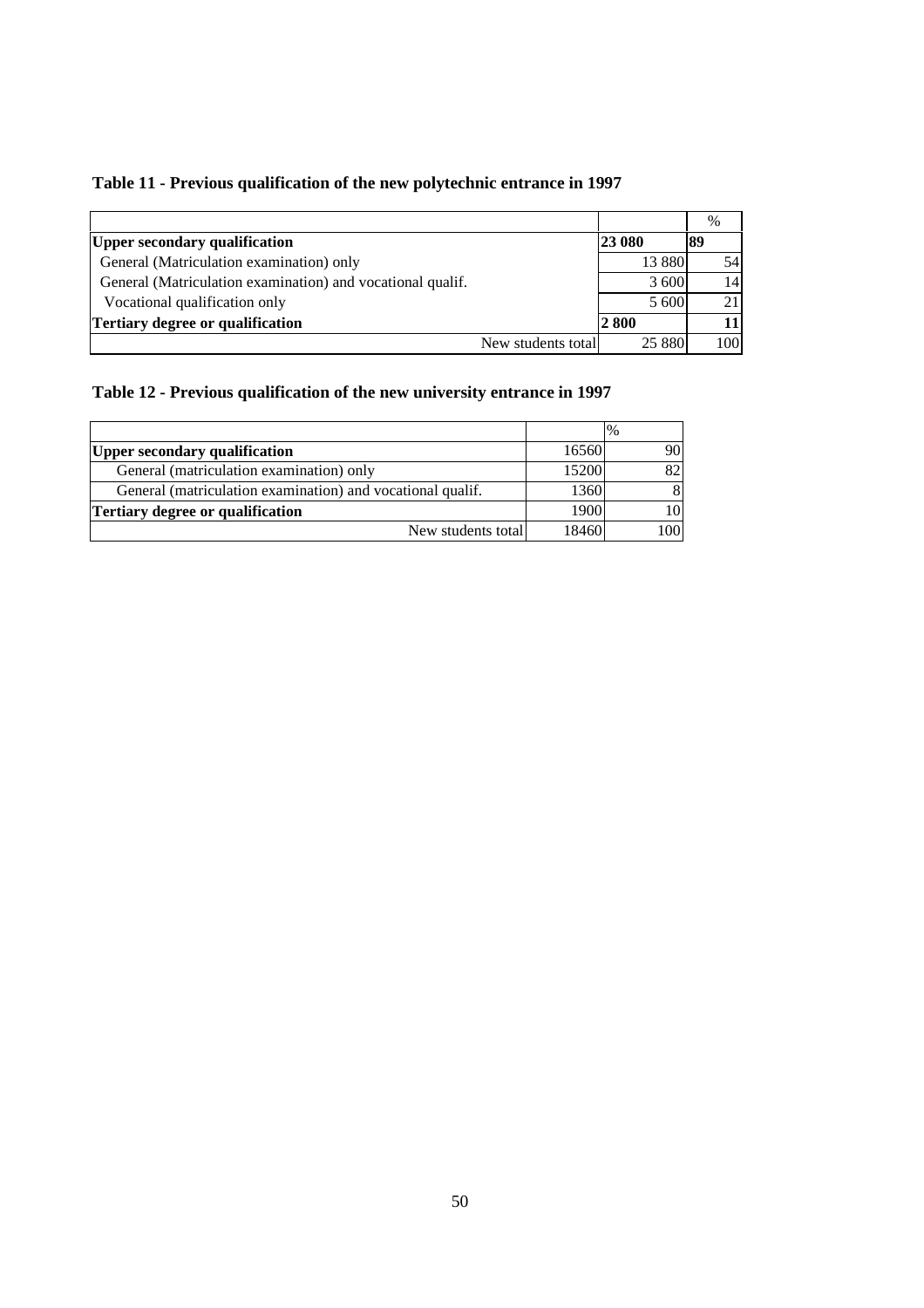**Table 11 - Previous qualification of the new polytechnic entrance in 1997**

| | | % |
|---|---|---|
| **Upper secondary qualification** | **23 080** | **89** |
| General (Matriculation examination) only | 13 880 | 54 |
| General (Matriculation examination) and vocational qualif. | 3 600 | 14 |
| Vocational qualification only | 5 600 | 21 |
| **Tertiary degree or qualification** | **2 800** | **11** |
| New students total | 25 880 | 100 |

**Table 12 - Previous qualification of the new university entrance in 1997**

| | | % |
|---|---|---|
| **Upper secondary qualification** | 16560 | 90 |
| General (matriculation examination) only | 15200 | 82 |
| General (matriculation examination) and vocational qualif. | 1360 | 8 |
| **Tertiary degree or qualification** | 1900 | 10 |
| New students total | 18460 | 100 |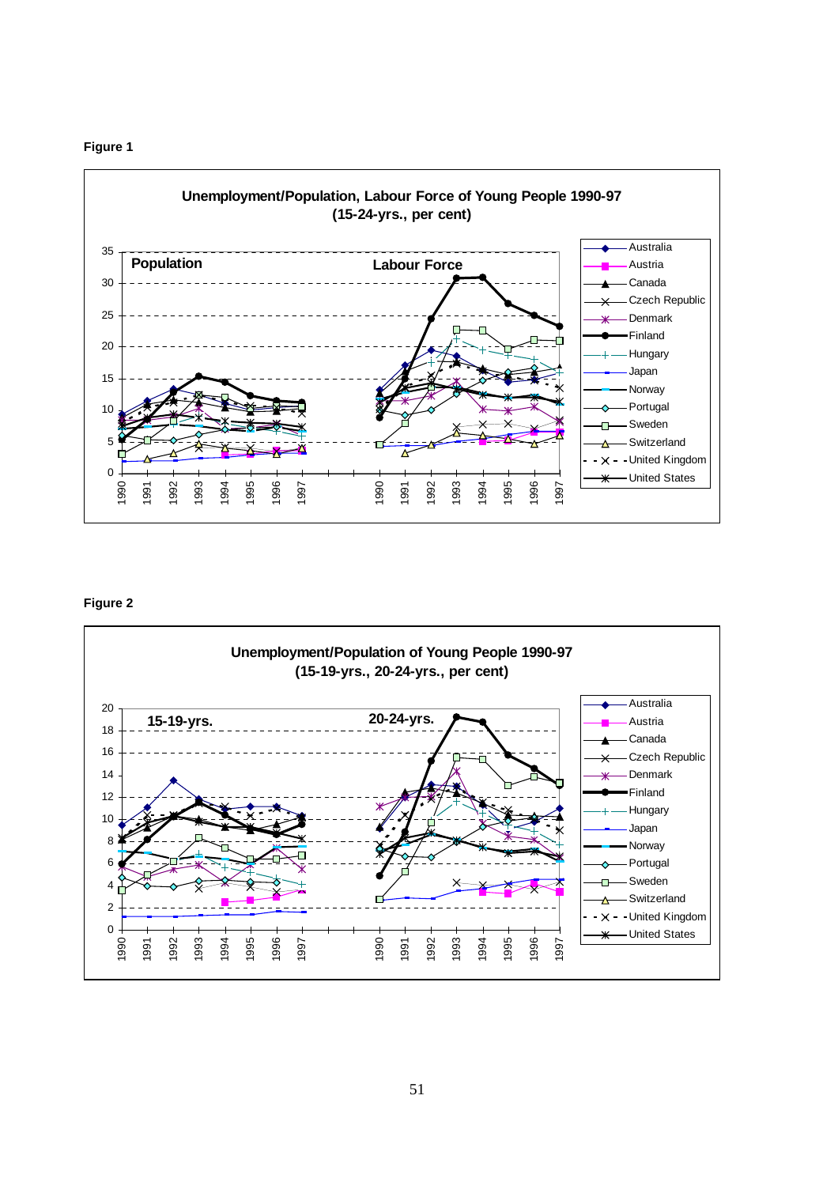**Figure 1**

**Unemployment/Population, Labour Force of Young People 1990-97 (15-24-yrs., per cent)**

**Figure 2**

**Unemployment/Population of Young People 1990-97 (15-19-yrs., 20-24-yrs., per cent)**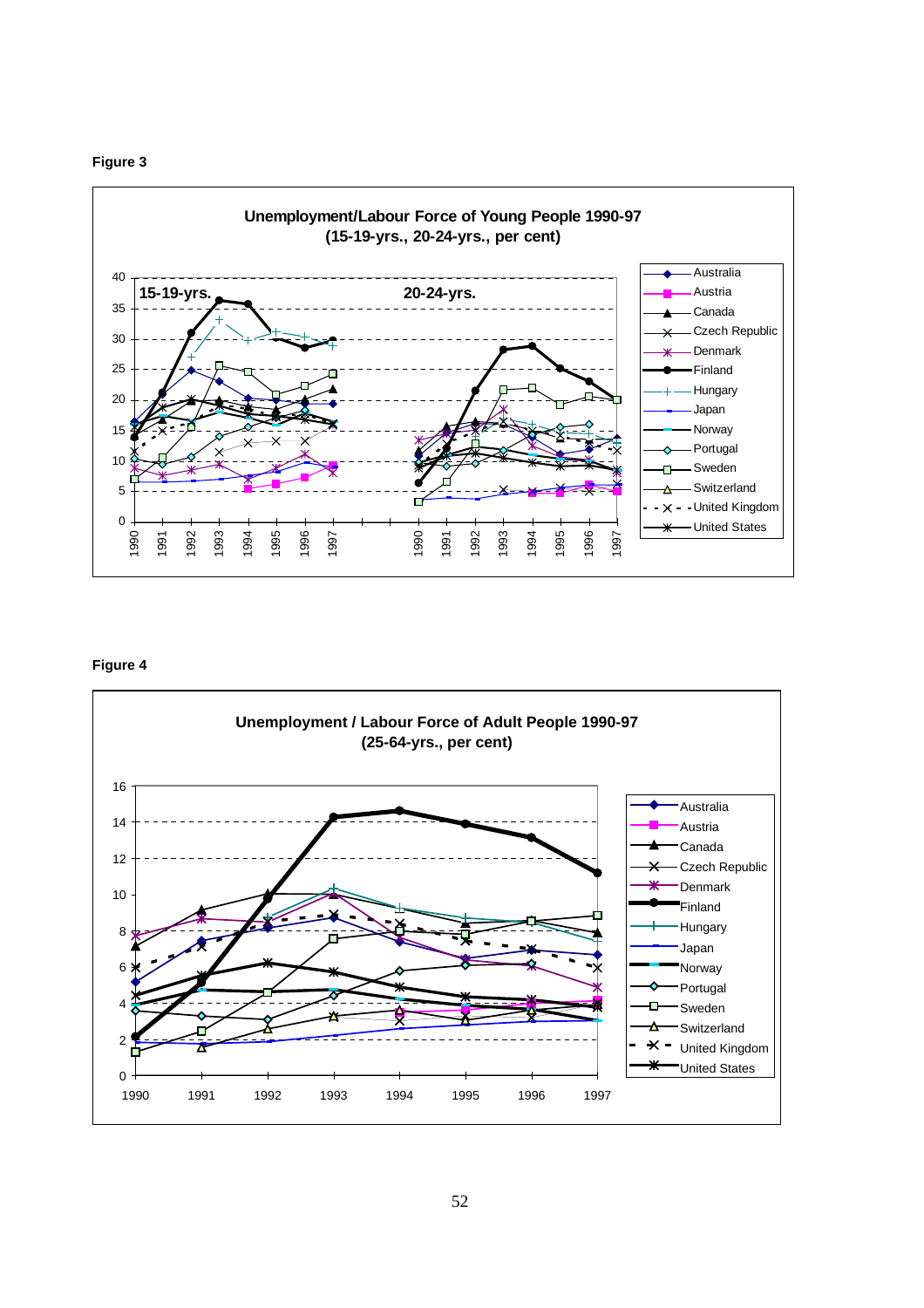**Figure 3**

Unemployment/Labour Force of Young People 1990-97
(15-19-yrs., 20-24-yrs., per cent)

**Figure 4**

Unemployment / Labour Force of Adult People 1990-97
(25-64-yrs., per cent)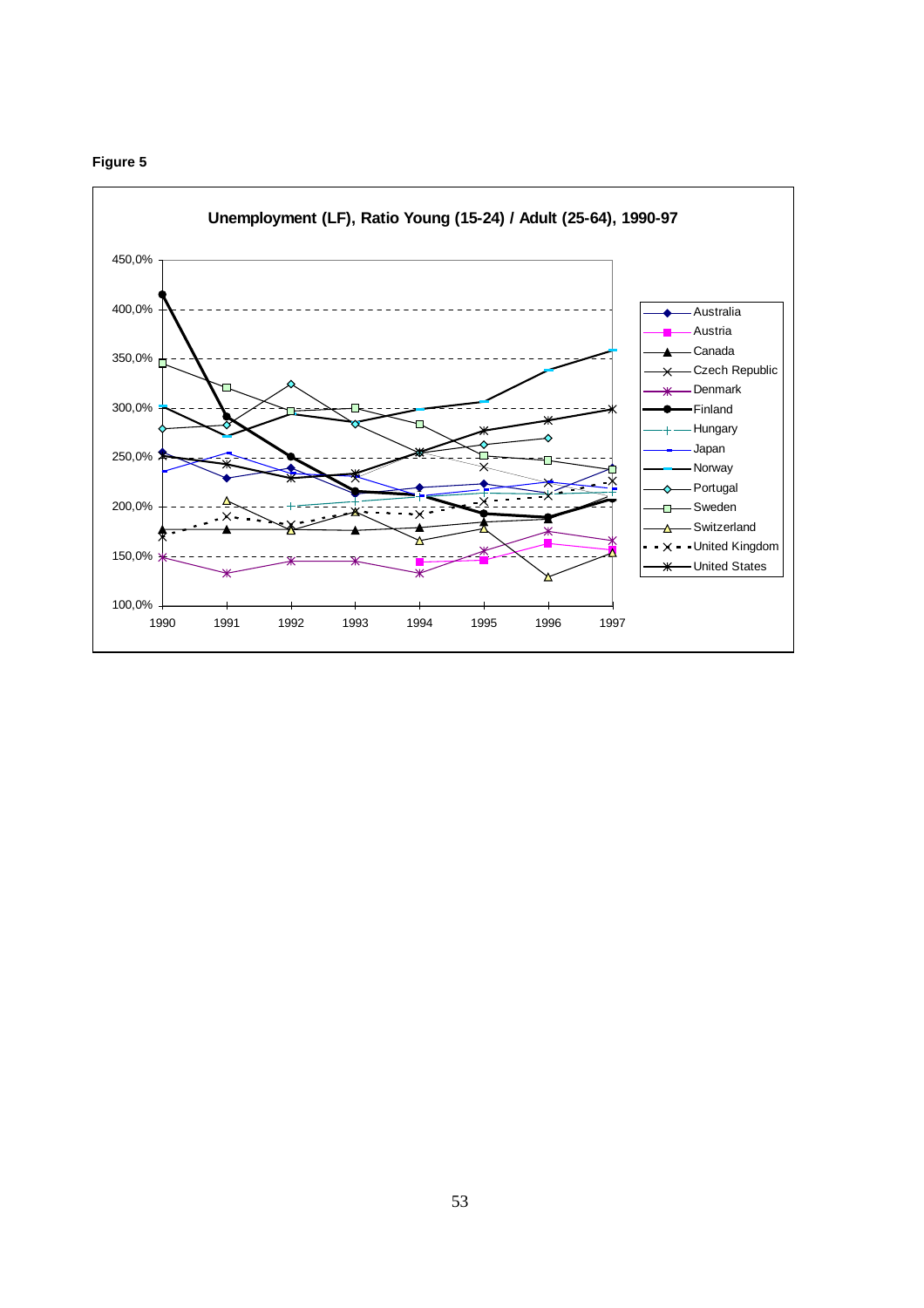**Figure 5**

Unemployment (LF), Ratio Young (15-24) / Adult (25-64), 1990-97

Legend: Australia, Austria, Canada, Czech Republic, Denmark, Finland, Hungary, Japan, Norway, Portugal, Sweden, Switzerland, United Kingdom, United States

Y-axis: 100,0% – 450,0%

X-axis: 1990 – 1997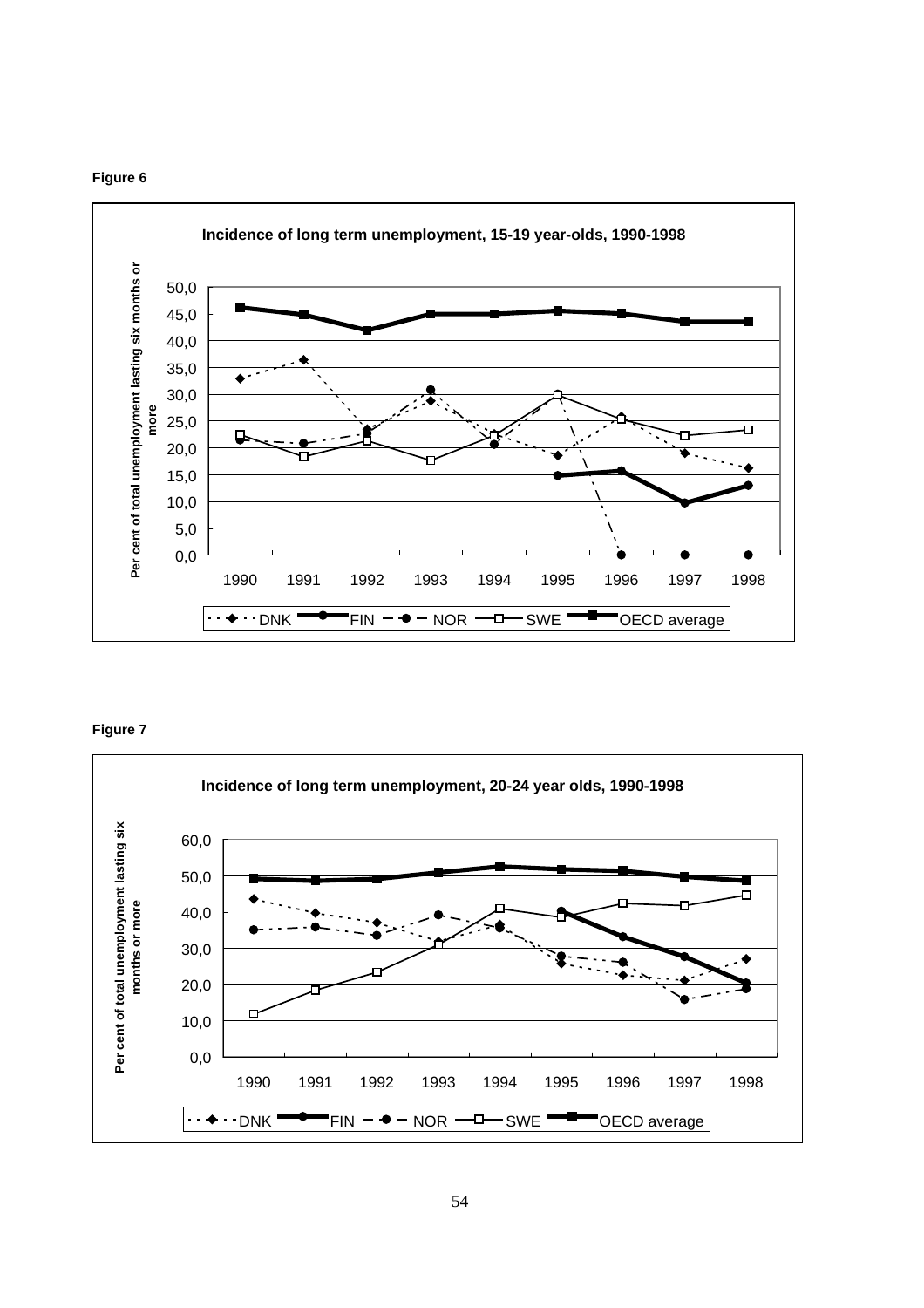**Figure 6**

**Incidence of long term unemployment, 15-19 year-olds, 1990-1998**

Per cent of total unemployment lasting six months or more

50,0
45,0
40,0
35,0
30,0
25,0
20,0
15,0
10,0
5,0
0,0

1990 1991 1992 1993 1994 1995 1996 1997 1998

DNK FIN NOR SWE OECD average

**Figure 7**

**Incidence of long term unemployment, 20-24 year olds, 1990-1998**

Per cent of total unemployment lasting six months or more

60,0
50,0
40,0
30,0
20,0
10,0
0,0

1990 1991 1992 1993 1994 1995 1996 1997 1998

DNK FIN NOR SWE OECD average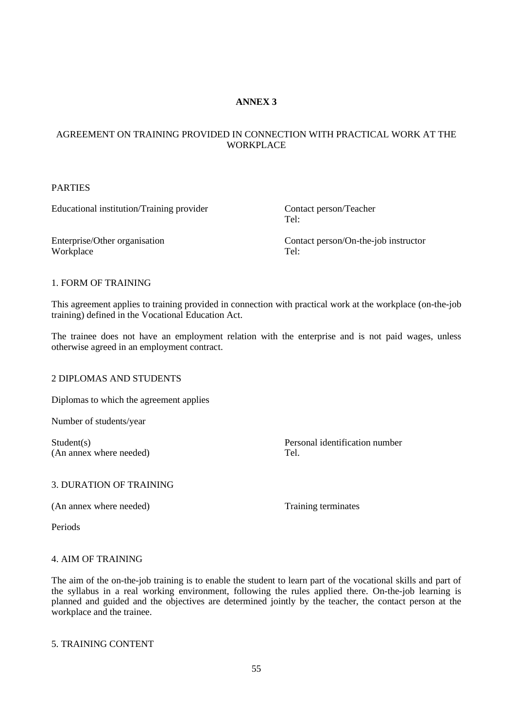# ANNEX 3

## AGREEMENT ON TRAINING PROVIDED IN CONNECTION WITH PRACTICAL WORK AT THE WORKPLACE

PARTIES

Educational institution/Training provider

Contact person/Teacher
Tel:

Enterprise/Other organisation
Workplace

Contact person/On-the-job instructor
Tel:

1. FORM OF TRAINING

This agreement applies to training provided in connection with practical work at the workplace (on-the-job training) defined in the Vocational Education Act.

The trainee does not have an employment relation with the enterprise and is not paid wages, unless otherwise agreed in an employment contract.

2 DIPLOMAS AND STUDENTS

Diplomas to which the agreement applies

Number of students/year

Student(s)
(An annex where needed)

Personal identification number
Tel.

3. DURATION OF TRAINING

(An annex where needed)

Training terminates

Periods

4. AIM OF TRAINING

The aim of the on-the-job training is to enable the student to learn part of the vocational skills and part of the syllabus in a real working environment, following the rules applied there. On-the-job learning is planned and guided and the objectives are determined jointly by the teacher, the contact person at the workplace and the trainee.

5. TRAINING CONTENT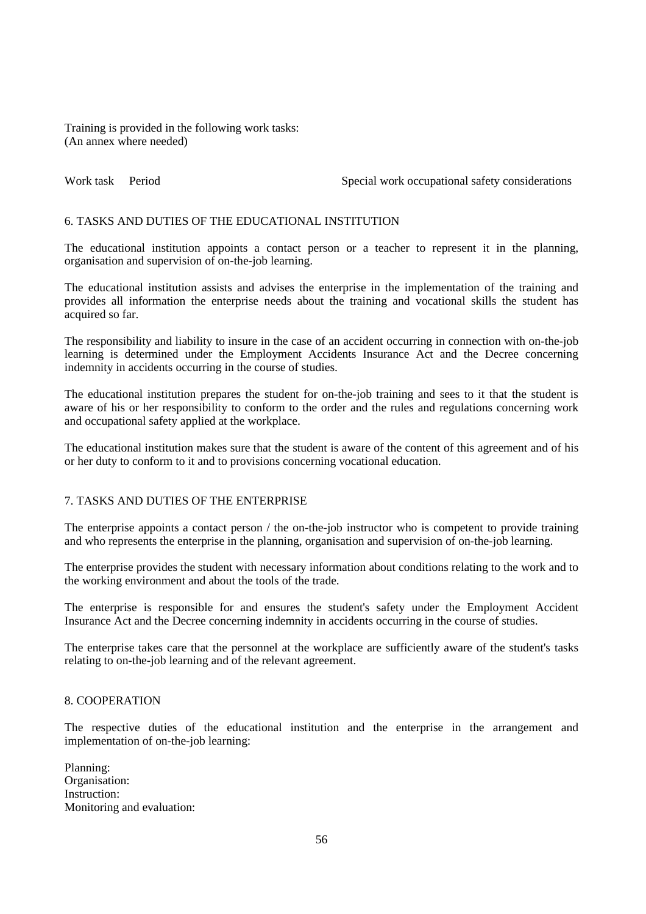Training is provided in the following work tasks:
(An annex where needed)

| Work task | Period | Special work occupational safety considerations |
|---|---|---|

## 6. TASKS AND DUTIES OF THE EDUCATIONAL INSTITUTION

The educational institution appoints a contact person or a teacher to represent it in the planning, organisation and supervision of on-the-job learning.

The educational institution assists and advises the enterprise in the implementation of the training and provides all information the enterprise needs about the training and vocational skills the student has acquired so far.

The responsibility and liability to insure in the case of an accident occurring in connection with on-the-job learning is determined under the Employment Accidents Insurance Act and the Decree concerning indemnity in accidents occurring in the course of studies.

The educational institution prepares the student for on-the-job training and sees to it that the student is aware of his or her responsibility to conform to the order and the rules and regulations concerning work and occupational safety applied at the workplace.

The educational institution makes sure that the student is aware of the content of this agreement and of his or her duty to conform to it and to provisions concerning vocational education.

## 7. TASKS AND DUTIES OF THE ENTERPRISE

The enterprise appoints a contact person / the on-the-job instructor who is competent to provide training and who represents the enterprise in the planning, organisation and supervision of on-the-job learning.

The enterprise provides the student with necessary information about conditions relating to the work and to the working environment and about the tools of the trade.

The enterprise is responsible for and ensures the student's safety under the Employment Accident Insurance Act and the Decree concerning indemnity in accidents occurring in the course of studies.

The enterprise takes care that the personnel at the workplace are sufficiently aware of the student's tasks relating to on-the-job learning and of the relevant agreement.

## 8. COOPERATION

The respective duties of the educational institution and the enterprise in the arrangement and implementation of on-the-job learning:

Planning:
Organisation:
Instruction:
Monitoring and evaluation: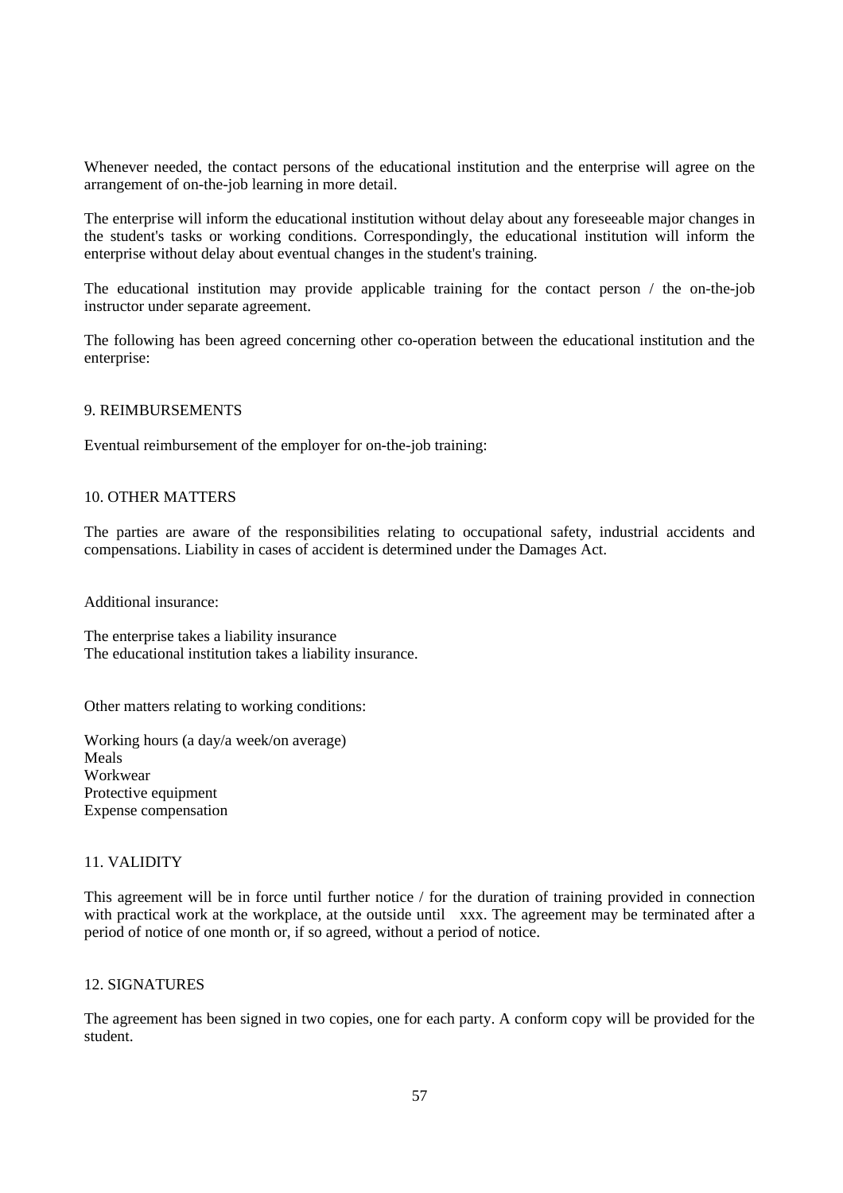Whenever needed, the contact persons of the educational institution and the enterprise will agree on the arrangement of on-the-job learning in more detail.

The enterprise will inform the educational institution without delay about any foreseeable major changes in the student's tasks or working conditions. Correspondingly, the educational institution will inform the enterprise without delay about eventual changes in the student's training.

The educational institution may provide applicable training for the contact person / the on-the-job instructor under separate agreement.

The following has been agreed concerning other co-operation between the educational institution and the enterprise:

## 9. REIMBURSEMENTS

Eventual reimbursement of the employer for on-the-job training:

## 10. OTHER MATTERS

The parties are aware of the responsibilities relating to occupational safety, industrial accidents and compensations. Liability in cases of accident is determined under the Damages Act.

Additional insurance:

The enterprise takes a liability insurance
The educational institution takes a liability insurance.

Other matters relating to working conditions:

Working hours (a day/a week/on average)
Meals
Workwear
Protective equipment
Expense compensation

## 11. VALIDITY

This agreement will be in force until further notice / for the duration of training provided in connection with practical work at the workplace, at the outside until xxx. The agreement may be terminated after a period of notice of one month or, if so agreed, without a period of notice.

## 12. SIGNATURES

The agreement has been signed in two copies, one for each party. A conform copy will be provided for the student.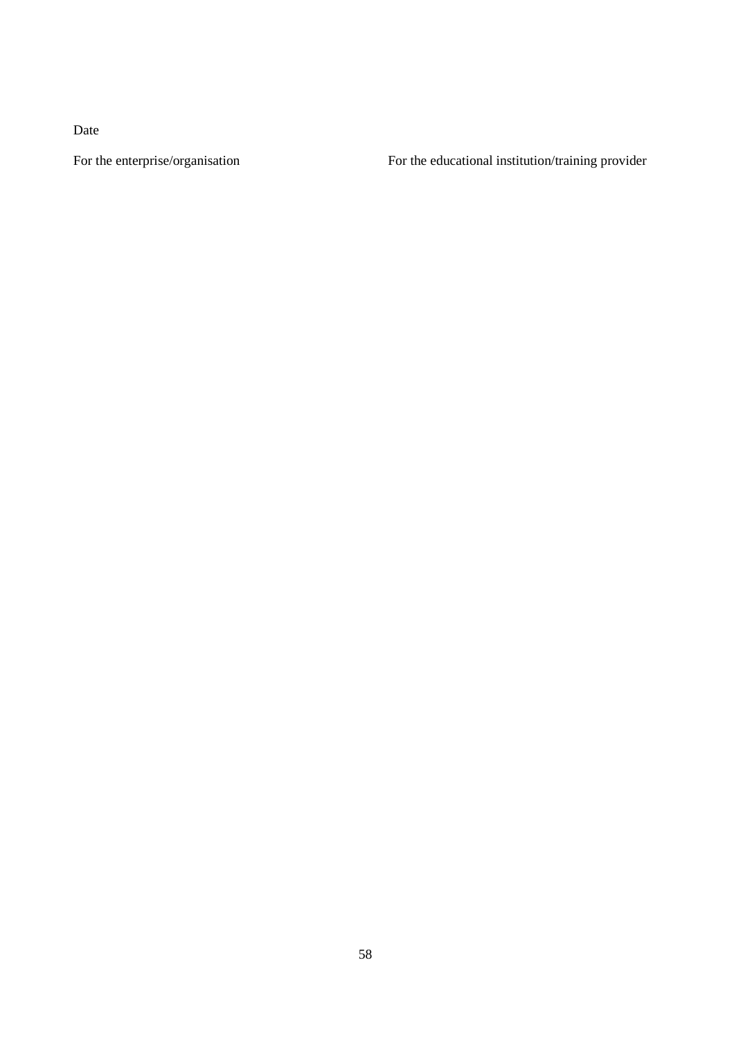Date

For the enterprise/organisation For the educational institution/training provider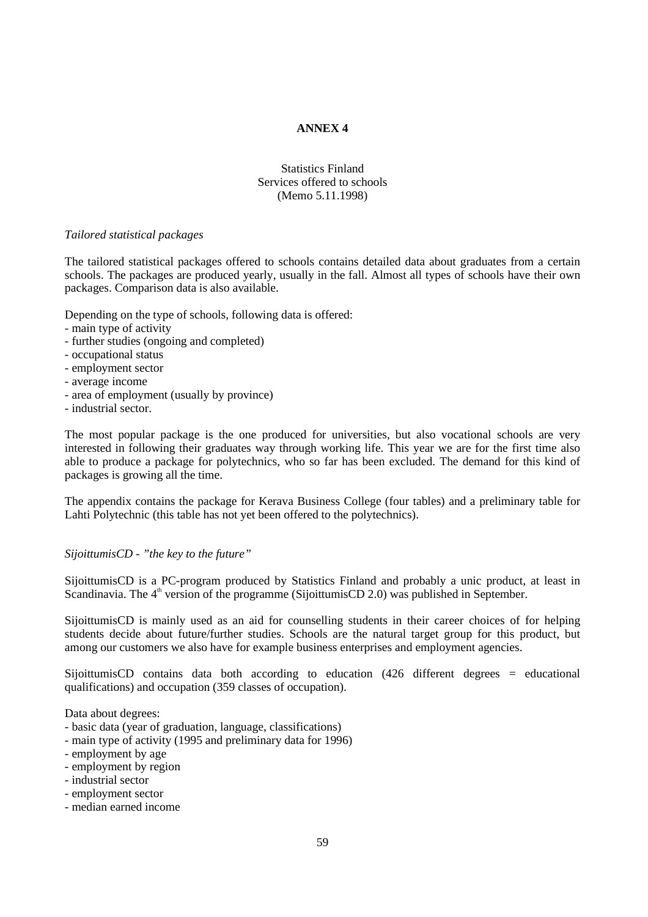# ANNEX 4

Statistics Finland
Services offered to schools
(Memo 5.11.1998)

*Tailored statistical packages*

The tailored statistical packages offered to schools contains detailed data about graduates from a certain schools. The packages are produced yearly, usually in the fall. Almost all types of schools have their own packages. Comparison data is also available.

Depending on the type of schools, following data is offered:
- main type of activity
- further studies (ongoing and completed)
- occupational status
- employment sector
- average income
- area of employment (usually by province)
- industrial sector.

The most popular package is the one produced for universities, but also vocational schools are very interested in following their graduates way through working life. This year we are for the first time also able to produce a package for polytechnics, who so far has been excluded. The demand for this kind of packages is growing all the time.

The appendix contains the package for Kerava Business College (four tables) and a preliminary table for Lahti Polytechnic (this table has not yet been offered to the polytechnics).

*SijoittumisCD - "the key to the future"*

SijoittumisCD is a PC-program produced by Statistics Finland and probably a unic product, at least in Scandinavia. The 4th version of the programme (SijoittumisCD 2.0) was published in September.

SijoittumisCD is mainly used as an aid for counselling students in their career choices of for helping students decide about future/further studies. Schools are the natural target group for this product, but among our customers we also have for example business enterprises and employment agencies.

SijoittumisCD contains data both according to education (426 different degrees = educational qualifications) and occupation (359 classes of occupation).

Data about degrees:
- basic data (year of graduation, language, classifications)
- main type of activity (1995 and preliminary data for 1996)
- employment by age
- employment by region
- industrial sector
- employment sector
- median earned income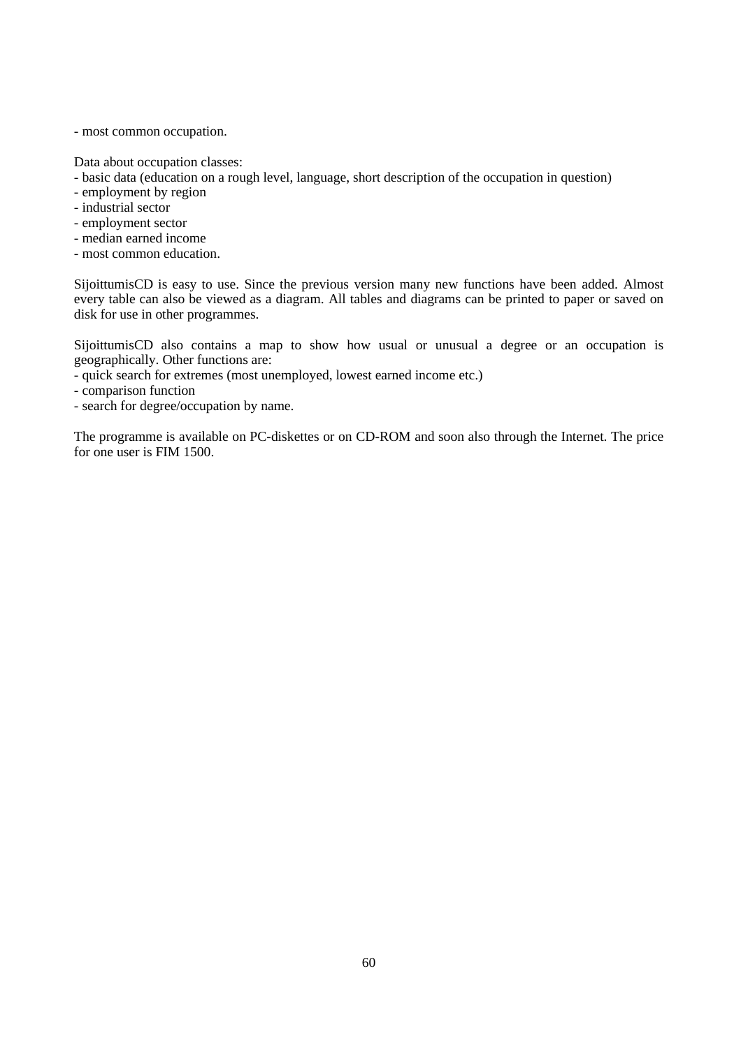- most common occupation.

Data about occupation classes:
- basic data (education on a rough level, language, short description of the occupation in question)
- employment by region
- industrial sector
- employment sector
- median earned income
- most common education.

SijoittumisCD is easy to use. Since the previous version many new functions have been added. Almost every table can also be viewed as a diagram. All tables and diagrams can be printed to paper or saved on disk for use in other programmes.

SijoittumisCD also contains a map to show how usual or unusual a degree or an occupation is geographically. Other functions are:
- quick search for extremes (most unemployed, lowest earned income etc.)
- comparison function
- search for degree/occupation by name.

The programme is available on PC-diskettes or on CD-ROM and soon also through the Internet. The price for one user is FIM 1500.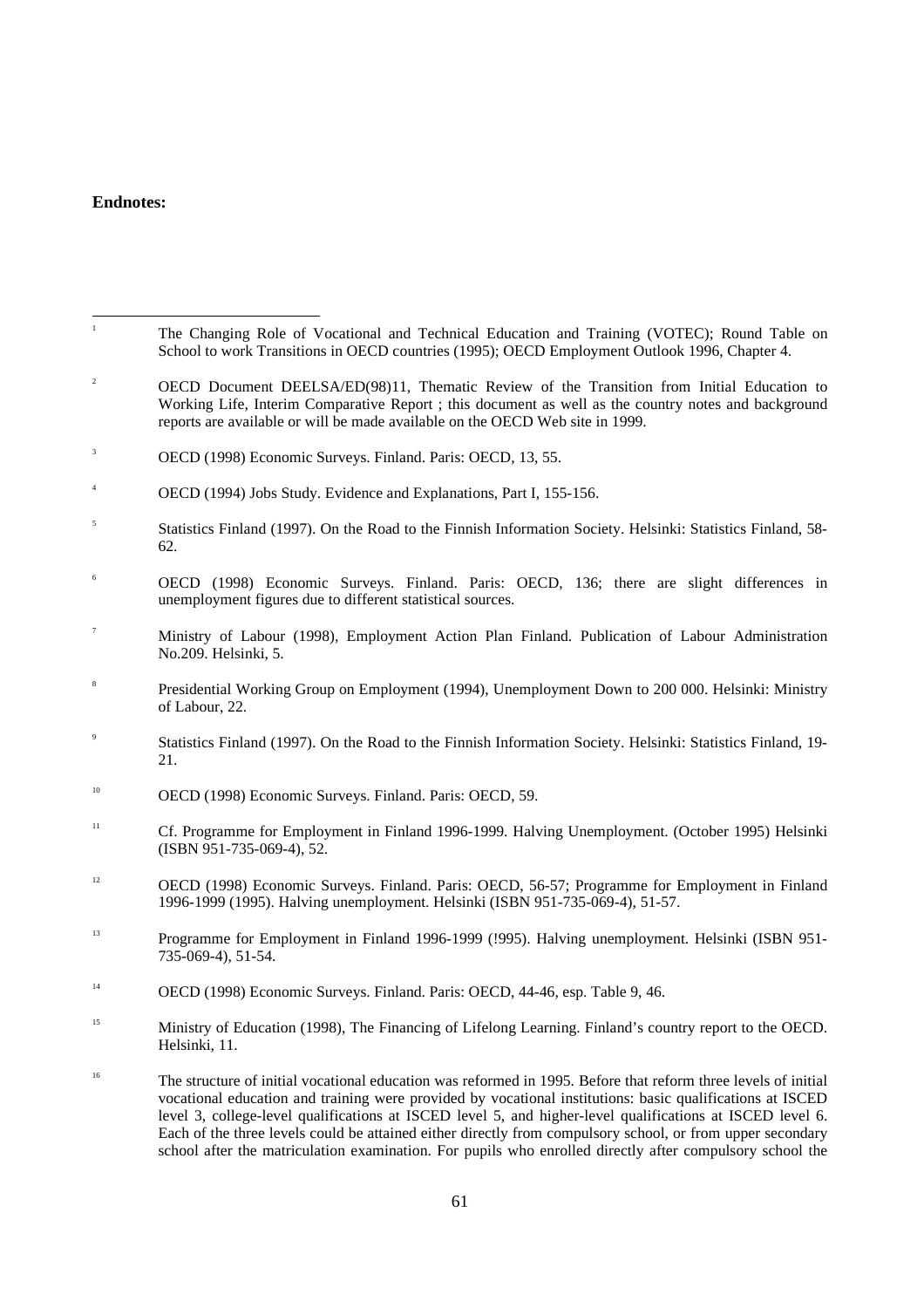**Endnotes:**

1. The Changing Role of Vocational and Technical Education and Training (VOTEC); Round Table on School to work Transitions in OECD countries (1995); OECD Employment Outlook 1996, Chapter 4.

2. OECD Document DEELSA/ED(98)11, Thematic Review of the Transition from Initial Education to Working Life, Interim Comparative Report ; this document as well as the country notes and background reports are available or will be made available on the OECD Web site in 1999.

3. OECD (1998) Economic Surveys. Finland. Paris: OECD, 13, 55.

4. OECD (1994) Jobs Study. Evidence and Explanations, Part I, 155-156.

5. Statistics Finland (1997). On the Road to the Finnish Information Society. Helsinki: Statistics Finland, 58-62.

6. OECD (1998) Economic Surveys. Finland. Paris: OECD, 136; there are slight differences in unemployment figures due to different statistical sources.

7. Ministry of Labour (1998), Employment Action Plan Finland. Publication of Labour Administration No.209. Helsinki, 5.

8. Presidential Working Group on Employment (1994), Unemployment Down to 200 000. Helsinki: Ministry of Labour, 22.

9. Statistics Finland (1997). On the Road to the Finnish Information Society. Helsinki: Statistics Finland, 19-21.

10. OECD (1998) Economic Surveys. Finland. Paris: OECD, 59.

11. Cf. Programme for Employment in Finland 1996-1999. Halving Unemployment. (October 1995) Helsinki (ISBN 951-735-069-4), 52.

12. OECD (1998) Economic Surveys. Finland. Paris: OECD, 56-57; Programme for Employment in Finland 1996-1999 (1995). Halving unemployment. Helsinki (ISBN 951-735-069-4), 51-57.

13. Programme for Employment in Finland 1996-1999 (!995). Halving unemployment. Helsinki (ISBN 951-735-069-4), 51-54.

14. OECD (1998) Economic Surveys. Finland. Paris: OECD, 44-46, esp. Table 9, 46.

15. Ministry of Education (1998), The Financing of Lifelong Learning. Finland's country report to the OECD. Helsinki, 11.

16. The structure of initial vocational education was reformed in 1995. Before that reform three levels of initial vocational education and training were provided by vocational institutions: basic qualifications at ISCED level 3, college-level qualifications at ISCED level 5, and higher-level qualifications at ISCED level 6. Each of the three levels could be attained either directly from compulsory school, or from upper secondary school after the matriculation examination. For pupils who enrolled directly after compulsory school the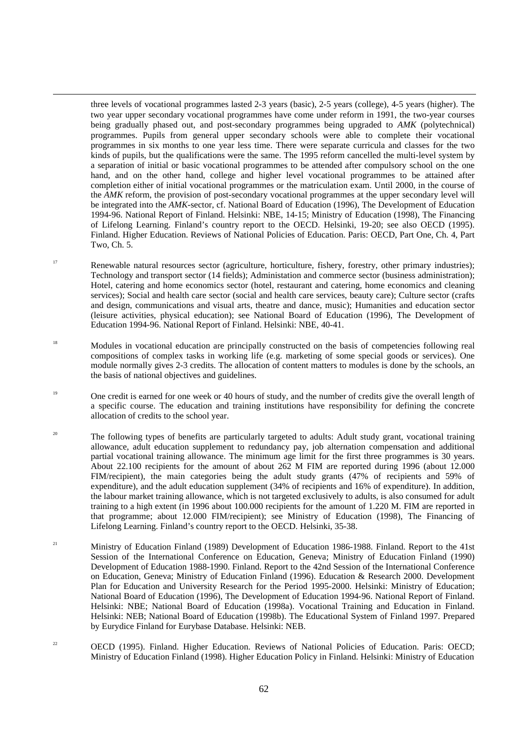three levels of vocational programmes lasted 2-3 years (basic), 2-5 years (college), 4-5 years (higher). The two year upper secondary vocational programmes have come under reform in 1991, the two-year courses being gradually phased out, and post-secondary programmes being upgraded to *AMK* (polytechnical) programmes. Pupils from general upper secondary schools were able to complete their vocational programmes in six months to one year less time. There were separate curricula and classes for the two kinds of pupils, but the qualifications were the same. The 1995 reform cancelled the multi-level system by a separation of initial or basic vocational programmes to be attended after compulsory school on the one hand, and on the other hand, college and higher level vocational programmes to be attained after completion either of initial vocational programmes or the matriculation exam. Until 2000, in the course of the *AMK* reform, the provision of post-secondary vocational programmes at the upper secondary level will be integrated into the *AMK*-sector, cf. National Board of Education (1996), The Development of Education 1994-96. National Report of Finland. Helsinki: NBE, 14-15; Ministry of Education (1998), The Financing of Lifelong Learning. Finland's country report to the OECD. Helsinki, 19-20; see also OECD (1995). Finland. Higher Education. Reviews of National Policies of Education. Paris: OECD, Part One, Ch. 4, Part Two, Ch. 5.

[17] Renewable natural resources sector (agriculture, horticulture, fishery, forestry, other primary industries); Technology and transport sector (14 fields); Administation and commerce sector (business administration); Hotel, catering and home economics sector (hotel, restaurant and catering, home economics and cleaning services); Social and health care sector (social and health care services, beauty care); Culture sector (crafts and design, communications and visual arts, theatre and dance, music); Humanities and education sector (leisure activities, physical education); see National Board of Education (1996), The Development of Education 1994-96. National Report of Finland. Helsinki: NBE, 40-41.

[18] Modules in vocational education are principally constructed on the basis of competencies following real compositions of complex tasks in working life (e.g. marketing of some special goods or services). One module normally gives 2-3 credits. The allocation of content matters to modules is done by the schools, an the basis of national objectives and guidelines.

[19] One credit is earned for one week or 40 hours of study, and the number of credits give the overall length of a specific course. The education and training institutions have responsibility for defining the concrete allocation of credits to the school year.

[20] The following types of benefits are particularly targeted to adults: Adult study grant, vocational training allowance, adult education supplement to redundancy pay, job alternation compensation and additional partial vocational training allowance. The minimum age limit for the first three programmes is 30 years. About 22.100 recipients for the amount of about 262 M FIM are reported during 1996 (about 12.000 FIM/recipient), the main categories being the adult study grants (47% of recipients and 59% of expenditure), and the adult education supplement (34% of recipients and 16% of expenditure). In addition, the labour market training allowance, which is not targeted exclusively to adults, is also consumed for adult training to a high extent (in 1996 about 100.000 recipients for the amount of 1.220 M. FIM are reported in that programme; about 12.000 FIM/recipient); see Ministry of Education (1998), The Financing of Lifelong Learning. Finland's country report to the OECD. Helsinki, 35-38.

[21] Ministry of Education Finland (1989) Development of Education 1986-1988. Finland. Report to the 41st Session of the International Conference on Education, Geneva; Ministry of Education Finland (1990) Development of Education 1988-1990. Finland. Report to the 42nd Session of the International Conference on Education, Geneva; Ministry of Education Finland (1996). Education & Research 2000. Development Plan for Education and University Research for the Period 1995-2000. Helsinki: Ministry of Education; National Board of Education (1996), The Development of Education 1994-96. National Report of Finland. Helsinki: NBE; National Board of Education (1998a). Vocational Training and Education in Finland. Helsinki: NEB; National Board of Education (1998b). The Educational System of Finland 1997. Prepared by Eurydice Finland for Eurybase Database. Helsinki: NEB.

[22] OECD (1995). Finland. Higher Education. Reviews of National Policies of Education. Paris: OECD; Ministry of Education Finland (1998). Higher Education Policy in Finland. Helsinki: Ministry of Education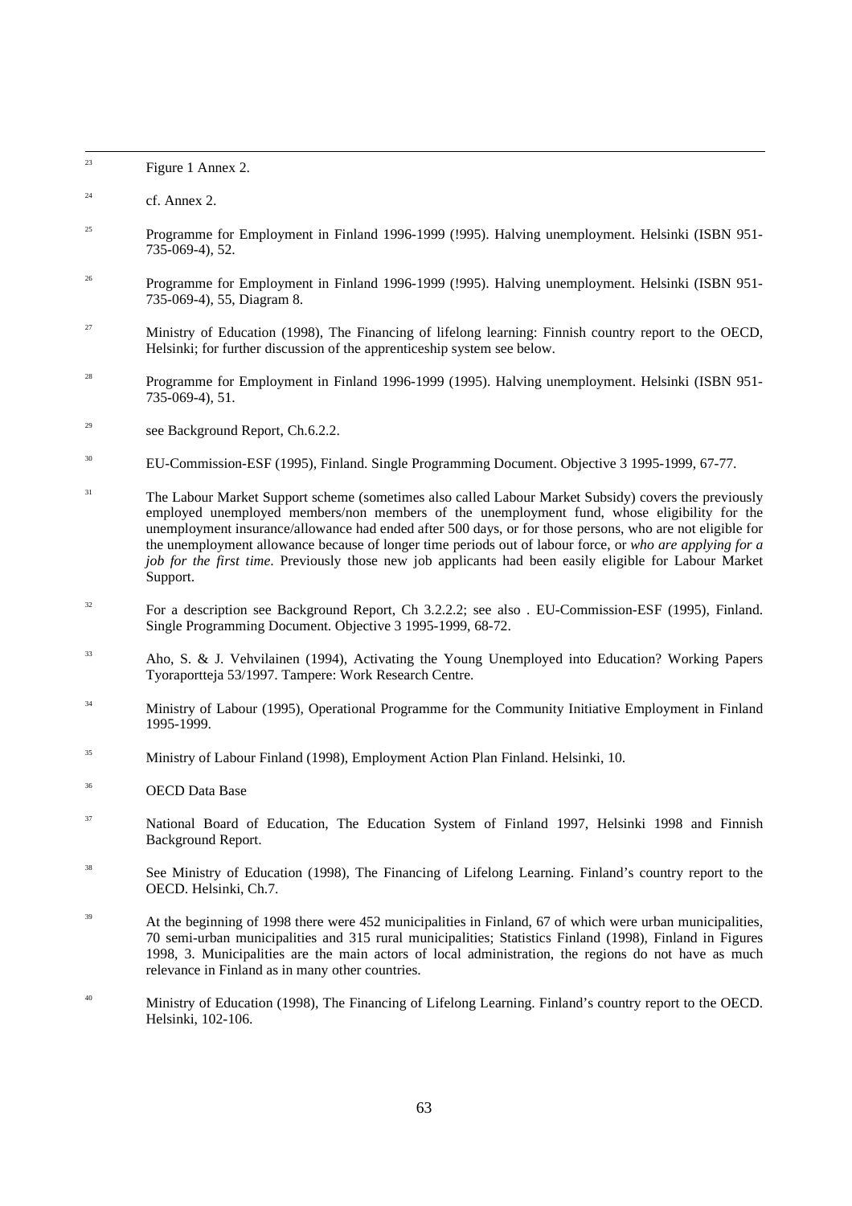[23] Figure 1 Annex 2.

[24] cf. Annex 2.

[25] Programme for Employment in Finland 1996-1999 (!995). Halving unemployment. Helsinki (ISBN 951-735-069-4), 52.

[26] Programme for Employment in Finland 1996-1999 (!995). Halving unemployment. Helsinki (ISBN 951-735-069-4), 55, Diagram 8.

[27] Ministry of Education (1998), The Financing of lifelong learning: Finnish country report to the OECD, Helsinki; for further discussion of the apprenticeship system see below.

[28] Programme for Employment in Finland 1996-1999 (1995). Halving unemployment. Helsinki (ISBN 951-735-069-4), 51.

[29] see Background Report, Ch.6.2.2.

[30] EU-Commission-ESF (1995), Finland. Single Programming Document. Objective 3 1995-1999, 67-77.

[31] The Labour Market Support scheme (sometimes also called Labour Market Subsidy) covers the previously employed unemployed members/non members of the unemployment fund, whose eligibility for the unemployment insurance/allowance had ended after 500 days, or for those persons, who are not eligible for the unemployment allowance because of longer time periods out of labour force, or *who are applying for a job for the first time*. Previously those new job applicants had been easily eligible for Labour Market Support.

[32] For a description see Background Report, Ch 3.2.2.2; see also . EU-Commission-ESF (1995), Finland. Single Programming Document. Objective 3 1995-1999, 68-72.

[33] Aho, S. & J. Vehvilainen (1994), Activating the Young Unemployed into Education? Working Papers Tyoraportteja 53/1997. Tampere: Work Research Centre.

[34] Ministry of Labour (1995), Operational Programme for the Community Initiative Employment in Finland 1995-1999.

[35] Ministry of Labour Finland (1998), Employment Action Plan Finland. Helsinki, 10.

[36] OECD Data Base

[37] National Board of Education, The Education System of Finland 1997, Helsinki 1998 and Finnish Background Report.

[38] See Ministry of Education (1998), The Financing of Lifelong Learning. Finland's country report to the OECD. Helsinki, Ch.7.

[39] At the beginning of 1998 there were 452 municipalities in Finland, 67 of which were urban municipalities, 70 semi-urban municipalities and 315 rural municipalities; Statistics Finland (1998), Finland in Figures 1998, 3. Municipalities are the main actors of local administration, the regions do not have as much relevance in Finland as in many other countries.

[40] Ministry of Education (1998), The Financing of Lifelong Learning. Finland's country report to the OECD. Helsinki, 102-106.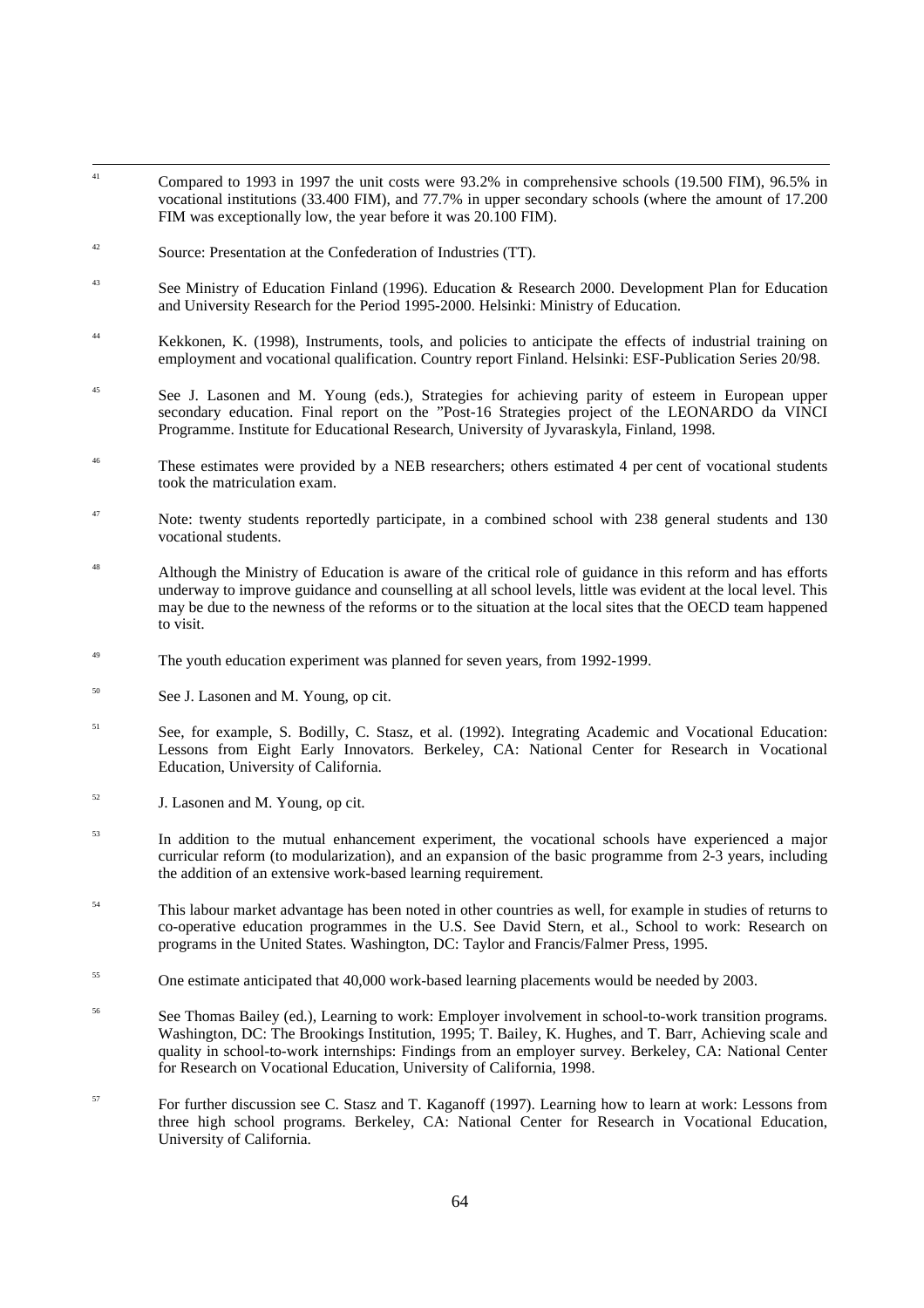[41] Compared to 1993 in 1997 the unit costs were 93.2% in comprehensive schools (19.500 FIM), 96.5% in vocational institutions (33.400 FIM), and 77.7% in upper secondary schools (where the amount of 17.200 FIM was exceptionally low, the year before it was 20.100 FIM).

[42] Source: Presentation at the Confederation of Industries (TT).

[43] See Ministry of Education Finland (1996). Education & Research 2000. Development Plan for Education and University Research for the Period 1995-2000. Helsinki: Ministry of Education.

[44] Kekkonen, K. (1998), Instruments, tools, and policies to anticipate the effects of industrial training on employment and vocational qualification. Country report Finland. Helsinki: ESF-Publication Series 20/98.

[45] See J. Lasonen and M. Young (eds.), Strategies for achieving parity of esteem in European upper secondary education. Final report on the "Post-16 Strategies project of the LEONARDO da VINCI Programme. Institute for Educational Research, University of Jyvaraskyla, Finland, 1998.

[46] These estimates were provided by a NEB researchers; others estimated 4 per cent of vocational students took the matriculation exam.

[47] Note: twenty students reportedly participate, in a combined school with 238 general students and 130 vocational students.

[48] Although the Ministry of Education is aware of the critical role of guidance in this reform and has efforts underway to improve guidance and counselling at all school levels, little was evident at the local level. This may be due to the newness of the reforms or to the situation at the local sites that the OECD team happened to visit.

[49] The youth education experiment was planned for seven years, from 1992-1999.

[50] See J. Lasonen and M. Young, op cit.

[51] See, for example, S. Bodilly, C. Stasz, et al. (1992). Integrating Academic and Vocational Education: Lessons from Eight Early Innovators. Berkeley, CA: National Center for Research in Vocational Education, University of California.

[52] J. Lasonen and M. Young, op cit.

[53] In addition to the mutual enhancement experiment, the vocational schools have experienced a major curricular reform (to modularization), and an expansion of the basic programme from 2-3 years, including the addition of an extensive work-based learning requirement.

[54] This labour market advantage has been noted in other countries as well, for example in studies of returns to co-operative education programmes in the U.S. See David Stern, et al., School to work: Research on programs in the United States. Washington, DC: Taylor and Francis/Falmer Press, 1995.

[55] One estimate anticipated that 40,000 work-based learning placements would be needed by 2003.

[56] See Thomas Bailey (ed.), Learning to work: Employer involvement in school-to-work transition programs. Washington, DC: The Brookings Institution, 1995; T. Bailey, K. Hughes, and T. Barr, Achieving scale and quality in school-to-work internships: Findings from an employer survey. Berkeley, CA: National Center for Research on Vocational Education, University of California, 1998.

[57] For further discussion see C. Stasz and T. Kaganoff (1997). Learning how to learn at work: Lessons from three high school programs. Berkeley, CA: National Center for Research in Vocational Education, University of California.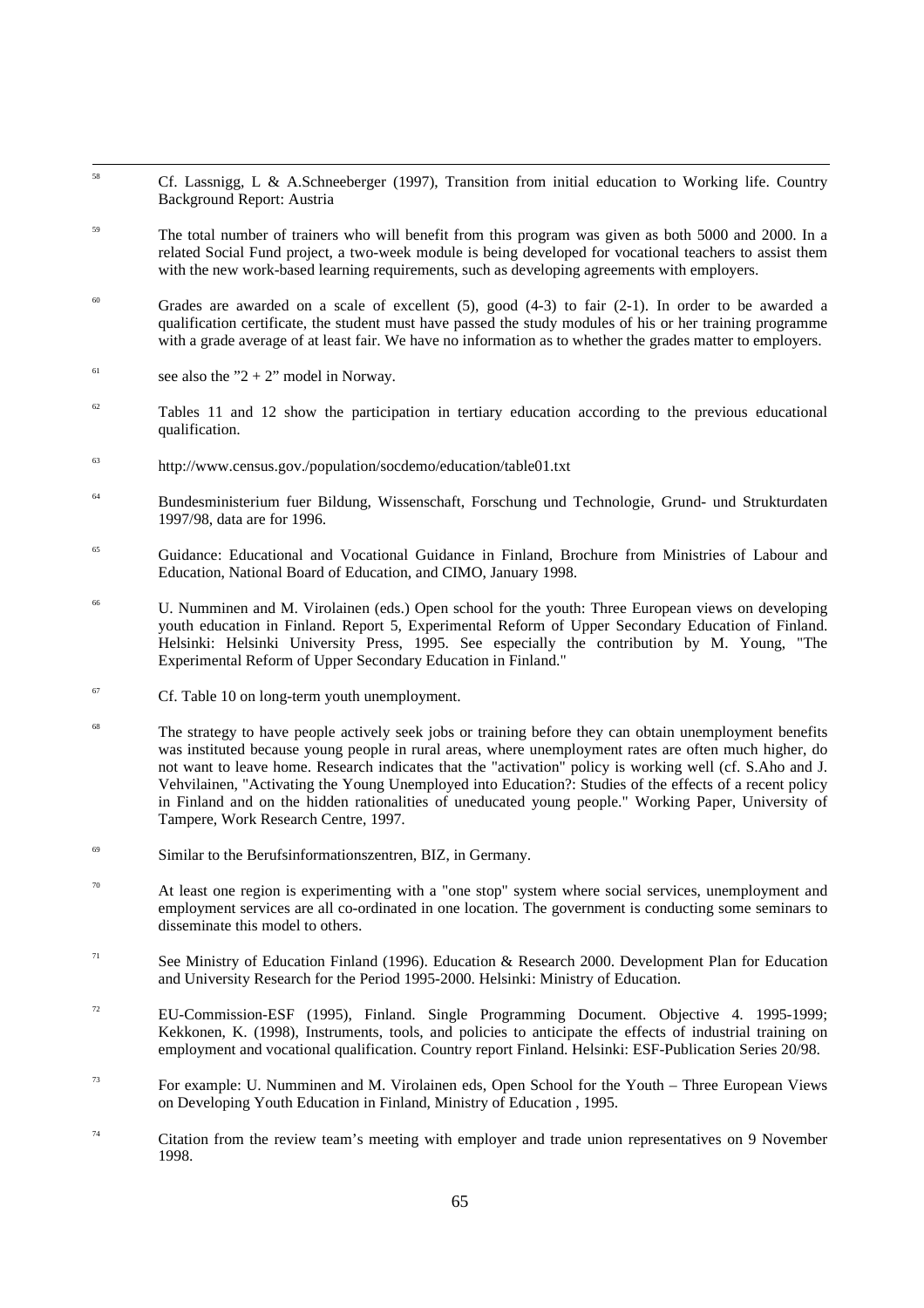[58] Cf. Lassnigg, L & A.Schneeberger (1997), Transition from initial education to Working life. Country Background Report: Austria

[59] The total number of trainers who will benefit from this program was given as both 5000 and 2000. In a related Social Fund project, a two-week module is being developed for vocational teachers to assist them with the new work-based learning requirements, such as developing agreements with employers.

[60] Grades are awarded on a scale of excellent (5), good (4-3) to fair (2-1). In order to be awarded a qualification certificate, the student must have passed the study modules of his or her training programme with a grade average of at least fair. We have no information as to whether the grades matter to employers.

[61] see also the "2 + 2" model in Norway.

[62] Tables 11 and 12 show the participation in tertiary education according to the previous educational qualification.

[63] http://www.census.gov./population/socdemo/education/table01.txt

[64] Bundesministerium fuer Bildung, Wissenschaft, Forschung und Technologie, Grund- und Strukturdaten 1997/98, data are for 1996.

[65] Guidance: Educational and Vocational Guidance in Finland, Brochure from Ministries of Labour and Education, National Board of Education, and CIMO, January 1998.

[66] U. Numminen and M. Virolainen (eds.) Open school for the youth: Three European views on developing youth education in Finland. Report 5, Experimental Reform of Upper Secondary Education of Finland. Helsinki: Helsinki University Press, 1995. See especially the contribution by M. Young, "The Experimental Reform of Upper Secondary Education in Finland."

[67] Cf. Table 10 on long-term youth unemployment.

[68] The strategy to have people actively seek jobs or training before they can obtain unemployment benefits was instituted because young people in rural areas, where unemployment rates are often much higher, do not want to leave home. Research indicates that the "activation" policy is working well (cf. S.Aho and J. Vehvilainen, "Activating the Young Unemployed into Education?: Studies of the effects of a recent policy in Finland and on the hidden rationalities of uneducated young people." Working Paper, University of Tampere, Work Research Centre, 1997.

[69] Similar to the Berufsinformationszentren, BIZ, in Germany.

[70] At least one region is experimenting with a "one stop" system where social services, unemployment and employment services are all co-ordinated in one location. The government is conducting some seminars to disseminate this model to others.

[71] See Ministry of Education Finland (1996). Education & Research 2000. Development Plan for Education and University Research for the Period 1995-2000. Helsinki: Ministry of Education.

[72] EU-Commission-ESF (1995), Finland. Single Programming Document. Objective 4. 1995-1999; Kekkonen, K. (1998), Instruments, tools, and policies to anticipate the effects of industrial training on employment and vocational qualification. Country report Finland. Helsinki: ESF-Publication Series 20/98.

[73] For example: U. Numminen and M. Virolainen eds, Open School for the Youth – Three European Views on Developing Youth Education in Finland, Ministry of Education , 1995.

[74] Citation from the review team's meeting with employer and trade union representatives on 9 November 1998.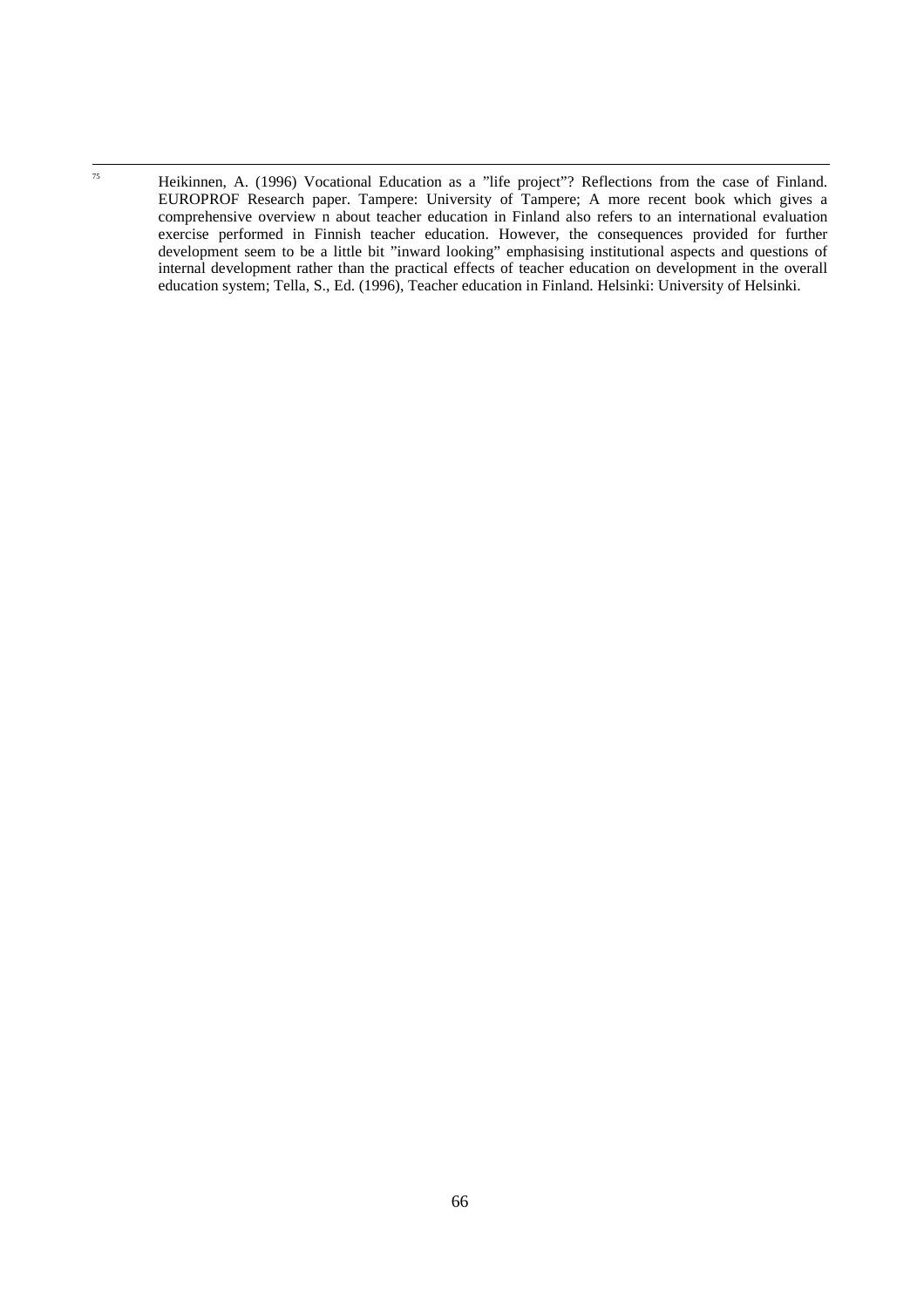[75] Heikinnen, A. (1996) Vocational Education as a ”life project”? Reflections from the case of Finland. EUROPROF Research paper. Tampere: University of Tampere; A more recent book which gives a comprehensive overview n about teacher education in Finland also refers to an international evaluation exercise performed in Finnish teacher education. However, the consequences provided for further development seem to be a little bit ”inward looking” emphasising institutional aspects and questions of internal development rather than the practical effects of teacher education on development in the overall education system; Tella, S., Ed. (1996), Teacher education in Finland. Helsinki: University of Helsinki.